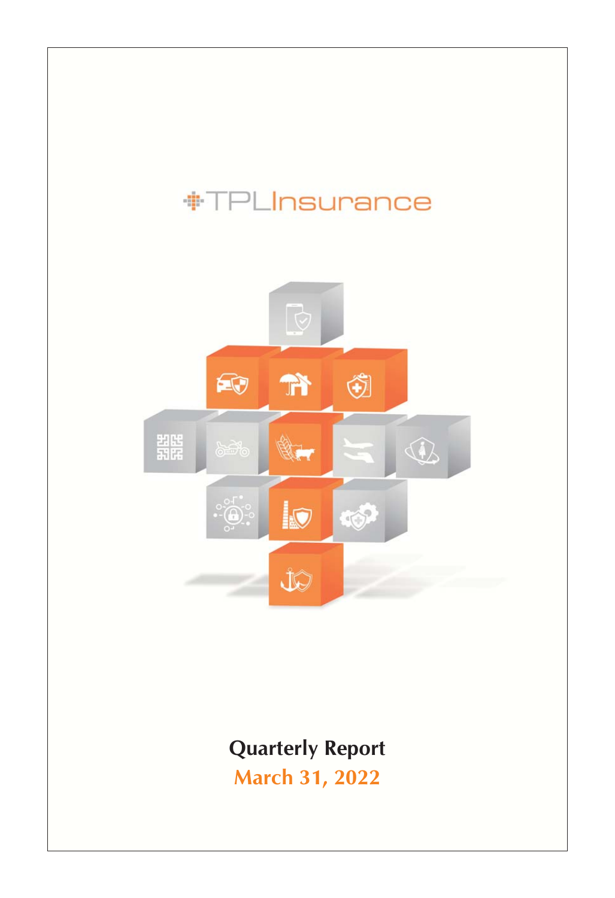# TPLInsurance

**Quarterly Report**

**March 31, 2022**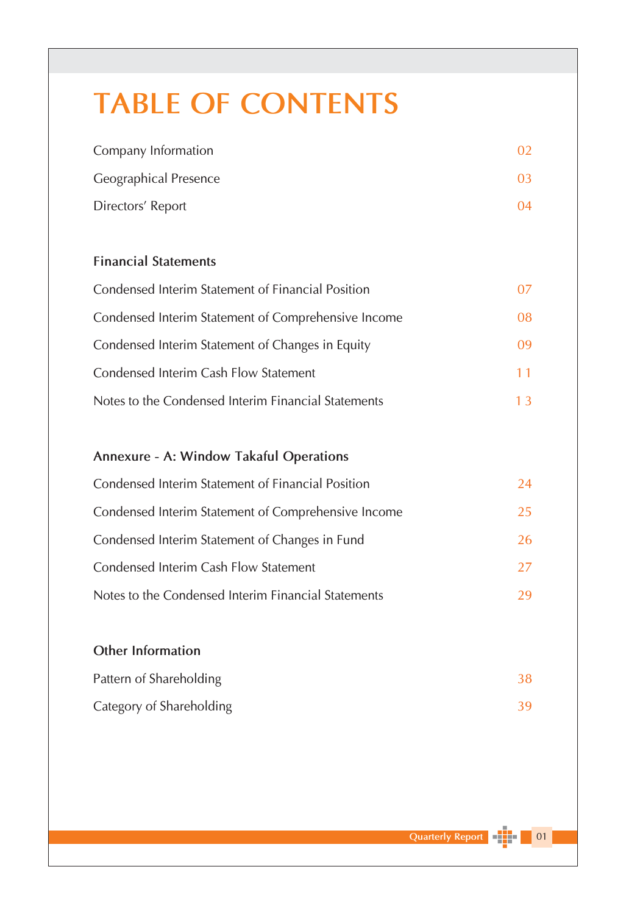# TABLE OF CONTENTS

| | |
|---|---|
| Company Information | 02 |
| Geographical Presence | 03 |
| Directors' Report | 04 |

**Financial Statements**

| | |
|---|---|
| Condensed Interim Statement of Financial Position | 07 |
| Condensed Interim Statement of Comprehensive Income | 08 |
| Condensed Interim Statement of Changes in Equity | 09 |
| Condensed Interim Cash Flow Statement | 11 |
| Notes to the Condensed Interim Financial Statements | 13 |

**Annexure - A: Window Takaful Operations**

| | |
|---|---|
| Condensed Interim Statement of Financial Position | 24 |
| Condensed Interim Statement of Comprehensive Income | 25 |
| Condensed Interim Statement of Changes in Fund | 26 |
| Condensed Interim Cash Flow Statement | 27 |
| Notes to the Condensed Interim Financial Statements | 29 |

**Other Information**

| | |
|---|---|
| Pattern of Shareholding | 38 |
| Category of Shareholding | 39 |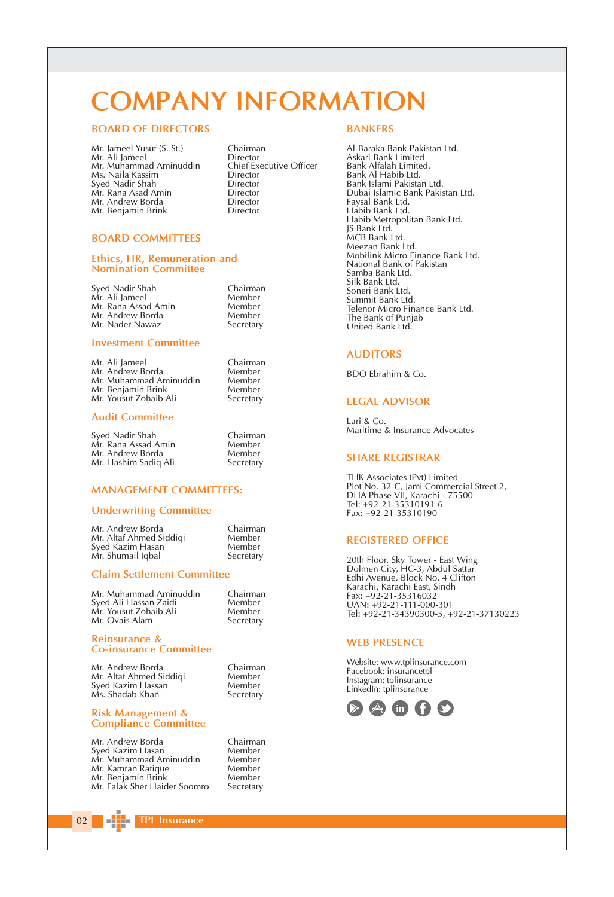# COMPANY INFORMATION

## BOARD OF DIRECTORS

| | |
|---|---|
| Mr. Jameel Yusuf (S. St.) | Chairman |
| Mr. Ali Jameel | Director |
| Mr. Muhammad Aminuddin | Chief Executive Officer |
| Ms. Naila Kassim | Director |
| Syed Nadir Shah | Director |
| Mr. Rana Asad Amin | Director |
| Mr. Andrew Borda | Director |
| Mr. Benjamin Brink | Director |

## BOARD COMMITTEES

### Ethics, HR, Remuneration and Nomination Committee

| | |
|---|---|
| Syed Nadir Shah | Chairman |
| Mr. Ali Jameel | Member |
| Mr. Rana Assad Amin | Member |
| Mr. Andrew Borda | Member |
| Mr. Nader Nawaz | Secretary |

### Investment Committee

| | |
|---|---|
| Mr. Ali Jameel | Chairman |
| Mr. Andrew Borda | Member |
| Mr. Muhammad Aminuddin | Member |
| Mr. Benjamin Brink | Member |
| Mr. Yousuf Zohaib Ali | Secretary |

### Audit Committee

| | |
|---|---|
| Syed Nadir Shah | Chairman |
| Mr. Rana Assad Amin | Member |
| Mr. Andrew Borda | Member |
| Mr. Hashim Sadiq Ali | Secretary |

## MANAGEMENT COMMITTEES:

### Underwriting Committee

| | |
|---|---|
| Mr. Andrew Borda | Chairman |
| Mr. Altaf Ahmed Siddiqi | Member |
| Syed Kazim Hasan | Member |
| Mr. Shumail Iqbal | Secretary |

### Claim Settlement Committee

| | |
|---|---|
| Mr. Muhammad Aminuddin | Chairman |
| Syed Ali Hassan Zaidi | Member |
| Mr. Yousuf Zohaib Ali | Member |
| Mr. Ovais Alam | Secretary |

### Reinsurance & Co-insurance Committee

| | |
|---|---|
| Mr. Andrew Borda | Chairman |
| Mr. Altaf Ahmed Siddiqi | Member |
| Syed Kazim Hassan | Member |
| Ms. Shadab Khan | Secretary |

### Risk Management & Compliance Committee

| | |
|---|---|
| Mr. Andrew Borda | Chairman |
| Syed Kazim Hasan | Member |
| Mr. Muhammad Aminuddin | Member |
| Mr. Kamran Rafique | Member |
| Mr. Benjamin Brink | Member |
| Mr. Falak Sher Haider Soomro | Secretary |

## BANKERS

Al-Baraka Bank Pakistan Ltd.
Askari Bank Limited
Bank Alfalah Limited.
Bank Al Habib Ltd.
Bank Islami Pakistan Ltd.
Dubai Islamic Bank Pakistan Ltd.
Faysal Bank Ltd.
Habib Bank Ltd.
Habib Metropolitan Bank Ltd.
JS Bank Ltd.
MCB Bank Ltd.
Meezan Bank Ltd.
Mobilink Micro Finance Bank Ltd.
National Bank of Pakistan
Samba Bank Ltd.
Silk Bank Ltd.
Soneri Bank Ltd.
Summit Bank Ltd.
Telenor Micro Finance Bank Ltd.
The Bank of Punjab
United Bank Ltd.

## AUDITORS

BDO Ebrahim & Co.

## LEGAL ADVISOR

Lari & Co.
Maritime & Insurance Advocates

## SHARE REGISTRAR

THK Associates (Pvt) Limited
Plot No. 32-C, Jami Commercial Street 2,
DHA Phase VII, Karachi - 75500
Tel: +92-21-35310191-6
Fax: +92-21-35310190

## REGISTERED OFFICE

20th Floor, Sky Tower - East Wing
Dolmen City, HC-3, Abdul Sattar
Edhi Avenue, Block No. 4 Clifton
Karachi, Karachi East, Sindh
Fax: +92-21-35316032
UAN: +92-21-111-000-301
Tel: +92-21-34390300-5, +92-21-37130223

## WEB PRESENCE

Website: www.tplinsurance.com
Facebook: insurancetpl
Instagram: tplinsurance
LinkedIn: tplinsurance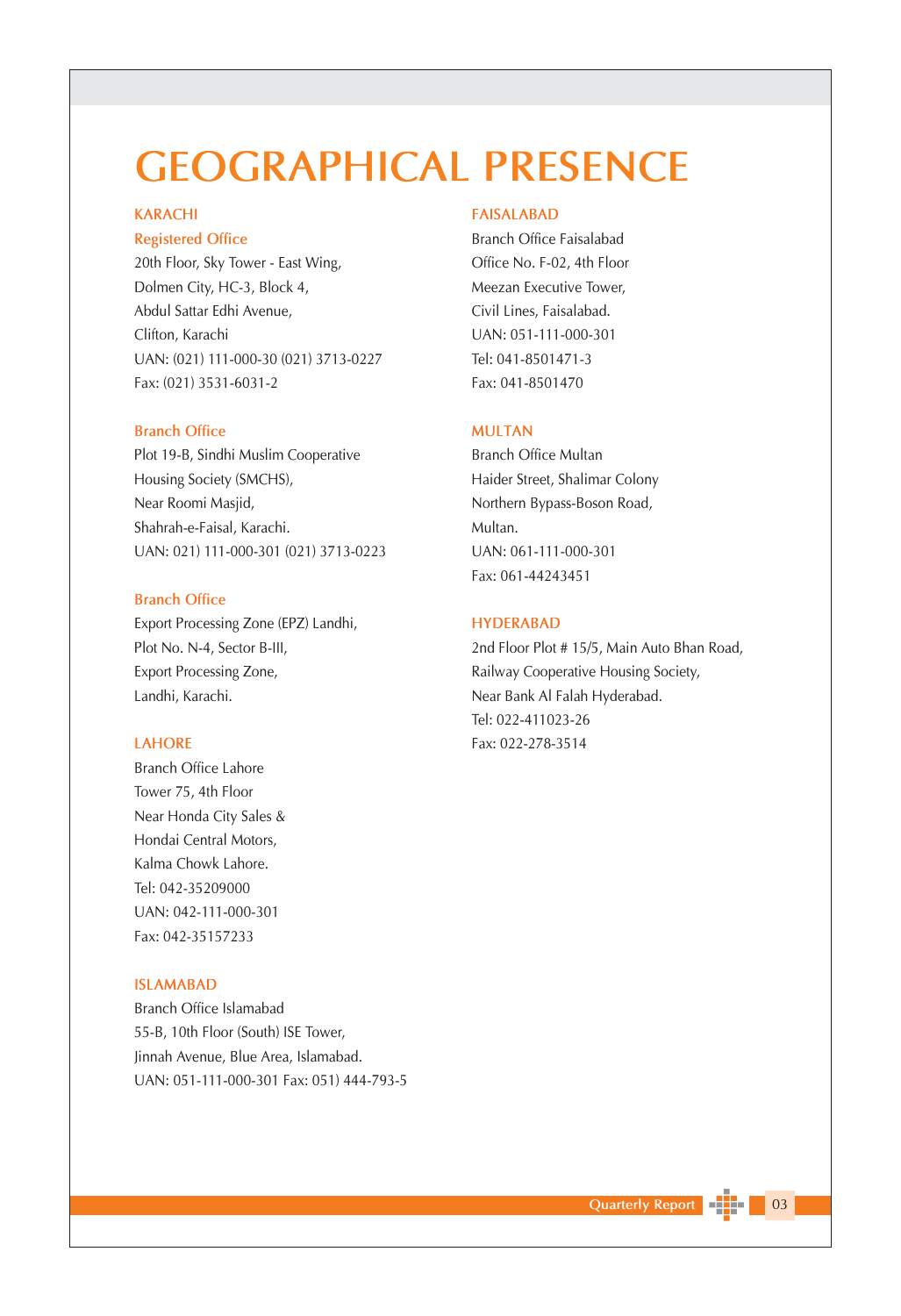# GEOGRAPHICAL PRESENCE

## KARACHI

### Registered Office

20th Floor, Sky Tower - East Wing,
Dolmen City, HC-3, Block 4,
Abdul Sattar Edhi Avenue,
Clifton, Karachi
UAN: (021) 111-000-30 (021) 3713-0227
Fax: (021) 3531-6031-2

### Branch Office

Plot 19-B, Sindhi Muslim Cooperative
Housing Society (SMCHS),
Near Roomi Masjid,
Shahrah-e-Faisal, Karachi.
UAN: 021) 111-000-301 (021) 3713-0223

### Branch Office

Export Processing Zone (EPZ) Landhi,
Plot No. N-4, Sector B-III,
Export Processing Zone,
Landhi, Karachi.

## LAHORE

Branch Office Lahore
Tower 75, 4th Floor
Near Honda City Sales &
Hondai Central Motors,
Kalma Chowk Lahore.
Tel: 042-35209000
UAN: 042-111-000-301
Fax: 042-35157233

## ISLAMABAD

Branch Office Islamabad
55-B, 10th Floor (South) ISE Tower,
Jinnah Avenue, Blue Area, Islamabad.
UAN: 051-111-000-301 Fax: 051) 444-793-5

## FAISALABAD

Branch Office Faisalabad
Office No. F-02, 4th Floor
Meezan Executive Tower,
Civil Lines, Faisalabad.
UAN: 051-111-000-301
Tel: 041-8501471-3
Fax: 041-8501470

## MULTAN

Branch Office Multan
Haider Street, Shalimar Colony
Northern Bypass-Boson Road,
Multan.
UAN: 061-111-000-301
Fax: 061-44243451

## HYDERABAD

2nd Floor Plot # 15/5, Main Auto Bhan Road,
Railway Cooperative Housing Society,
Near Bank Al Falah Hyderabad.
Tel: 022-411023-26
Fax: 022-278-3514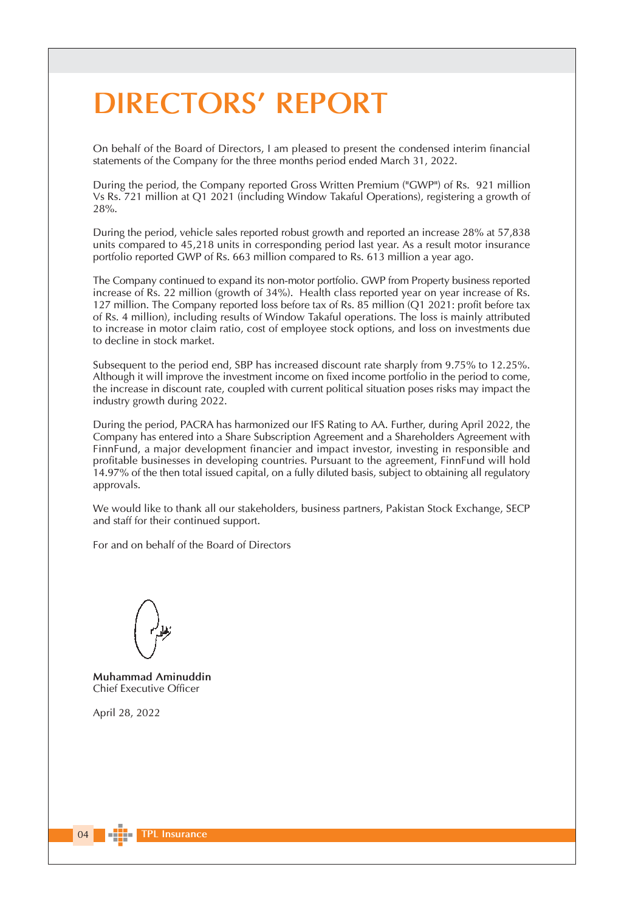# DIRECTORS' REPORT

On behalf of the Board of Directors, I am pleased to present the condensed interim financial statements of the Company for the three months period ended March 31, 2022.

During the period, the Company reported Gross Written Premium ("GWP") of Rs. 921 million Vs Rs. 721 million at Q1 2021 (including Window Takaful Operations), registering a growth of 28%.

During the period, vehicle sales reported robust growth and reported an increase 28% at 57,838 units compared to 45,218 units in corresponding period last year. As a result motor insurance portfolio reported GWP of Rs. 663 million compared to Rs. 613 million a year ago.

The Company continued to expand its non-motor portfolio. GWP from Property business reported increase of Rs. 22 million (growth of 34%). Health class reported year on year increase of Rs. 127 million. The Company reported loss before tax of Rs. 85 million (Q1 2021: profit before tax of Rs. 4 million), including results of Window Takaful operations. The loss is mainly attributed to increase in motor claim ratio, cost of employee stock options, and loss on investments due to decline in stock market.

Subsequent to the period end, SBP has increased discount rate sharply from 9.75% to 12.25%. Although it will improve the investment income on fixed income portfolio in the period to come, the increase in discount rate, coupled with current political situation poses risks may impact the industry growth during 2022.

During the period, PACRA has harmonized our IFS Rating to AA. Further, during April 2022, the Company has entered into a Share Subscription Agreement and a Shareholders Agreement with FinnFund, a major development financier and impact investor, investing in responsible and profitable businesses in developing countries. Pursuant to the agreement, FinnFund will hold 14.97% of the then total issued capital, on a fully diluted basis, subject to obtaining all regulatory approvals.

We would like to thank all our stakeholders, business partners, Pakistan Stock Exchange, SECP and staff for their continued support.

For and on behalf of the Board of Directors

**Muhammad Aminuddin**
Chief Executive Officer

April 28, 2022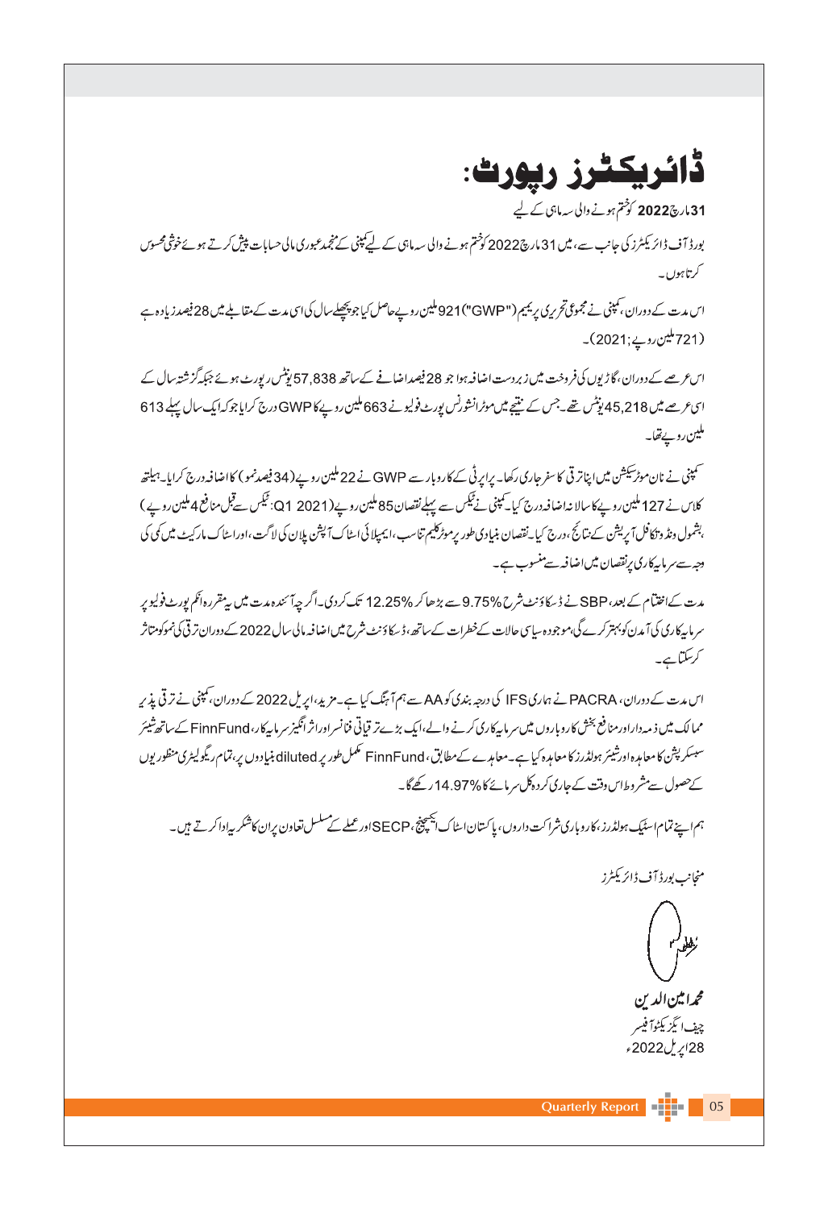# ڈائریکٹرز رپورٹ:

**31 مارچ 2022 کو ختم ہونے والی سہ ماہی کے لیے**

بورڈ آف ڈائریکٹرز کی جانب سے، میں 31 مارچ 2022 کو ختم ہونے والی سہ ماہی کے لیے کمپنی کے منجمد عبوری مالی حسابات پیش کرتے ہوئے خوشی محسوس کرتا ہوں۔

اس مدت کے دوران، کمپنی نے مجموعی تحریری پریمیم ("GWP") 921 ملین روپے حاصل کیا جو پچھلے سال کی اسی مدت کے مقابلے میں 28 فیصد زیادہ ہے (2021: 721 ملین روپے)۔

اس عرصے کے دوران، گاڑیوں کی فروخت میں زبردست اضافہ ہوا جو 28 فیصد اضافے کے ساتھ 57,838 یونٹس رپورٹ ہوئے جبکہ گزشتہ سال کے اسی عرصے میں 45,218 یونٹس تھے۔ جس کے نتیجے میں موٹر انشورنس پورٹ فولیو نے 663 ملین روپے کا GWP درج کرایا جو کہ ایک سال پہلے 613 ملین روپے تھا۔

کمپنی نے نان موٹر سیکشن میں اپنا ترقی کا سفر جاری رکھا۔ پراپرٹی کے کاروبار سے GWP نے 22 ملین روپے (34 فیصد نمو) کا اضافہ درج کرایا۔ ہیلتھ کلاس نے 127 ملین روپے کا سالانہ اضافہ درج کیا۔ کمپنی نے ٹیکس سے پہلے نقصان 85 ملین روپے (Q1 2021: ٹیکس سے قبل منافع 4 ملین روپے) بشمول ونڈو تکافل آپریشن کے نتائج، درج کیا۔ نقصان بنیادی طور پر موٹر کلیم تناسب، ایمپلائی اسٹاک آپشن پلان کی لاگت، اور اسٹاک مارکیٹ میں کمی کی وجہ سے سرمایہ کاری پر نقصان میں اضافہ سے منسوب ہے۔

مدت کے اختتام کے بعد، SBP نے ڈسکاؤنٹ شرح 9.75% سے بڑھا کر 12.25% تک کر دی۔ اگرچہ آئندہ مدت میں یہ مقررہ انکم پورٹ فولیو پر سرمایہ کاری کی آمدن کو بہتر کرے گی، موجودہ سیاسی حالات کے خطرات کے ساتھ، ڈسکاؤنٹ شرح میں اضافہ مالی سال 2022 کے دوران ترقی کی نمو کو متاثر کر سکتا ہے۔

اس مدت کے دوران، PACRA نے ہماری IFS کی درجہ بندی کو AA سے ہم آہنگ کیا ہے۔ مزید، اپریل 2022 کے دوران، کمپنی نے ترقی پذیر ممالک میں ذمہ دار اور منافع بخش کاروباروں میں سرمایہ کاری کرنے والے، ایک بڑے ترقیاتی فنانسر اور اثر انگیز سرمایہ کار، FinnFund کے ساتھ شیئر سبسکرپشن کا معاہدہ اور شیئر ہولڈرز کا معاہدہ کیا ہے۔ معاہدے کے مطابق، FinnFund مکمل طور پر diluted بنیادوں پر، تمام ریگولیٹری منظوریوں کے حصول سے مشروط اس وقت کے جاری کردہ کل سرمائے کا 14.97% رکھے گا۔

ہم اپنے تمام اسٹیک ہولڈرز، کاروباری شراکت داروں، پاکستان اسٹاک ایکسچینج، SECP اور عملے کے مسلسل تعاون پر ان کا شکریہ ادا کرتے ہیں۔

منجانب بورڈ آف ڈائریکٹرز

محمد امین الدین
چیف ایگزیکٹو آفیسر
28 اپریل 2022ء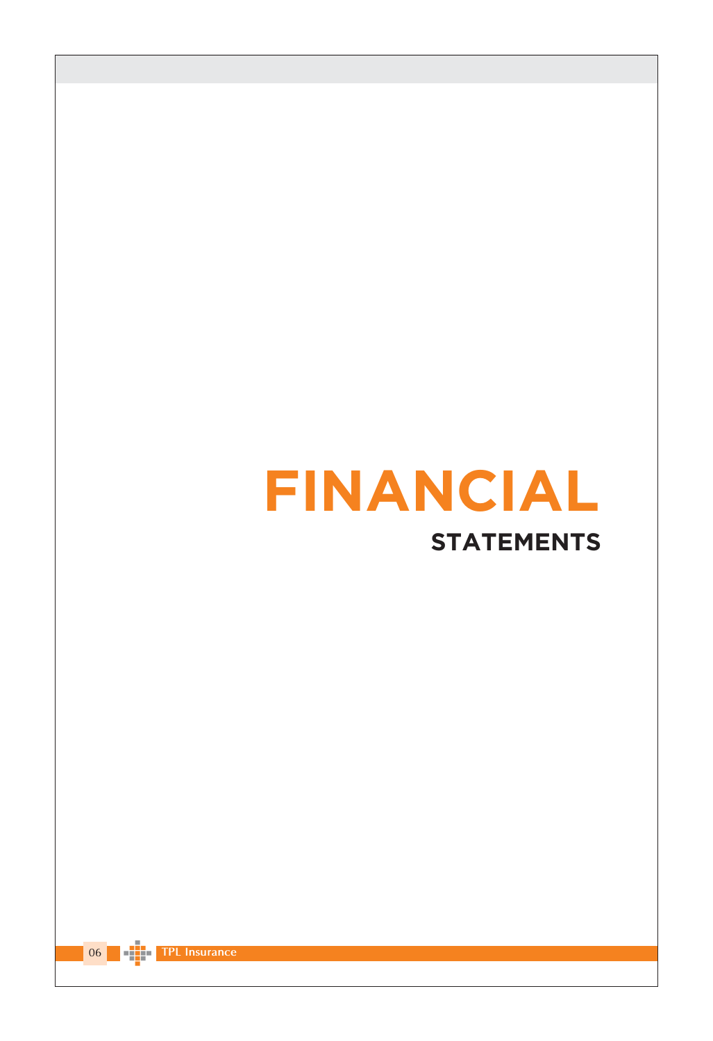# FINANCIAL

## STATEMENTS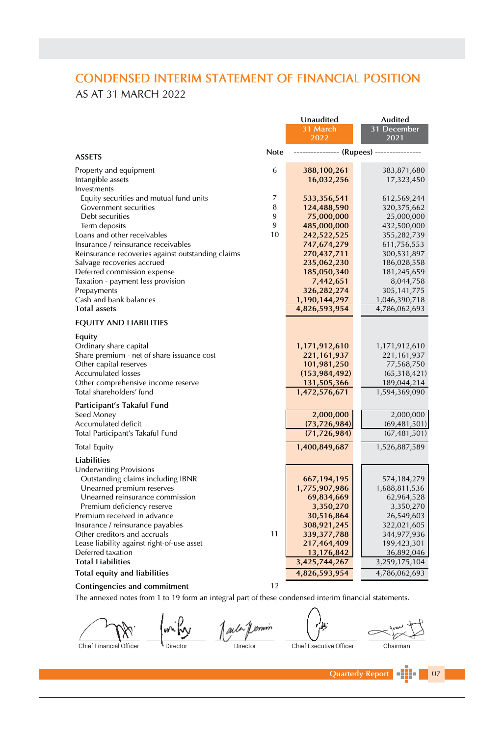# CONDENSED INTERIM STATEMENT OF FINANCIAL POSITION

AS AT 31 MARCH 2022

| | Note | Unaudited 31 March 2022 | Audited 31 December 2021 |
|---|---|---|---|
| | | (Rupees) | |
| **ASSETS** | | | |
| Property and equipment | 6 | **388,100,261** | 383,871,680 |
| Intangible assets | | **16,032,256** | 17,323,450 |
| Investments | | | |
| Equity securities and mutual fund units | 7 | **533,356,541** | 612,569,244 |
| Government securities | 8 | **124,488,590** | 320,375,662 |
| Debt securities | 9 | **75,000,000** | 25,000,000 |
| Term deposits | 9 | **485,000,000** | 432,500,000 |
| Loans and other receivables | 10 | **242,522,525** | 355,282,739 |
| Insurance / reinsurance receivables | | **747,674,279** | 611,756,553 |
| Reinsurance recoveries against outstanding claims | | **270,437,711** | 300,531,897 |
| Salvage recoveries accrued | | **235,062,230** | 186,028,558 |
| Deferred commission expense | | **185,050,340** | 181,245,659 |
| Taxation - payment less provision | | **7,442,651** | 8,044,758 |
| Prepayments | | **326,282,274** | 305,141,775 |
| Cash and bank balances | | **1,190,144,297** | 1,046,390,718 |
| **Total assets** | | **4,826,593,954** | 4,786,062,693 |
| **EQUITY AND LIABILITIES** | | | |
| **Equity** | | | |
| Ordinary share capital | | **1,171,912,610** | 1,171,912,610 |
| Share premium - net of share issuance cost | | **221,161,937** | 221,161,937 |
| Other capital reserves | | **101,981,250** | 77,568,750 |
| Accumulated losses | | **(153,984,492)** | (65,318,421) |
| Other comprehensive income reserve | | **131,505,366** | 189,044,214 |
| Total shareholders' fund | | **1,472,576,671** | 1,594,369,090 |
| **Participant's Takaful Fund** | | | |
| Seed Money | | **2,000,000** | 2,000,000 |
| Accumulated deficit | | **(73,726,984)** | (69,481,501) |
| Total Participant's Takaful Fund | | **(71,726,984)** | (67,481,501) |
| Total Equity | | **1,400,849,687** | 1,526,887,589 |
| **Liabilities** | | | |
| Underwriting Provisions | | | |
| Outstanding claims including IBNR | | **667,194,195** | 574,184,279 |
| Unearned premium reserves | | **1,775,907,986** | 1,688,811,536 |
| Unearned reinsurance commission | | **69,834,669** | 62,964,528 |
| Premium deficiency reserve | | **3,350,270** | 3,350,270 |
| Premium received in advance | | **30,516,864** | 26,549,603 |
| Insurance / reinsurance payables | | **308,921,245** | 322,021,605 |
| Other creditors and accruals | 11 | **339,377,788** | 344,977,936 |
| Lease liability against right-of-use asset | | **217,464,409** | 199,423,301 |
| Deferred taxation | | **13,176,842** | 36,892,046 |
| **Total Liabilities** | | **3,425,744,267** | 3,259,175,104 |
| **Total equity and liabilities** | | **4,826,593,954** | 4,786,062,693 |
| **Contingencies and commitment** | 12 | | |

The annexed notes from 1 to 19 form an integral part of these condensed interim financial statements.

| Chief Financial Officer | Director | Director | Chief Executive Officer | Chairman |
|---|---|---|---|---|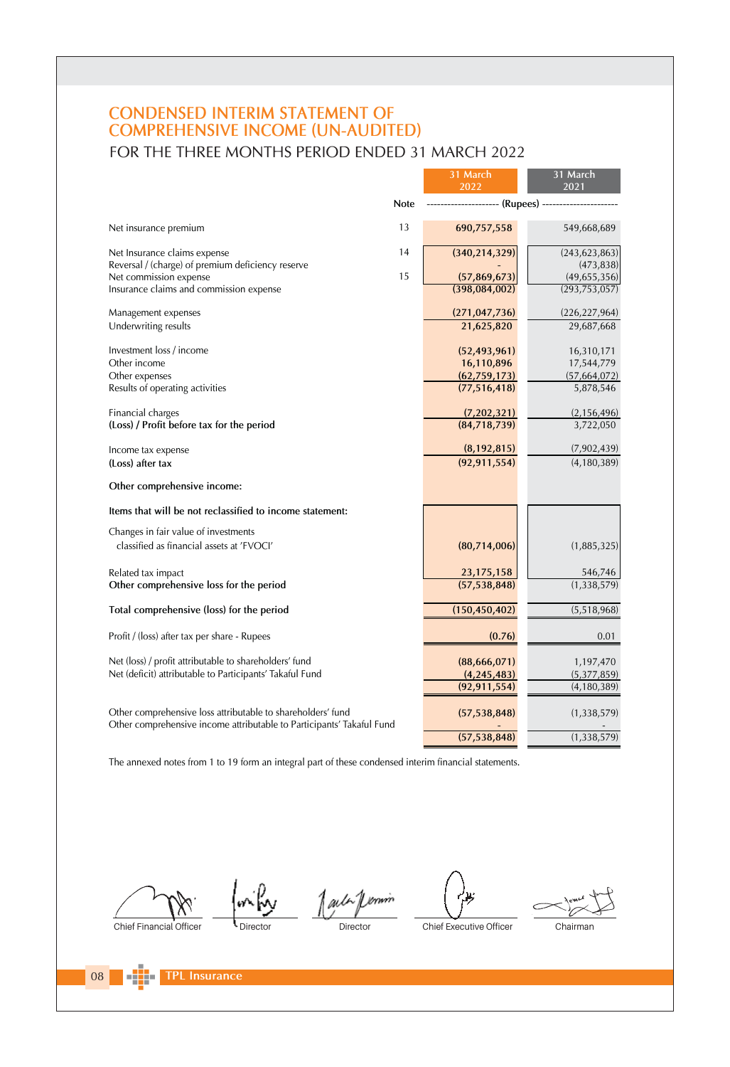# CONDENSED INTERIM STATEMENT OF COMPREHENSIVE INCOME (UN-AUDITED)

## FOR THE THREE MONTHS PERIOD ENDED 31 MARCH 2022

| | Note | 31 March 2022 | 31 March 2021 |
|---|---|---|---|
| | | (Rupees) | |
| Net insurance premium | 13 | 690,757,558 | 549,668,689 |
| Net Insurance claims expense | 14 | (340,214,329) | (243,623,863) |
| Reversal / (charge) of premium deficiency reserve | | - | (473,838) |
| Net commission expense | 15 | (57,869,673) | (49,655,356) |
| Insurance claims and commission expense | | (398,084,002) | (293,753,057) |
| Management expenses | | (271,047,736) | (226,227,964) |
| Underwriting results | | 21,625,820 | 29,687,668 |
| Investment loss / income | | (52,493,961) | 16,310,171 |
| Other income | | 16,110,896 | 17,544,779 |
| Other expenses | | (62,759,173) | (57,664,072) |
| Results of operating activities | | (77,516,418) | 5,878,546 |
| Financial charges | | (7,202,321) | (2,156,496) |
| **(Loss) / Profit before tax for the period** | | (84,718,739) | 3,722,050 |
| Income tax expense | | (8,192,815) | (7,902,439) |
| **(Loss) after tax** | | (92,911,554) | (4,180,389) |
| **Other comprehensive income:** | | | |
| **Items that will be not reclassified to income statement:** | | | |
| Changes in fair value of investments classified as financial assets at 'FVOCI' | | (80,714,006) | (1,885,325) |
| Related tax impact | | 23,175,158 | 546,746 |
| **Other comprehensive loss for the period** | | (57,538,848) | (1,338,579) |
| **Total comprehensive (loss) for the period** | | (150,450,402) | (5,518,968) |
| Profit / (loss) after tax per share - Rupees | | (0.76) | 0.01 |
| Net (loss) / profit attributable to shareholders' fund | | (88,666,071) | 1,197,470 |
| Net (deficit) attributable to Participants' Takaful Fund | | (4,245,483) | (5,377,859) |
| | | (92,911,554) | (4,180,389) |
| Other comprehensive loss attributable to shareholders' fund | | (57,538,848) | (1,338,579) |
| Other comprehensive income attributable to Participants' Takaful Fund | | - | - |
| | | (57,538,848) | (1,338,579) |

The annexed notes from 1 to 19 form an integral part of these condensed interim financial statements.

Chief Financial Officer | Director | Director | Chief Executive Officer | Chairman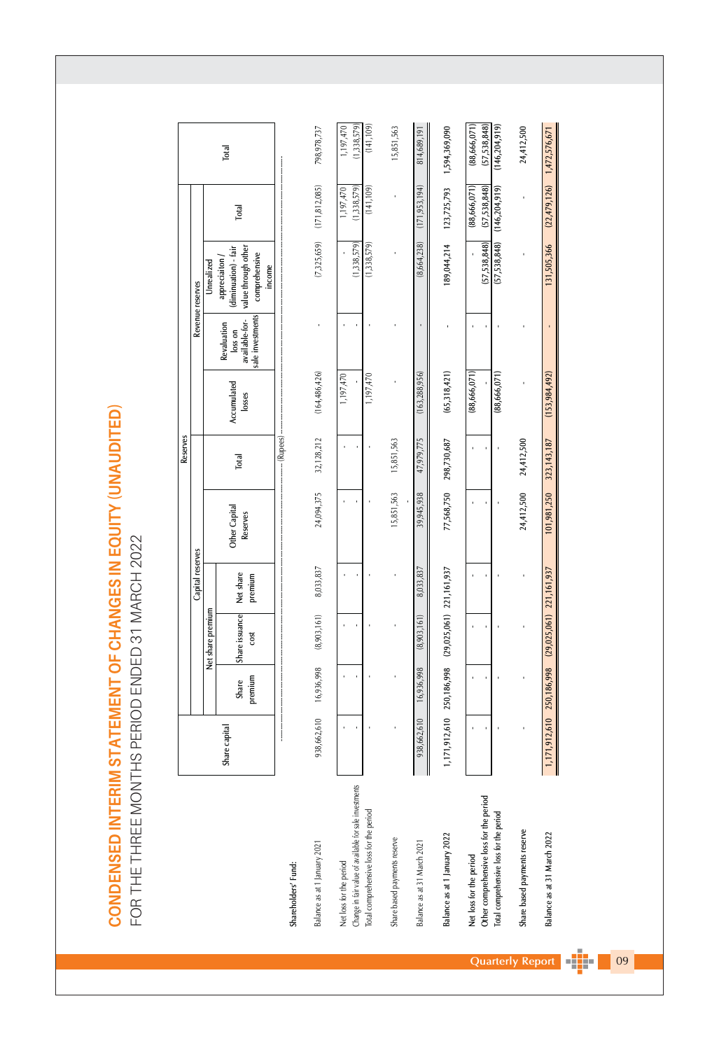# CONDENSED INTERIM STATEMENT OF CHANGES IN EQUITY (UNAUDITED)

FOR THE THREE MONTHS PERIOD ENDED 31 MARCH 2022

| | Share capital | Capital reserves | | | | Reserves | Revenue reserves | | | | Total |
|---|---|---|---|---|---|---|---|---|---|---|---|
| | | Net share premium | | | | | | | | | |
| | | Share premium | Share issuance cost | Net share premium | Other Capital Reserves | Total | Accumulated losses | Revaluation loss on available-for-sale investments | Unrealized appreciaiton / (diminuation) - fair value through other comprehensive income | Total | |
| | (Rupees) | | | | | | | | | | |
| **Shareholders' Fund:** | | | | | | | | | | | |
| Balance as at 1 January 2021 | 938,662,610 | 16,936,998 | (8,903,161) | 8,033,837 | 24,094,375 | 32,128,212 | (164,486,426) | - | (7,325,659) | (171,812,085) | 798,978,737 |
| Net loss for the period | - | - | - | - | - | - | 1,197,470 | - | - | 1,197,470 | 1,197,470 |
| Change in fair value of available for sale investments | - | - | - | - | - | - | - | - | (1,338,579) | (1,338,579) | (1,338,579) |
| Total comprehensive loss for the period | - | - | - | - | - | - | 1,197,470 | - | (1,338,579) | (141,109) | (141,109) |
| Share based payments reserve | - | - | - | - | 15,851,563 | 15,851,563 | - | - | - | - | 15,851,563 |
| Balance as at 31 March 2021 | 938,662,610 | 16,936,998 | (8,903,161) | 8,033,837 | 39,945,938 | 47,979,775 | (163,288,956) | - | (8,664,238) | (171,953,194) | 814,689,191 |
| Balance as at 1 January 2022 | 1,171,912,610 | 250,186,998 | (29,025,061) | 221,161,937 | 77,568,750 | 298,730,687 | (65,318,421) | - | 189,044,214 | 123,725,793 | 1,594,369,090 |
| Net loss for the period | - | - | - | - | - | - | (88,666,071) | - | - | (88,666,071) | (88,666,071) |
| Other comprehensive loss for the period | - | - | - | - | - | - | - | - | (57,538,848) | (57,538,848) | (57,538,848) |
| Total comprehensive loss for the period | - | - | - | - | - | - | (88,666,071) | - | (57,538,848) | (146,204,919) | (146,204,919) |
| Share based payments reserve | - | - | - | - | 24,412,500 | 24,412,500 | - | - | - | - | 24,412,500 |
| Balance as at 31 March 2022 | 1,171,912,610 | 250,186,998 | (29,025,061) | 221,161,937 | 101,981,250 | 323,143,187 | (153,984,492) | - | 131,505,366 | (22,479,126) | 1,472,576,671 |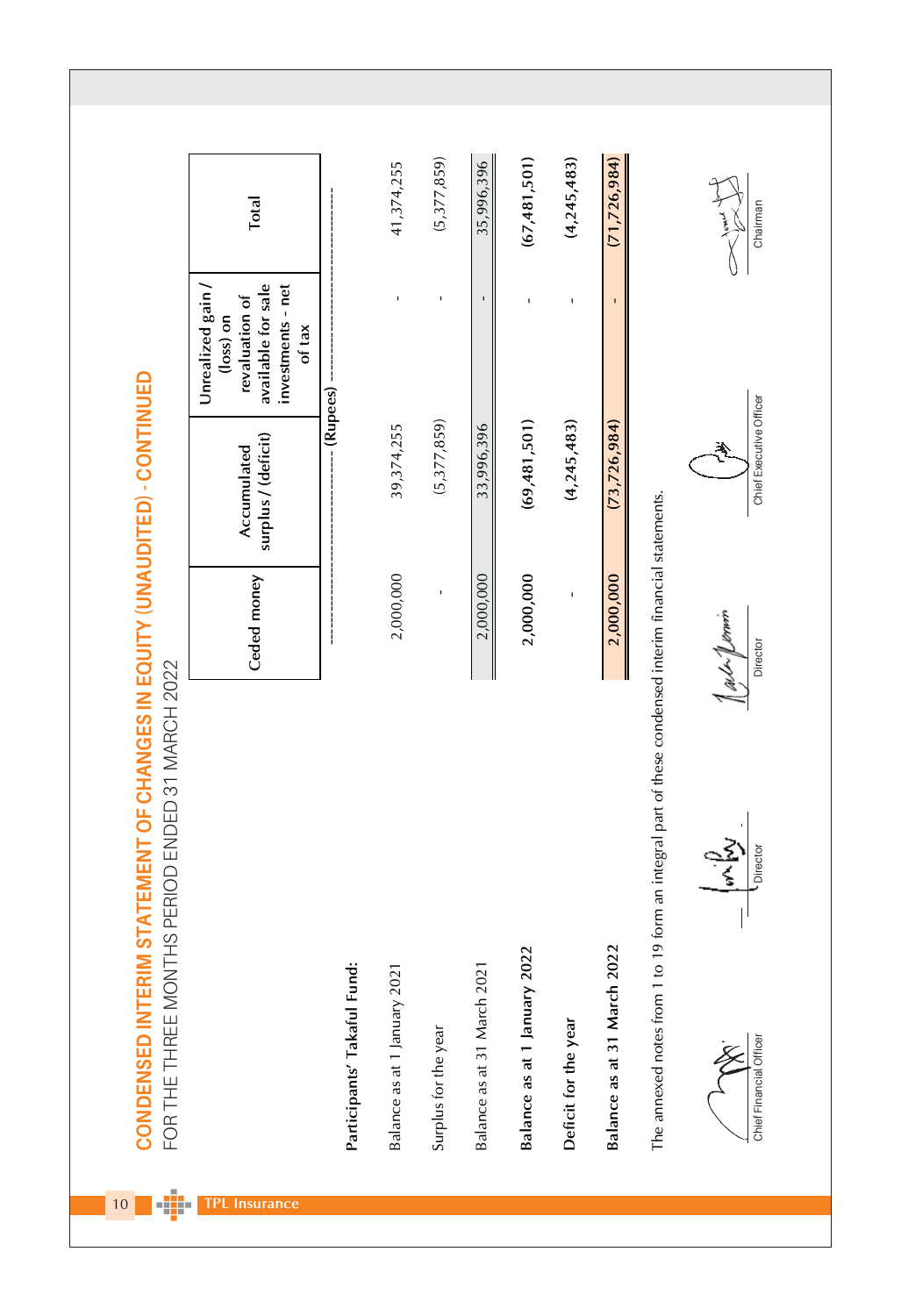# CONDENSED INTERIM STATEMENT OF CHANGES IN EQUITY (UNAUDITED) - CONTINUED

FOR THE THREE MONTHS PERIOD ENDED 31 MARCH 2022

| | Ceded money | Accumulated surplus / (deficit) | Unrealized gain / (loss) on revaluation of available for sale investments - net of tax | Total |
|---|---|---|---|---|
| | ---------------- | ---------------- (Rupees) | ---------------- | ---------------- |
| **Participants' Takaful Fund:** | | | | |
| Balance as at 1 January 2021 | 2,000,000 | 39,374,255 | - | 41,374,255 |
| Surplus for the year | - | (5,377,859) | - | (5,377,859) |
| Balance as at 31 March 2021 | 2,000,000 | 33,996,396 | - | 35,996,396 |
| **Balance as at 1 January 2022** | **2,000,000** | **(69,481,501)** | - | **(67,481,501)** |
| **Deficit for the year** | - | **(4,245,483)** | - | **(4,245,483)** |
| **Balance as at 31 March 2022** | **2,000,000** | **(73,726,984)** | - | **(71,726,984)** |

The annexed notes from 1 to 19 form an integral part of these condensed interim financial statements.

Chief Financial Officer | Director | Director | Chief Executive Officer | Chairman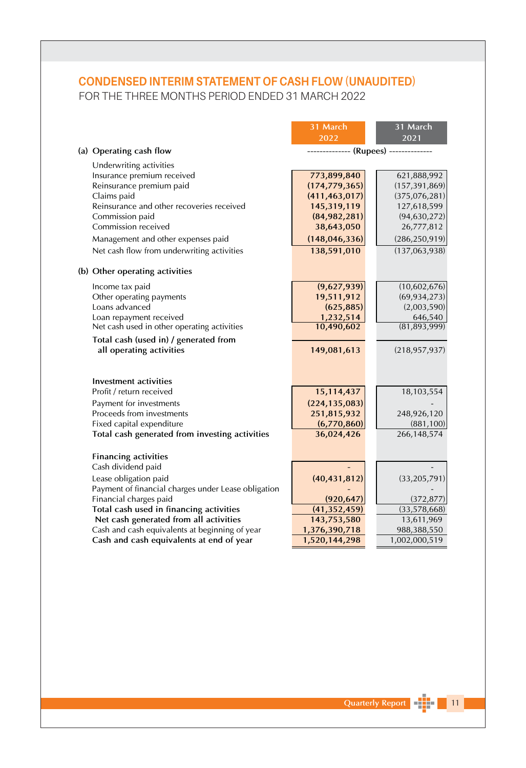# CONDENSED INTERIM STATEMENT OF CASH FLOW (UNAUDITED)

FOR THE THREE MONTHS PERIOD ENDED 31 MARCH 2022

| | 31 March 2022 | 31 March 2021 |
|---|---|---|
| **(a) Operating cash flow** | ------------- (Rupees) ------------- | |
| Underwriting activities | | |
| Insurance premium received | **773,899,840** | 621,888,992 |
| Reinsurance premium paid | **(174,779,365)** | (157,391,869) |
| Claims paid | **(411,463,017)** | (375,076,281) |
| Reinsurance and other recoveries received | **145,319,119** | 127,618,599 |
| Commission paid | **(84,982,281)** | (94,630,272) |
| Commission received | **38,643,050** | 26,777,812 |
| Management and other expenses paid | **(148,046,336)** | (286,250,919) |
| Net cash flow from underwriting activities | **138,591,010** | (137,063,938) |
| **(b) Other operating activities** | | |
| Income tax paid | **(9,627,939)** | (10,602,676) |
| Other operating payments | **19,511,912** | (69,934,273) |
| Loans advanced | **(625,885)** | (2,003,590) |
| Loan repayment received | **1,232,514** | 646,540 |
| Net cash used in other operating activities | **10,490,602** | (81,893,999) |
| **Total cash (used in) / generated from all operating activities** | **149,081,613** | (218,957,937) |
| **Investment activities** | | |
| Profit / return received | **15,114,437** | 18,103,554 |
| Payment for investments | **(224,135,083)** | - |
| Proceeds from investments | **251,815,932** | 248,926,120 |
| Fixed capital expenditure | **(6,770,860)** | (881,100) |
| **Total cash generated from investing activities** | **36,024,426** | 266,148,574 |
| **Financing activities** | | |
| Cash dividend paid | **-** | - |
| Lease obligation paid | **(40,431,812)** | (33,205,791) |
| Payment of financial charges under Lease obligation | **-** | - |
| Financial charges paid | **(920,647)** | (372,877) |
| **Total cash used in financing activities** | **(41,352,459)** | (33,578,668) |
| **Net cash generated from all activities** | **143,753,580** | 13,611,969 |
| Cash and cash equivalents at beginning of year | **1,376,390,718** | 988,388,550 |
| **Cash and cash equivalents at end of year** | **1,520,144,298** | 1,002,000,519 |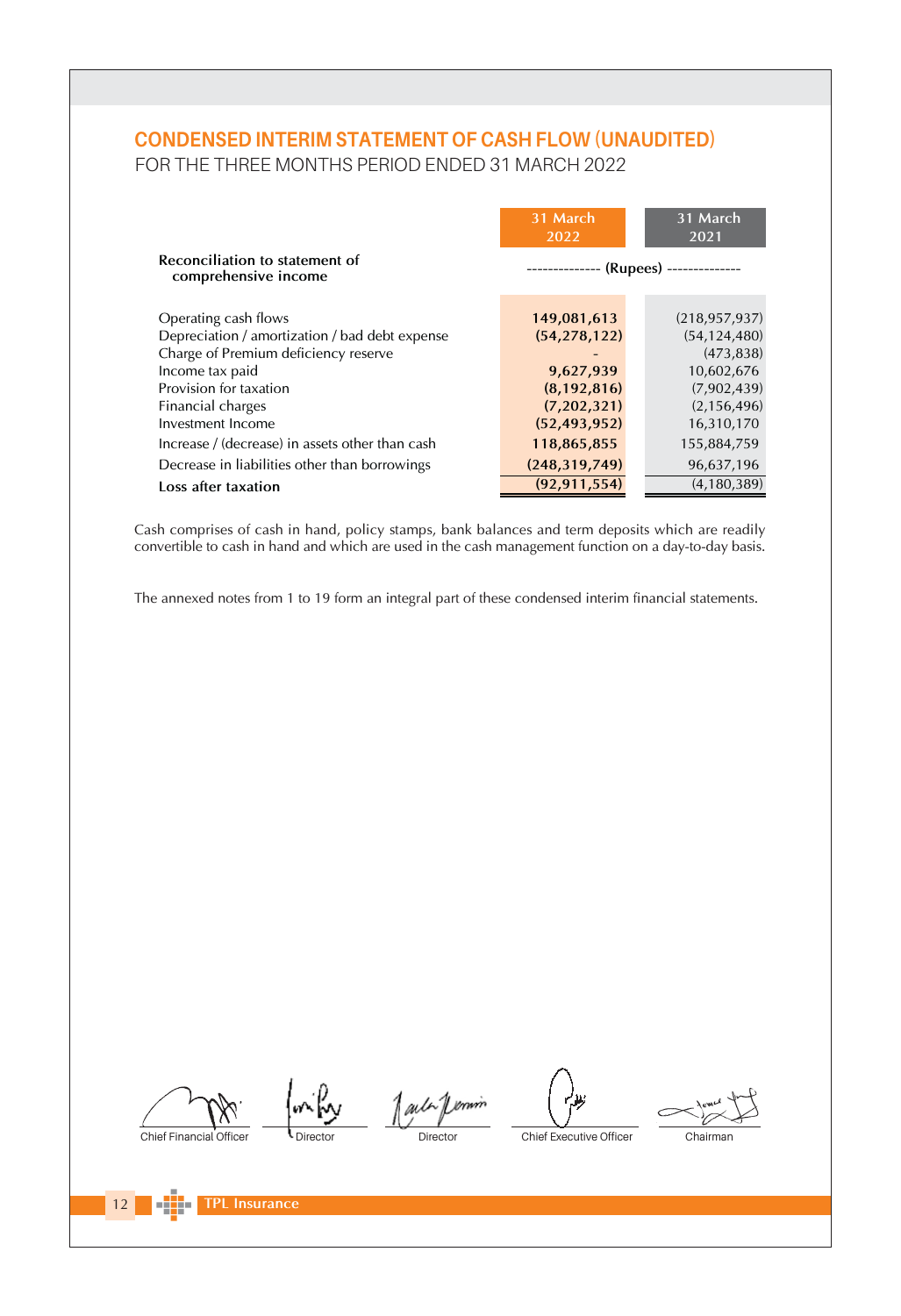## CONDENSED INTERIM STATEMENT OF CASH FLOW (UNAUDITED)

FOR THE THREE MONTHS PERIOD ENDED 31 MARCH 2022

| | 31 March 2022 | 31 March 2021 |
|---|---|---|
| **Reconciliation to statement of comprehensive income** | -------------- (Rupees) -------------- | |
| Operating cash flows | **149,081,613** | (218,957,937) |
| Depreciation / amortization / bad debt expense | **(54,278,122)** | (54,124,480) |
| Charge of Premium deficiency reserve | - | (473,838) |
| Income tax paid | **9,627,939** | 10,602,676 |
| Provision for taxation | **(8,192,816)** | (7,902,439) |
| Financial charges | **(7,202,321)** | (2,156,496) |
| Investment Income | **(52,493,952)** | 16,310,170 |
| Increase / (decrease) in assets other than cash | **118,865,855** | 155,884,759 |
| Decrease in liabilities other than borrowings | **(248,319,749)** | 96,637,196 |
| **Loss after taxation** | **(92,911,554)** | (4,180,389) |

Cash comprises of cash in hand, policy stamps, bank balances and term deposits which are readily convertible to cash in hand and which are used in the cash management function on a day-to-day basis.

The annexed notes from 1 to 19 form an integral part of these condensed interim financial statements.

Chief Financial Officer | Director | Director | Chief Executive Officer | Chairman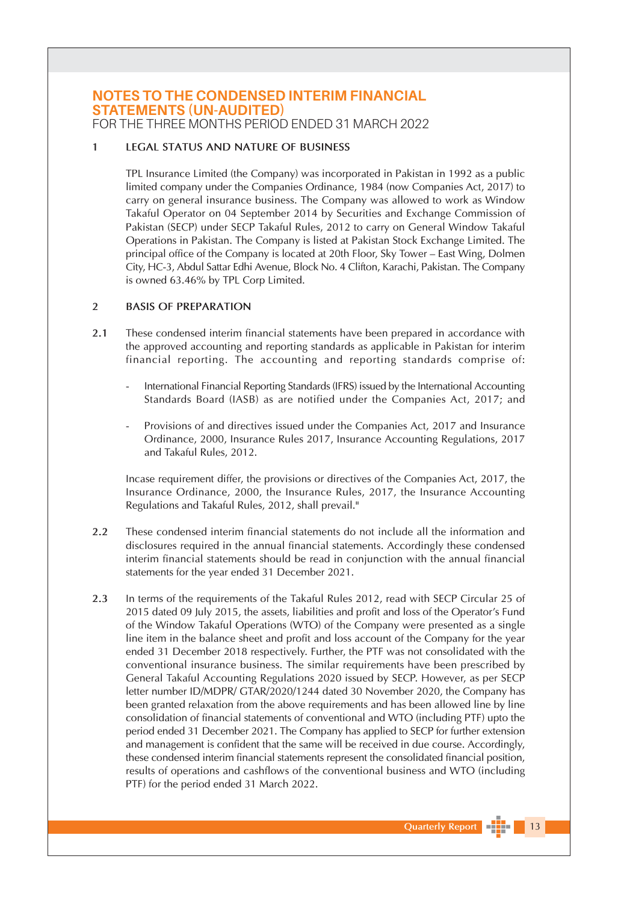# NOTES TO THE CONDENSED INTERIM FINANCIAL STATEMENTS (UN-AUDITED)

FOR THE THREE MONTHS PERIOD ENDED 31 MARCH 2022

## 1 LEGAL STATUS AND NATURE OF BUSINESS

TPL Insurance Limited (the Company) was incorporated in Pakistan in 1992 as a public limited company under the Companies Ordinance, 1984 (now Companies Act, 2017) to carry on general insurance business. The Company was allowed to work as Window Takaful Operator on 04 September 2014 by Securities and Exchange Commission of Pakistan (SECP) under SECP Takaful Rules, 2012 to carry on General Window Takaful Operations in Pakistan. The Company is listed at Pakistan Stock Exchange Limited. The principal office of the Company is located at 20th Floor, Sky Tower – East Wing, Dolmen City, HC-3, Abdul Sattar Edhi Avenue, Block No. 4 Clifton, Karachi, Pakistan. The Company is owned 63.46% by TPL Corp Limited.

## 2 BASIS OF PREPARATION

**2.1** These condensed interim financial statements have been prepared in accordance with the approved accounting and reporting standards as applicable in Pakistan for interim financial reporting. The accounting and reporting standards comprise of:

- International Financial Reporting Standards (IFRS) issued by the International Accounting Standards Board (IASB) as are notified under the Companies Act, 2017; and

- Provisions of and directives issued under the Companies Act, 2017 and Insurance Ordinance, 2000, Insurance Rules 2017, Insurance Accounting Regulations, 2017 and Takaful Rules, 2012.

Incase requirement differ, the provisions or directives of the Companies Act, 2017, the Insurance Ordinance, 2000, the Insurance Rules, 2017, the Insurance Accounting Regulations and Takaful Rules, 2012, shall prevail."

**2.2** These condensed interim financial statements do not include all the information and disclosures required in the annual financial statements. Accordingly these condensed interim financial statements should be read in conjunction with the annual financial statements for the year ended 31 December 2021.

**2.3** In terms of the requirements of the Takaful Rules 2012, read with SECP Circular 25 of 2015 dated 09 July 2015, the assets, liabilities and profit and loss of the Operator's Fund of the Window Takaful Operations (WTO) of the Company were presented as a single line item in the balance sheet and profit and loss account of the Company for the year ended 31 December 2018 respectively. Further, the PTF was not consolidated with the conventional insurance business. The similar requirements have been prescribed by General Takaful Accounting Regulations 2020 issued by SECP. However, as per SECP letter number ID/MDPR/ GTAR/2020/1244 dated 30 November 2020, the Company has been granted relaxation from the above requirements and has been allowed line by line consolidation of financial statements of conventional and WTO (including PTF) upto the period ended 31 December 2021. The Company has applied to SECP for further extension and management is confident that the same will be received in due course. Accordingly, these condensed interim financial statements represent the consolidated financial position, results of operations and cashflows of the conventional business and WTO (including PTF) for the period ended 31 March 2022.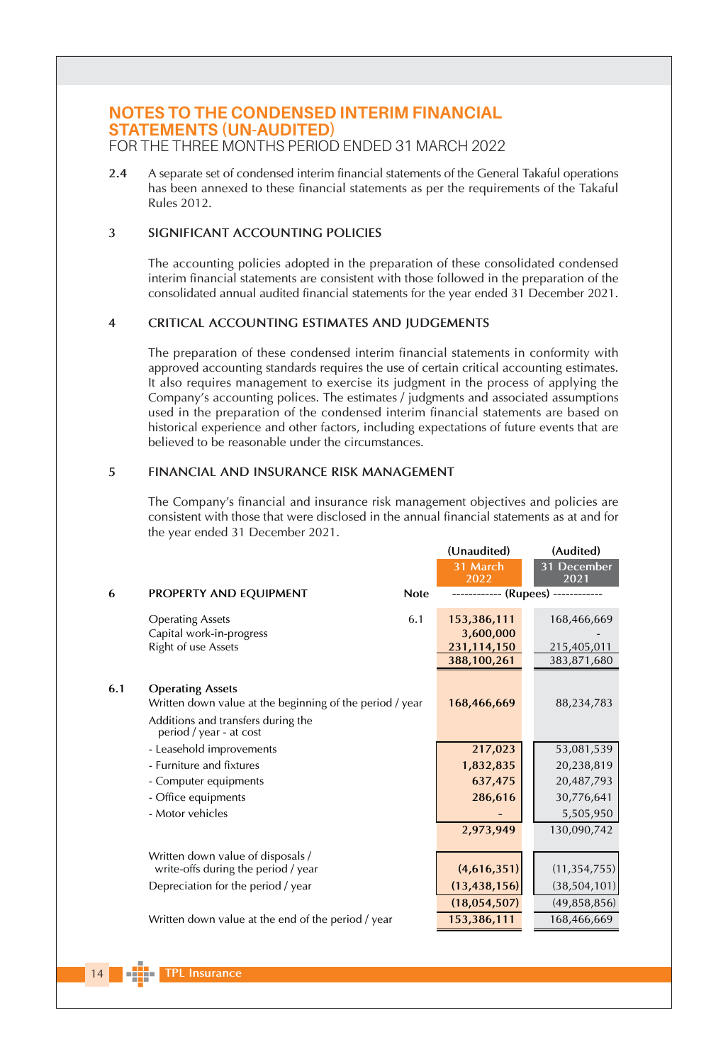# NOTES TO THE CONDENSED INTERIM FINANCIAL STATEMENTS (UN-AUDITED)

FOR THE THREE MONTHS PERIOD ENDED 31 MARCH 2022

**2.4** A separate set of condensed interim financial statements of the General Takaful operations has been annexed to these financial statements as per the requirements of the Takaful Rules 2012.

## 3 SIGNIFICANT ACCOUNTING POLICIES

The accounting policies adopted in the preparation of these consolidated condensed interim financial statements are consistent with those followed in the preparation of the consolidated annual audited financial statements for the year ended 31 December 2021.

## 4 CRITICAL ACCOUNTING ESTIMATES AND JUDGEMENTS

The preparation of these condensed interim financial statements in conformity with approved accounting standards requires the use of certain critical accounting estimates. It also requires management to exercise its judgment in the process of applying the Company's accounting polices. The estimates / judgments and associated assumptions used in the preparation of the condensed interim financial statements are based on historical experience and other factors, including expectations of future events that are believed to be reasonable under the circumstances.

## 5 FINANCIAL AND INSURANCE RISK MANAGEMENT

The Company's financial and insurance risk management objectives and policies are consistent with those that were disclosed in the annual financial statements as at and for the year ended 31 December 2021.

| | | | (Unaudited) | (Audited) |
|---|---|---|---|---|
| | | | 31 March 2022 | 31 December 2021 |
| **6** | **PROPERTY AND EQUIPMENT** | **Note** | ------------ (Rupees) ------------ | |
| | Operating Assets | 6.1 | **153,386,111** | 168,466,669 |
| | Capital work-in-progress | | **3,600,000** | - |
| | Right of use Assets | | **231,114,150** | 215,405,011 |
| | | | **388,100,261** | 383,871,680 |
| **6.1** | **Operating Assets** | | | |
| | Written down value at the beginning of the period / year | | **168,466,669** | 88,234,783 |
| | Additions and transfers during the period / year - at cost | | | |
| | - Leasehold improvements | | **217,023** | 53,081,539 |
| | - Furniture and fixtures | | **1,832,835** | 20,238,819 |
| | - Computer equipments | | **637,475** | 20,487,793 |
| | - Office equipments | | **286,616** | 30,776,641 |
| | - Motor vehicles | | **-** | 5,505,950 |
| | | | **2,973,949** | 130,090,742 |
| | Written down value of disposals / write-offs during the period / year | | **(4,616,351)** | (11,354,755) |
| | Depreciation for the period / year | | **(13,438,156)** | (38,504,101) |
| | | | **(18,054,507)** | (49,858,856) |
| | Written down value at the end of the period / year | | **153,386,111** | 168,466,669 |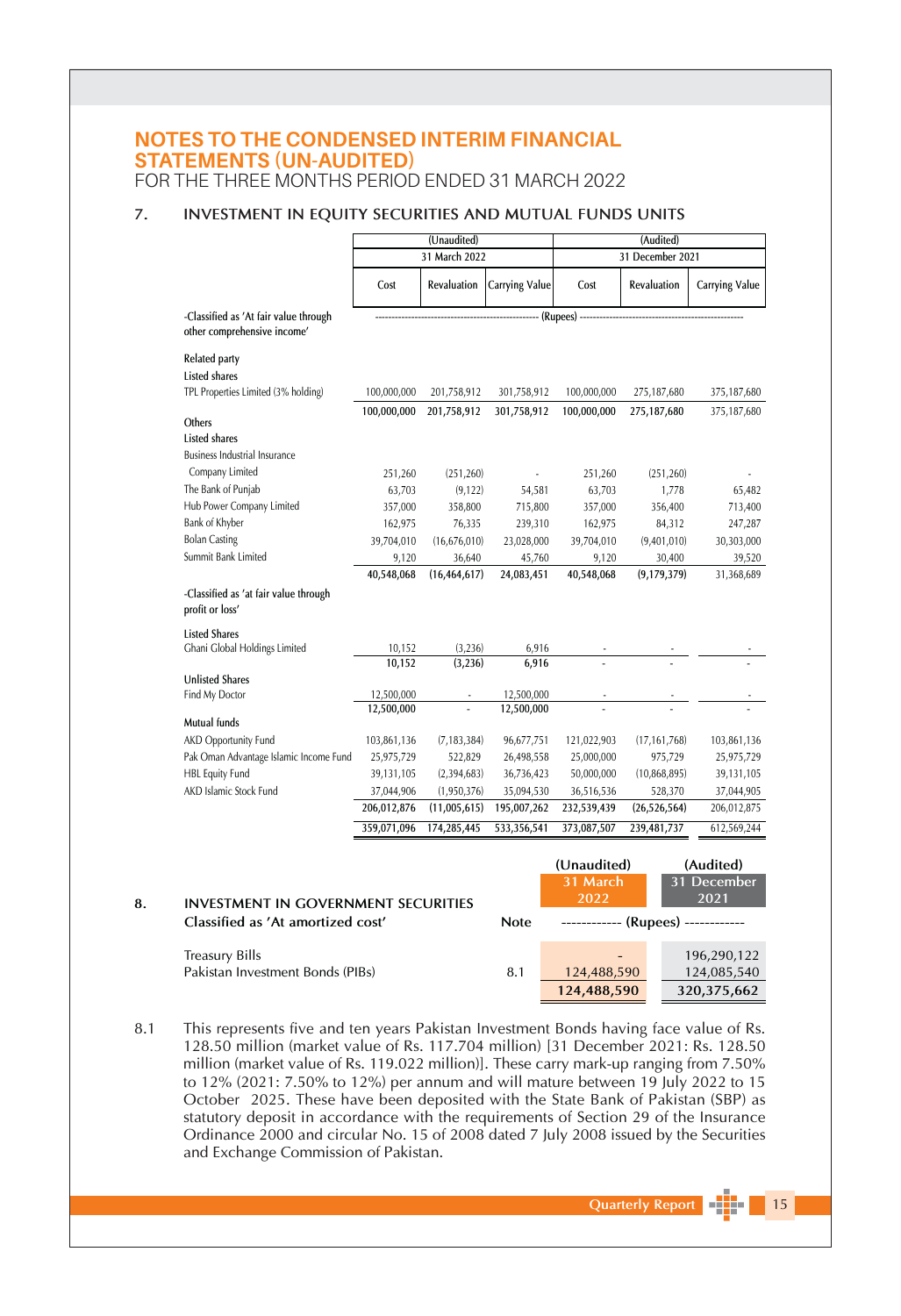# NOTES TO THE CONDENSED INTERIM FINANCIAL STATEMENTS (UN-AUDITED)

FOR THE THREE MONTHS PERIOD ENDED 31 MARCH 2022

## 7. INVESTMENT IN EQUITY SECURITIES AND MUTUAL FUNDS UNITS

| | (Unaudited) 31 March 2022 | | | (Audited) 31 December 2021 | | |
|---|---|---|---|---|---|---|
| | Cost | Revaluation | Carrying Value | Cost | Revaluation | Carrying Value |
| -Classified as 'At fair value through other comprehensive income' | ---------- (Rupees) ---------- | | | | | |
| **Related party** | | | | | | |
| Listed shares | | | | | | |
| TPL Properties Limited (3% holding) | 100,000,000 | 201,758,912 | 301,758,912 | 100,000,000 | 275,187,680 | 375,187,680 |
| | 100,000,000 | 201,758,912 | 301,758,912 | 100,000,000 | 275,187,680 | 375,187,680 |
| **Others** | | | | | | |
| Listed shares | | | | | | |
| Business Industrial Insurance Company Limited | 251,260 | (251,260) | - | 251,260 | (251,260) | - |
| The Bank of Punjab | 63,703 | (9,122) | 54,581 | 63,703 | 1,778 | 65,482 |
| Hub Power Company Limited | 357,000 | 358,800 | 715,800 | 357,000 | 356,400 | 713,400 |
| Bank of Khyber | 162,975 | 76,335 | 239,310 | 162,975 | 84,312 | 247,287 |
| Bolan Casting | 39,704,010 | (16,676,010) | 23,028,000 | 39,704,010 | (9,401,010) | 30,303,000 |
| Summit Bank Limited | 9,120 | 36,640 | 45,760 | 9,120 | 30,400 | 39,520 |
| | 40,548,068 | (16,464,617) | 24,083,451 | 40,548,068 | (9,179,379) | 31,368,689 |
| -Classified as 'at fair value through profit or loss' | | | | | | |
| Listed Shares | | | | | | |
| Ghani Global Holdings Limited | 10,152 | (3,236) | 6,916 | - | - | - |
| | 10,152 | (3,236) | 6,916 | - | - | - |
| Unlisted Shares | | | | | | |
| Find My Doctor | 12,500,000 | - | 12,500,000 | - | - | - |
| | 12,500,000 | - | 12,500,000 | - | - | - |
| **Mutual funds** | | | | | | |
| AKD Opportunity Fund | 103,861,136 | (7,183,384) | 96,677,751 | 121,022,903 | (17,161,768) | 103,861,136 |
| Pak Oman Advantage Islamic Income Fund | 25,975,729 | 522,829 | 26,498,558 | 25,000,000 | 975,729 | 25,975,729 |
| HBL Equity Fund | 39,131,105 | (2,394,683) | 36,736,423 | 50,000,000 | (10,868,895) | 39,131,105 |
| AKD Islamic Stock Fund | 37,044,906 | (1,950,376) | 35,094,530 | 36,516,536 | 528,370 | 37,044,905 |
| | 206,012,876 | (11,005,615) | 195,007,262 | 232,539,439 | (26,526,564) | 206,012,875 |
| | 359,071,096 | 174,285,445 | 533,356,541 | 373,087,507 | 239,481,737 | 612,569,244 |

## 8. INVESTMENT IN GOVERNMENT SECURITIES

| Classified as 'At amortized cost' | Note | (Unaudited) 31 March 2022 | (Audited) 31 December 2021 |
|---|---|---|---|
| | | ---------- (Rupees) ---------- | |
| Treasury Bills | | - | 196,290,122 |
| Pakistan Investment Bonds (PIBs) | 8.1 | 124,488,590 | 124,085,540 |
| | | 124,488,590 | 320,375,662 |

8.1 This represents five and ten years Pakistan Investment Bonds having face value of Rs. 128.50 million (market value of Rs. 117.704 million) [31 December 2021: Rs. 128.50 million (market value of Rs. 119.022 million)]. These carry mark-up ranging from 7.50% to 12% (2021: 7.50% to 12%) per annum and will mature between 19 July 2022 to 15 October 2025. These have been deposited with the State Bank of Pakistan (SBP) as statutory deposit in accordance with the requirements of Section 29 of the Insurance Ordinance 2000 and circular No. 15 of 2008 dated 7 July 2008 issued by the Securities and Exchange Commission of Pakistan.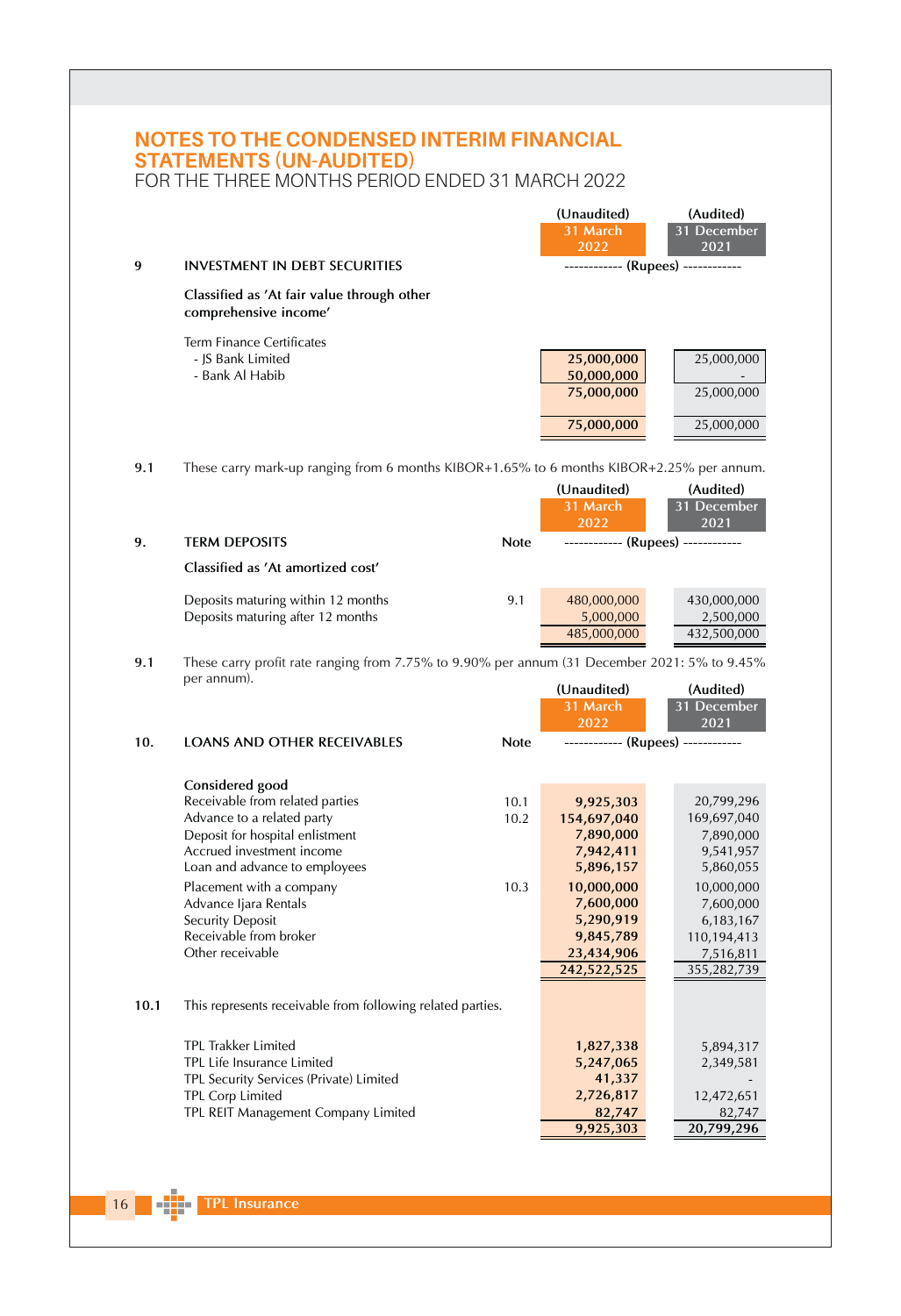# NOTES TO THE CONDENSED INTERIM FINANCIAL STATEMENTS (UN-AUDITED)

FOR THE THREE MONTHS PERIOD ENDED 31 MARCH 2022

| | | (Unaudited) 31 March 2022 | (Audited) 31 December 2021 |
|---|---|---|---|
| **9** | **INVESTMENT IN DEBT SECURITIES** | ------------ (Rupees) | ------------ |
| | **Classified as 'At fair value through other comprehensive income'** | | |
| | Term Finance Certificates | | |
| | - JS Bank Limited | **25,000,000** | 25,000,000 |
| | - Bank Al Habib | **50,000,000** | - |
| | | **75,000,000** | 25,000,000 |
| | | **75,000,000** | 25,000,000 |

**9.1** These carry mark-up ranging from 6 months KIBOR+1.65% to 6 months KIBOR+2.25% per annum.

| | | Note | (Unaudited) 31 March 2022 | (Audited) 31 December 2021 |
|---|---|---|---|---|
| **9.** | **TERM DEPOSITS** | **Note** | ------------ (Rupees) | ------------ |
| | **Classified as 'At amortized cost'** | | | |
| | Deposits maturing within 12 months | 9.1 | 480,000,000 | 430,000,000 |
| | Deposits maturing after 12 months | | 5,000,000 | 2,500,000 |
| | | | 485,000,000 | 432,500,000 |

**9.1** These carry profit rate ranging from 7.75% to 9.90% per annum (31 December 2021: 5% to 9.45% per annum).

| | | Note | (Unaudited) 31 March 2022 | (Audited) 31 December 2021 |
|---|---|---|---|---|
| **10.** | **LOANS AND OTHER RECEIVABLES** | **Note** | ------------ (Rupees) | ------------ |
| | **Considered good** | | | |
| | Receivable from related parties | 10.1 | **9,925,303** | 20,799,296 |
| | Advance to a related party | 10.2 | **154,697,040** | 169,697,040 |
| | Deposit for hospital enlistment | | **7,890,000** | 7,890,000 |
| | Accrued investment income | | **7,942,411** | 9,541,957 |
| | Loan and advance to employees | | **5,896,157** | 5,860,055 |
| | Placement with a company | 10.3 | **10,000,000** | 10,000,000 |
| | Advance Ijara Rentals | | **7,600,000** | 7,600,000 |
| | Security Deposit | | **5,290,919** | 6,183,167 |
| | Receivable from broker | | **9,845,789** | 110,194,413 |
| | Other receivable | | **23,434,906** | 7,516,811 |
| | | | **242,522,525** | 355,282,739 |

**10.1** This represents receivable from following related parties.

| | (Unaudited) 31 March 2022 | (Audited) 31 December 2021 |
|---|---|---|
| TPL Trakker Limited | **1,827,338** | 5,894,317 |
| TPL Life Insurance Limited | **5,247,065** | 2,349,581 |
| TPL Security Services (Private) Limited | **41,337** | - |
| TPL Corp Limited | **2,726,817** | 12,472,651 |
| TPL REIT Management Company Limited | **82,747** | 82,747 |
| | **9,925,303** | **20,799,296** |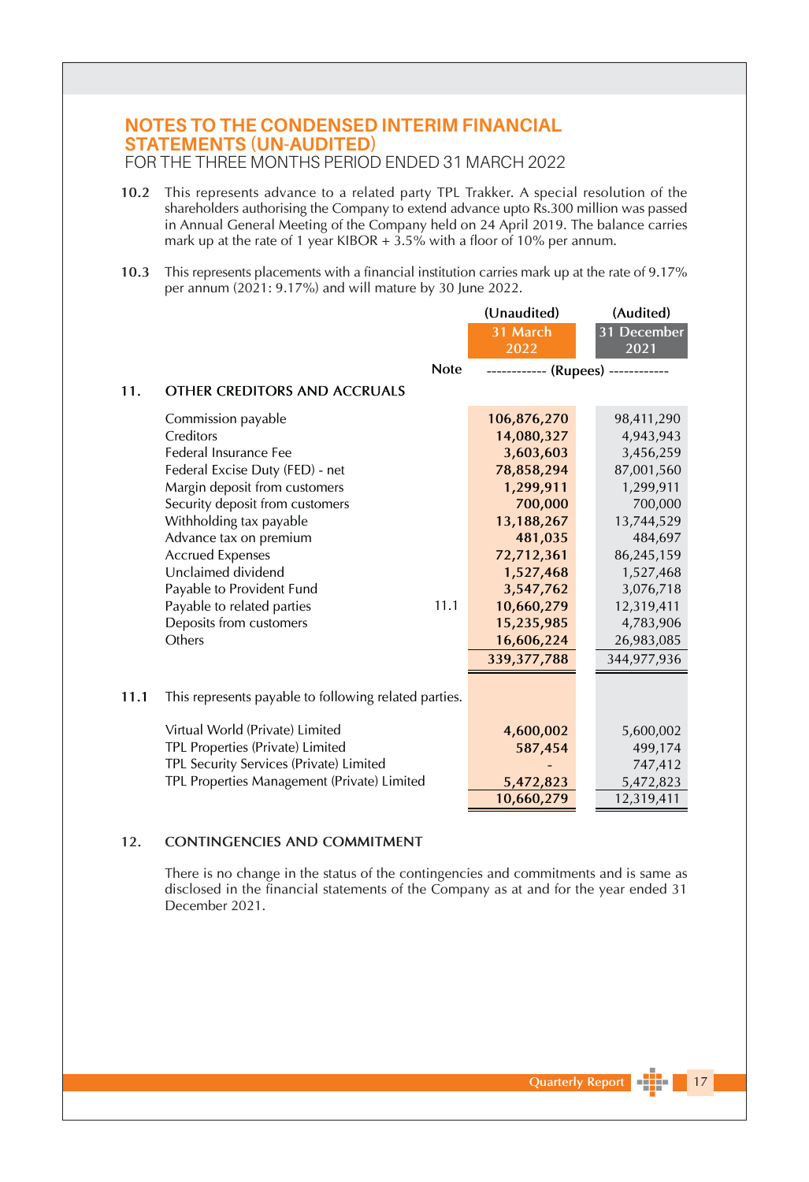# NOTES TO THE CONDENSED INTERIM FINANCIAL STATEMENTS (UN-AUDITED)

FOR THE THREE MONTHS PERIOD ENDED 31 MARCH 2022

**10.2** This represents advance to a related party TPL Trakker. A special resolution of the shareholders authorising the Company to extend advance upto Rs.300 million was passed in Annual General Meeting of the Company held on 24 April 2019. The balance carries mark up at the rate of 1 year KIBOR + 3.5% with a floor of 10% per annum.

**10.3** This represents placements with a financial institution carries mark up at the rate of 9.17% per annum (2021: 9.17%) and will mature by 30 June 2022.

| | Note | (Unaudited) 31 March 2022 | (Audited) 31 December 2021 |
|---|---|---|---|
| | | ------------ (Rupees) ------------ | |
| **11. OTHER CREDITORS AND ACCRUALS** | | | |
| Commission payable | | **106,876,270** | 98,411,290 |
| Creditors | | **14,080,327** | 4,943,943 |
| Federal Insurance Fee | | **3,603,603** | 3,456,259 |
| Federal Excise Duty (FED) - net | | **78,858,294** | 87,001,560 |
| Margin deposit from customers | | **1,299,911** | 1,299,911 |
| Security deposit from customers | | **700,000** | 700,000 |
| Withholding tax payable | | **13,188,267** | 13,744,529 |
| Advance tax on premium | | **481,035** | 484,697 |
| Accrued Expenses | | **72,712,361** | 86,245,159 |
| Unclaimed dividend | | **1,527,468** | 1,527,468 |
| Payable to Provident Fund | | **3,547,762** | 3,076,718 |
| Payable to related parties | 11.1 | **10,660,279** | 12,319,411 |
| Deposits from customers | | **15,235,985** | 4,783,906 |
| Others | | **16,606,224** | 26,983,085 |
| | | **339,377,788** | 344,977,936 |

**11.1** This represents payable to following related parties.

| | (Unaudited) 31 March 2022 | (Audited) 31 December 2021 |
|---|---|---|
| Virtual World (Private) Limited | **4,600,002** | 5,600,002 |
| TPL Properties (Private) Limited | **587,454** | 499,174 |
| TPL Security Services (Private) Limited | **-** | 747,412 |
| TPL Properties Management (Private) Limited | **5,472,823** | 5,472,823 |
| | **10,660,279** | 12,319,411 |

## 12. CONTINGENCIES AND COMMITMENT

There is no change in the status of the contingencies and commitments and is same as disclosed in the financial statements of the Company as at and for the year ended 31 December 2021.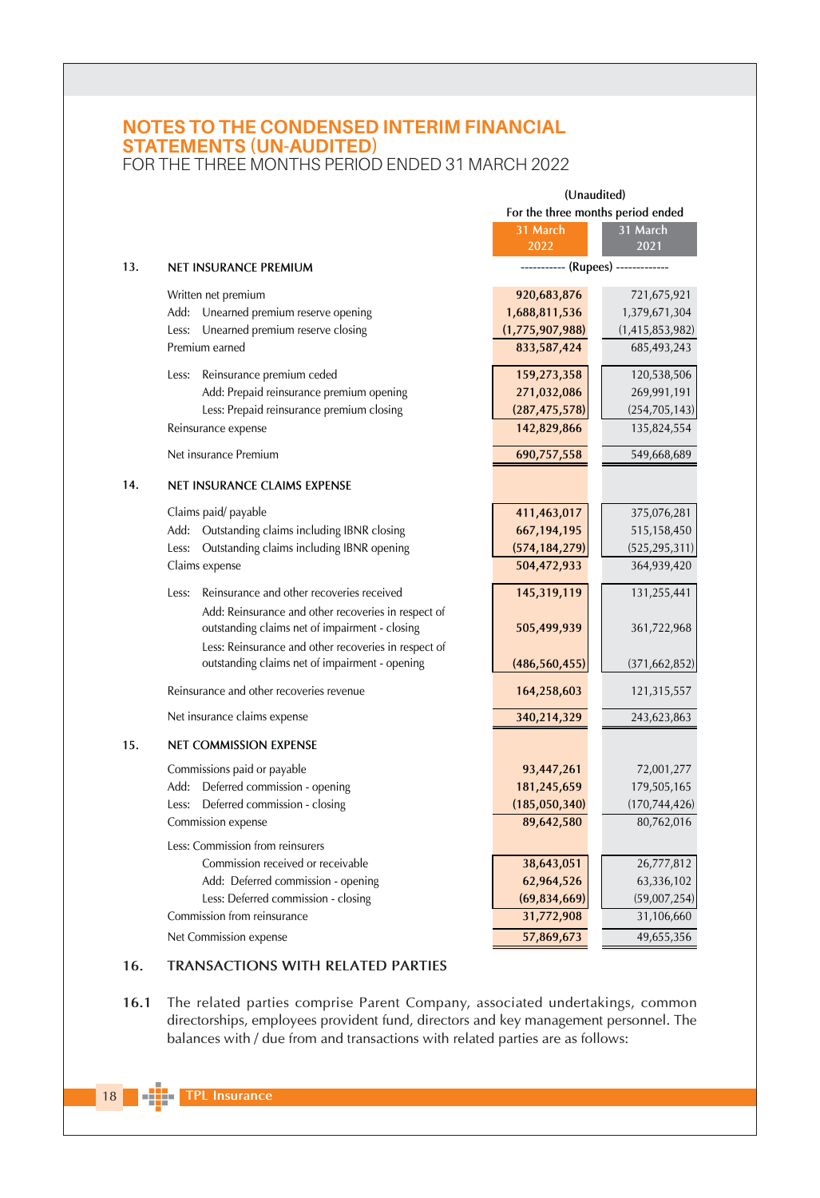# NOTES TO THE CONDENSED INTERIM FINANCIAL STATEMENTS (UN-AUDITED)

FOR THE THREE MONTHS PERIOD ENDED 31 MARCH 2022

| | | (Unaudited) For the three months period ended | |
|---|---|---|---|
| | | 31 March 2022 | 31 March 2021 |
| **13.** | **NET INSURANCE PREMIUM** | ----------- (Rupees) ------------- | |
| | Written net premium | 920,683,876 | 721,675,921 |
| | Add: Unearned premium reserve opening | 1,688,811,536 | 1,379,671,304 |
| | Less: Unearned premium reserve closing | (1,775,907,988) | (1,415,853,982) |
| | Premium earned | 833,587,424 | 685,493,243 |
| | Less: Reinsurance premium ceded | 159,273,358 | 120,538,506 |
| | Add: Prepaid reinsurance premium opening | 271,032,086 | 269,991,191 |
| | Less: Prepaid reinsurance premium closing | (287,475,578) | (254,705,143) |
| | Reinsurance expense | 142,829,866 | 135,824,554 |
| | Net insurance Premium | 690,757,558 | 549,668,689 |
| **14.** | **NET INSURANCE CLAIMS EXPENSE** | | |
| | Claims paid/ payable | 411,463,017 | 375,076,281 |
| | Add: Outstanding claims including IBNR closing | 667,194,195 | 515,158,450 |
| | Less: Outstanding claims including IBNR opening | (574,184,279) | (525,295,311) |
| | Claims expense | 504,472,933 | 364,939,420 |
| | Less: Reinsurance and other recoveries received | 145,319,119 | 131,255,441 |
| | Add: Reinsurance and other recoveries in respect of outstanding claims net of impairment - closing | 505,499,939 | 361,722,968 |
| | Less: Reinsurance and other recoveries in respect of outstanding claims net of impairment - opening | (486,560,455) | (371,662,852) |
| | Reinsurance and other recoveries revenue | 164,258,603 | 121,315,557 |
| | Net insurance claims expense | 340,214,329 | 243,623,863 |
| **15.** | **NET COMMISSION EXPENSE** | | |
| | Commissions paid or payable | 93,447,261 | 72,001,277 |
| | Add: Deferred commission - opening | 181,245,659 | 179,505,165 |
| | Less: Deferred commission - closing | (185,050,340) | (170,744,426) |
| | Commission expense | 89,642,580 | 80,762,016 |
| | Less: Commission from reinsurers | | |
| | Commission received or receivable | 38,643,051 | 26,777,812 |
| | Add: Deferred commission - opening | 62,964,526 | 63,336,102 |
| | Less: Deferred commission - closing | (69,834,669) | (59,007,254) |
| | Commission from reinsurance | 31,772,908 | 31,106,660 |
| | Net Commission expense | 57,869,673 | 49,655,356 |

## 16. TRANSACTIONS WITH RELATED PARTIES

**16.1** The related parties comprise Parent Company, associated undertakings, common directorships, employees provident fund, directors and key management personnel. The balances with / due from and transactions with related parties are as follows: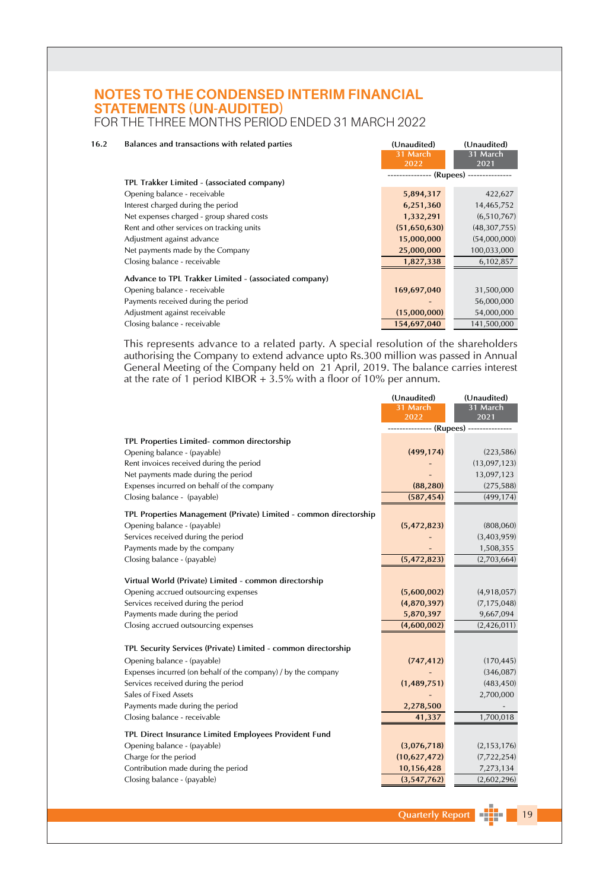# NOTES TO THE CONDENSED INTERIM FINANCIAL STATEMENTS (UN-AUDITED)

FOR THE THREE MONTHS PERIOD ENDED 31 MARCH 2022

**16.2 Balances and transactions with related parties**

| | (Unaudited) 31 March 2022 | (Unaudited) 31 March 2021 |
|---|---|---|
| | ---------- (Rupees) ---------- | |
| **TPL Trakker Limited - (associated company)** | | |
| Opening balance - receivable | 5,894,317 | 422,627 |
| Interest charged during the period | 6,251,360 | 14,465,752 |
| Net expenses charged - group shared costs | 1,332,291 | (6,510,767) |
| Rent and other services on tracking units | (51,650,630) | (48,307,755) |
| Adjustment against advance | 15,000,000 | (54,000,000) |
| Net payments made by the Company | 25,000,000 | 100,033,000 |
| Closing balance - receivable | 1,827,338 | 6,102,857 |
| **Advance to TPL Trakker Limited - (associated company)** | | |
| Opening balance - receivable | 169,697,040 | 31,500,000 |
| Payments received during the period | - | 56,000,000 |
| Adjustment against receivable | (15,000,000) | 54,000,000 |
| Closing balance - receivable | 154,697,040 | 141,500,000 |

This represents advance to a related party. A special resolution of the shareholders authorising the Company to extend advance upto Rs.300 million was passed in Annual General Meeting of the Company held on 21 April, 2019. The balance carries interest at the rate of 1 period KIBOR + 3.5% with a floor of 10% per annum.

| | (Unaudited) 31 March 2022 | (Unaudited) 31 March 2021 |
|---|---|---|
| | ---------- (Rupees) ---------- | |
| **TPL Properties Limited- common directorship** | | |
| Opening balance - (payable) | (499,174) | (223,586) |
| Rent invoices received during the period | - | (13,097,123) |
| Net payments made during the period | - | 13,097,123 |
| Expenses incurred on behalf of the company | (88,280) | (275,588) |
| Closing balance - (payable) | (587,454) | (499,174) |
| **TPL Properties Management (Private) Limited - common directorship** | | |
| Opening balance - (payable) | (5,472,823) | (808,060) |
| Services received during the period | - | (3,403,959) |
| Payments made by the company | - | 1,508,355 |
| Closing balance - (payable) | (5,472,823) | (2,703,664) |
| **Virtual World (Private) Limited - common directorship** | | |
| Opening accrued outsourcing expenses | (5,600,002) | (4,918,057) |
| Services received during the period | (4,870,397) | (7,175,048) |
| Payments made during the period | 5,870,397 | 9,667,094 |
| Closing accrued outsourcing expenses | (4,600,002) | (2,426,011) |
| **TPL Security Services (Private) Limited - common directorship** | | |
| Opening balance - (payable) | (747,412) | (170,445) |
| Expenses incurred (on behalf of the company) / by the company | - | (346,087) |
| Services received during the period | (1,489,751) | (483,450) |
| Sales of Fixed Assets | - | 2,700,000 |
| Payments made during the period | 2,278,500 | - |
| Closing balance - receivable | 41,337 | 1,700,018 |
| **TPL Direct Insurance Limited Employees Provident Fund** | | |
| Opening balance - (payable) | (3,076,718) | (2,153,176) |
| Charge for the period | (10,627,472) | (7,722,254) |
| Contribution made during the period | 10,156,428 | 7,273,134 |
| Closing balance - (payable) | (3,547,762) | (2,602,296) |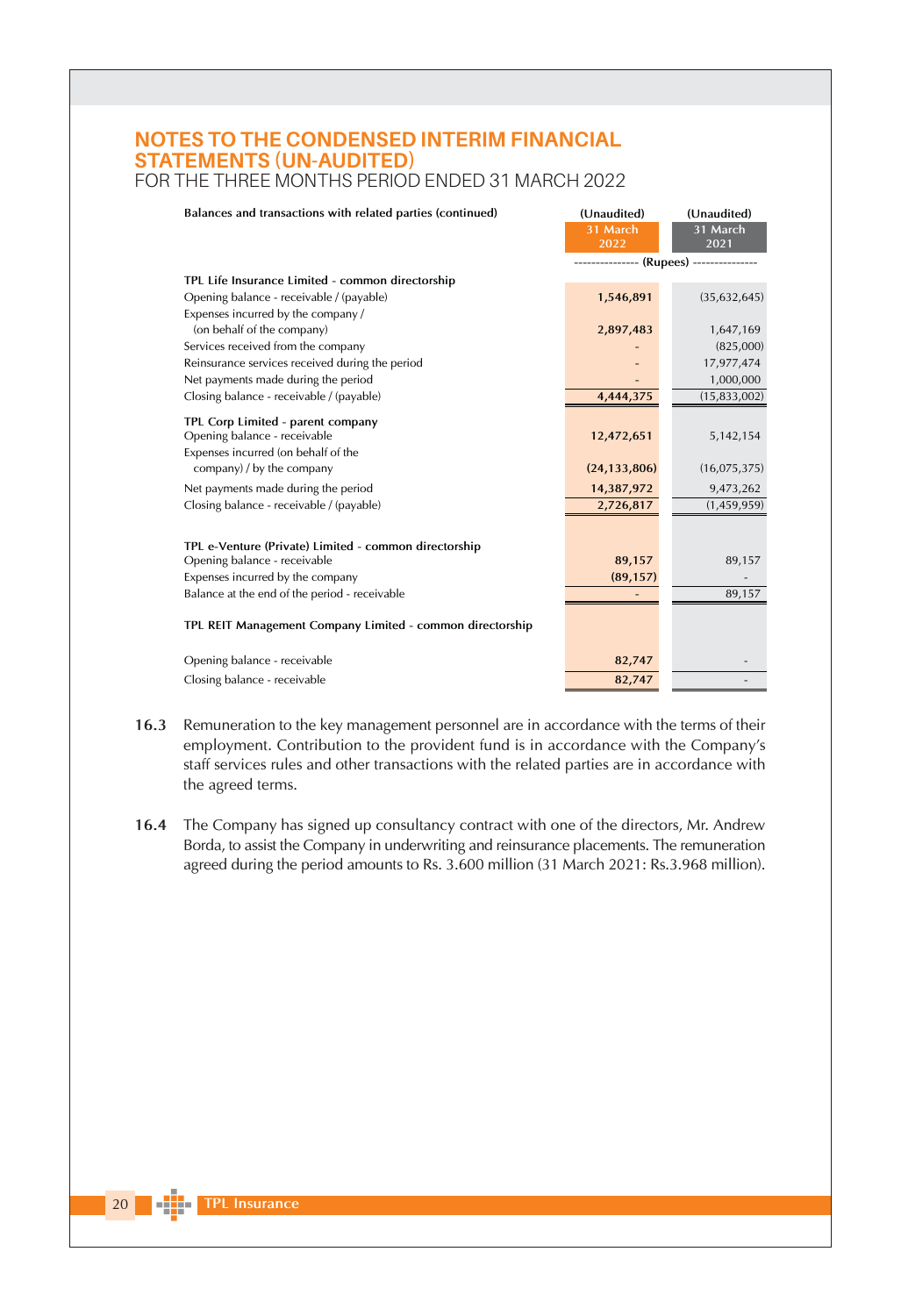# NOTES TO THE CONDENSED INTERIM FINANCIAL STATEMENTS (UN-AUDITED)

FOR THE THREE MONTHS PERIOD ENDED 31 MARCH 2022

| Balances and transactions with related parties (continued) | (Unaudited) 31 March 2022 | (Unaudited) 31 March 2021 |
|---|---|---|
| | ---------- (Rupees) ---------- | |
| **TPL Life Insurance Limited - common directorship** | | |
| Opening balance - receivable / (payable) | 1,546,891 | (35,632,645) |
| Expenses incurred by the company / (on behalf of the company) | 2,897,483 | 1,647,169 |
| Services received from the company | - | (825,000) |
| Reinsurance services received during the period | - | 17,977,474 |
| Net payments made during the period | - | 1,000,000 |
| Closing balance - receivable / (payable) | 4,444,375 | (15,833,002) |
| **TPL Corp Limited - parent company** | | |
| Opening balance - receivable | 12,472,651 | 5,142,154 |
| Expenses incurred (on behalf of the company) / by the company | (24,133,806) | (16,075,375) |
| Net payments made during the period | 14,387,972 | 9,473,262 |
| Closing balance - receivable / (payable) | 2,726,817 | (1,459,959) |
| **TPL e-Venture (Private) Limited - common directorship** | | |
| Opening balance - receivable | 89,157 | 89,157 |
| Expenses incurred by the company | (89,157) | - |
| Balance at the end of the period - receivable | - | 89,157 |
| **TPL REIT Management Company Limited - common directorship** | | |
| Opening balance - receivable | 82,747 | - |
| Closing balance - receivable | 82,747 | - |

**16.3** Remuneration to the key management personnel are in accordance with the terms of their employment. Contribution to the provident fund is in accordance with the Company's staff services rules and other transactions with the related parties are in accordance with the agreed terms.

**16.4** The Company has signed up consultancy contract with one of the directors, Mr. Andrew Borda, to assist the Company in underwriting and reinsurance placements. The remuneration agreed during the period amounts to Rs. 3.600 million (31 March 2021: Rs.3.968 million).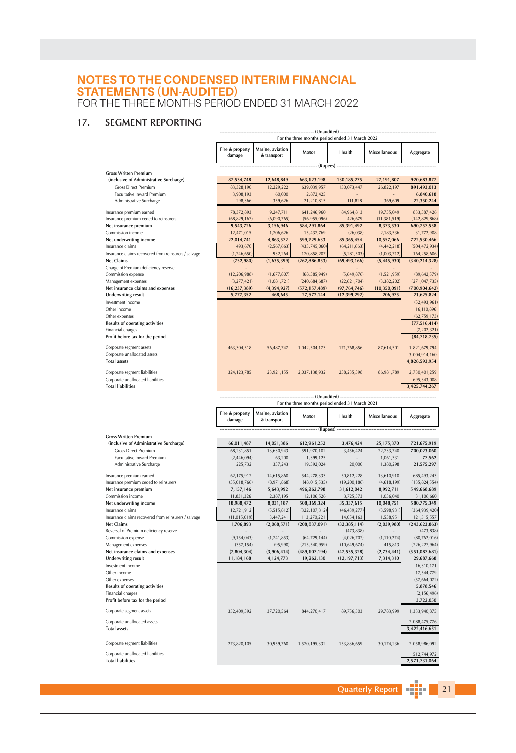# NOTES TO THE CONDENSED INTERIM FINANCIAL STATEMENTS (UN-AUDITED)

FOR THE THREE MONTHS PERIOD ENDED 31 MARCH 2022

## 17. SEGMENT REPORTING

| | (Unaudited) For the three months period ended 31 March 2022 | | | | | |
|---|---|---|---|---|---|---|
| | Fire & property damage | Marine, aviation & transport | Motor | Health | Miscellaneous | Aggregate |
| | (Rupees) | | | | | |
| **Gross Written Premium (inclusive of Administrative Surcharge)** | **87,534,748** | **12,648,849** | **663,123,198** | **130,185,275** | **27,191,807** | **920,683,877** |
| Gross Direct Premium | 83,328,190 | 12,229,222 | 639,039,957 | 130,073,447 | 26,822,197 | 891,493,013 |
| Facultative Inward Premium | 3,908,193 | 60,000 | 2,872,425 | - | - | 6,840,618 |
| Administrative Surcharge | 298,366 | 359,626 | 21,210,815 | 111,828 | 369,609 | 22,350,244 |
| Insurance premium earned | 78,372,893 | 9,247,711 | 641,246,960 | 84,964,813 | 19,755,049 | 833,587,426 |
| Insurance premium ceded to reinsurers | (68,829,167) | (6,090,765) | (56,955,096) | 426,679 | (11,381,519) | (142,829,868) |
| **Net insurance premium** | **9,543,726** | **3,156,946** | **584,291,864** | **85,391,492** | **8,373,530** | **690,757,558** |
| Commission income | 12,471,015 | 1,706,626 | 15,437,769 | (26,038) | 2,183,536 | 31,772,908 |
| **Net underwriting income** | **22,014,741** | **4,863,572** | **599,729,633** | **85,365,454** | **10,557,066** | **722,530,466** |
| Insurance claims | 493,670 | (2,567,663) | (433,745,060) | (64,211,663) | (4,442,218) | (504,472,934) |
| Insurance claims recovered from reinsurers / salvage | (1,246,650) | 932,264 | 170,858,207 | (5,281,503) | (1,003,712) | 164,258,606 |
| **Net Claims** | **(752,980)** | **(1,635,399)** | **(262,886,853)** | **(69,493,166)** | **(5,445,930)** | **(340,214,328)** |
| Charge of Premium deficiency reserve | - | - | - | - | - | - |
| Commission expense | (12,206,988) | (1,677,807) | (68,585,949) | (5,649,876) | (1,521,959) | (89,642,579) |
| Management expenses | (3,277,421) | (1,081,721) | (240,684,687) | (22,621,704) | (3,382,202) | (271,047,735) |
| **Net insurance claims and expenses** | **(16,237,389)** | **(4,394,927)** | **(572,157,489)** | **(97,764,746)** | **(10,350,091)** | **(700,904,642)** |
| **Underwriting result** | **5,777,352** | **468,645** | **27,572,144** | **(12,399,292)** | **206,975** | **21,625,824** |
| Investment income | | | | | | (52,493,961) |
| Other income | | | | | | 16,110,896 |
| Other expenses | | | | | | (62,759,173) |
| **Results of operating activities** | | | | | | **(77,516,414)** |
| Financial charges | | | | | | (7,202,321) |
| **Profit before tax for the period** | | | | | | **(84,718,735)** |
| Corporate segment assets | 463,304,518 | 56,487,747 | 1,042,504,173 | 171,768,856 | 87,614,501 | 1,821,679,794 |
| Corporate unallocated assets | | | | | | 3,004,914,160 |
| **Total assets** | | | | | | **4,826,593,954** |
| Corporate segment liabilities | 324,123,785 | 23,921,155 | 2,037,138,932 | 258,235,598 | 86,981,789 | 2,730,401,259 |
| Corporate unallocated liabilities | | | | | | 695,343,008 |
| **Total liabilities** | | | | | | **3,425,744,267** |

| | (Unaudited) For the three months period ended 31 March 2021 | | | | | |
|---|---|---|---|---|---|---|
| | Fire & property damage | Marine, aviation & transport | Motor | Health | Miscellaneous | Aggregate |
| | (Rupees) | | | | | |
| **Gross Written Premium (inclusive of Administrative Surcharge)** | **66,011,487** | **14,051,386** | **612,961,252** | **3,476,424** | **25,175,370** | **721,675,919** |
| Gross Direct Premium | 68,231,851 | 13,630,943 | 591,970,102 | 3,456,424 | 22,733,740 | 700,023,060 |
| Facultative Inward Premium | (2,446,094) | 63,200 | 1,399,125 | - | 1,061,331 | 77,562 |
| Administrative Surcharge | 225,732 | 357,243 | 19,592,024 | 20,000 | 1,380,298 | 21,575,297 |
| Insurance premium earned | 62,175,912 | 14,615,860 | 544,278,333 | 50,812,228 | 13,610,910 | 685,493,243 |
| Insurance premium ceded to reinsurers | (55,018,766) | (8,971,868) | (48,015,535) | (19,200,186) | (4,618,199) | (135,824,554) |
| **Net insurance premium** | **7,157,146** | **5,643,992** | **496,262,798** | **31,612,042** | **8,992,711** | **549,668,689** |
| Commission income | 11,831,326 | 2,387,195 | 12,106,526 | 3,725,573 | 1,056,040 | 31,106,660 |
| **Net underwriting income** | **18,988,472** | **8,031,187** | **508,369,324** | **35,337,615** | **10,048,751** | **580,775,349** |
| Insurance claims | 12,721,912 | (5,515,812) | (322,107,312) | (46,439,277) | (3,598,931) | (364,939,420) |
| Insurance claims recovered from reinsurers / salvage | (11,015,019) | 3,447,241 | 113,270,221 | 14,054,163 | 1,558,951 | 121,315,557 |
| **Net Claims** | **1,706,893** | **(2,068,571)** | **(208,837,091)** | **(32,385,114)** | **(2,039,980)** | **(243,623,863)** |
| Reversal of Premium deficiency reserve | - | - | - | (473,838) | - | (473,838) |
| Commission expense | (9,154,043) | (1,741,853) | (64,729,144) | (4,026,702) | (1,110,274) | (80,762,016) |
| Management expenses | (357,154) | (95,990) | (215,540,959) | (10,649,674) | 415,813 | (226,227,964) |
| **Net insurance claims and expenses** | **(7,804,304)** | **(3,906,414)** | **(489,107,194)** | **(47,535,328)** | **(2,734,441)** | **(551,087,681)** |
| **Underwriting result** | **11,184,168** | **4,124,773** | **19,262,130** | **(12,197,713)** | **7,314,310** | **29,687,668** |
| Investment income | | | | | | 16,310,171 |
| Other income | | | | | | 17,544,779 |
| Other expenses | | | | | | (57,664,072) |
| **Results of operating activities** | | | | | | **5,878,546** |
| Financial charges | | | | | | (2,156,496) |
| **Profit before tax for the period** | | | | | | **3,722,050** |
| Corporate segment assets | 332,409,592 | 37,720,564 | 844,270,417 | 89,756,303 | 29,783,999 | 1,333,940,875 |
| Corporate unallocated assets | | | | | | 2,088,475,776 |
| **Total assets** | | | | | | **3,422,416,651** |
| Corporate segment liabilities | 273,820,105 | 30,959,760 | 1,570,195,332 | 153,836,659 | 30,174,236 | 2,058,986,092 |
| Corporate unallocated liabilities | | | | | | 512,744,972 |
| **Total liabilities** | | | | | | **2,571,731,064** |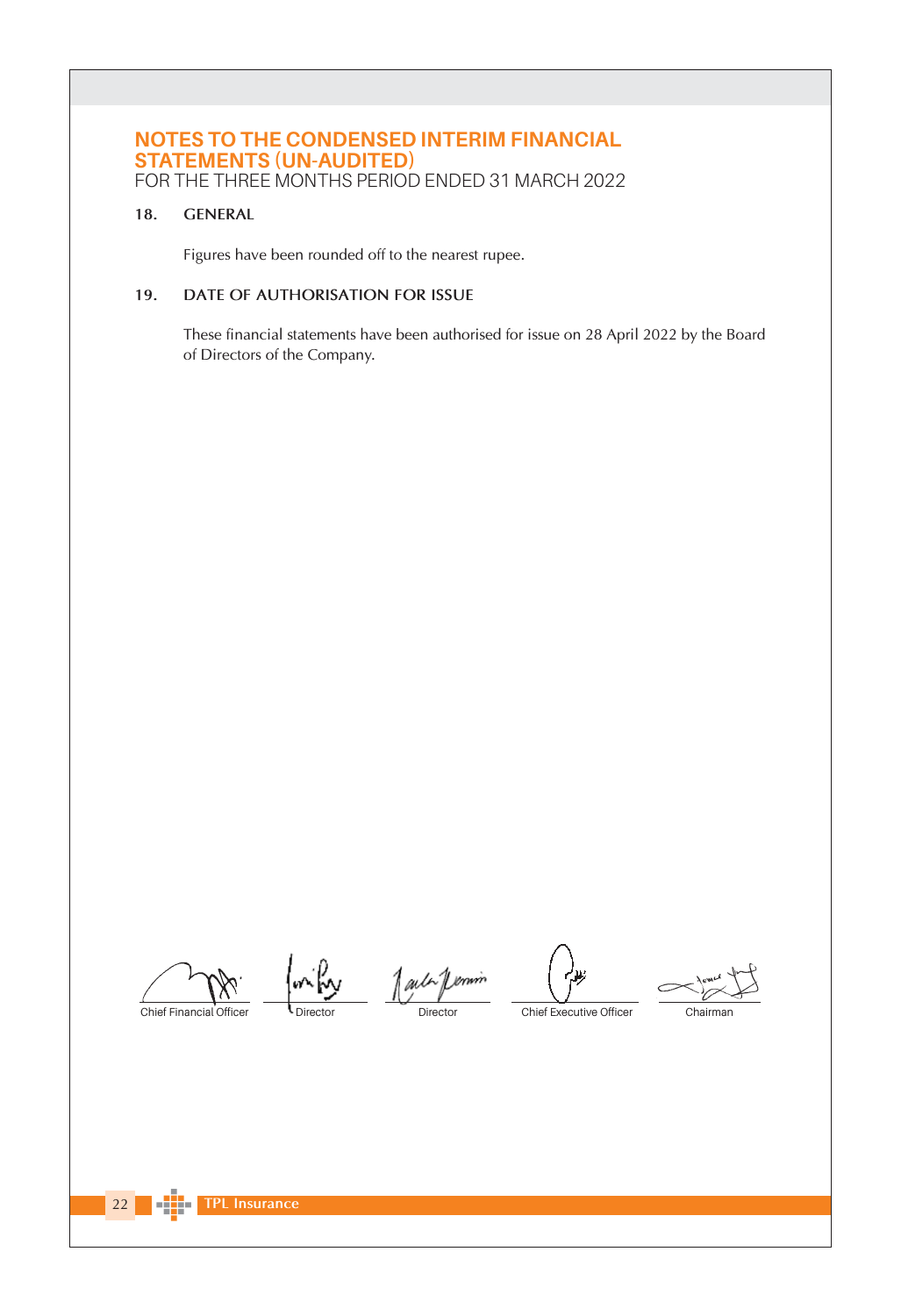# NOTES TO THE CONDENSED INTERIM FINANCIAL STATEMENTS (UN-AUDITED)

FOR THE THREE MONTHS PERIOD ENDED 31 MARCH 2022

## 18. GENERAL

Figures have been rounded off to the nearest rupee.

## 19. DATE OF AUTHORISATION FOR ISSUE

These financial statements have been authorised for issue on 28 April 2022 by the Board of Directors of the Company.

| Chief Financial Officer | Director | Director | Chief Executive Officer | Chairman |
|---|---|---|---|---|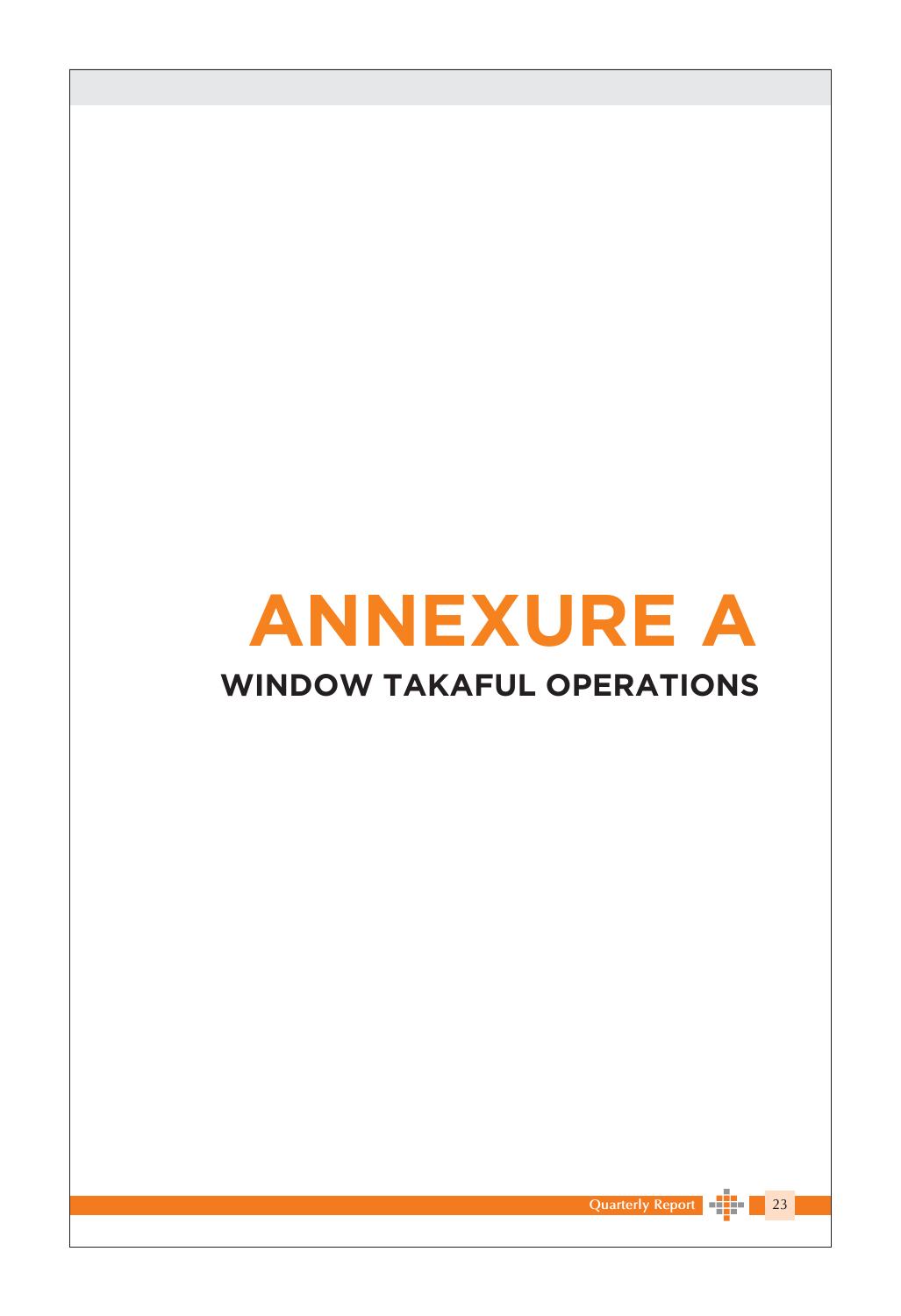# ANNEXURE A

## WINDOW TAKAFUL OPERATIONS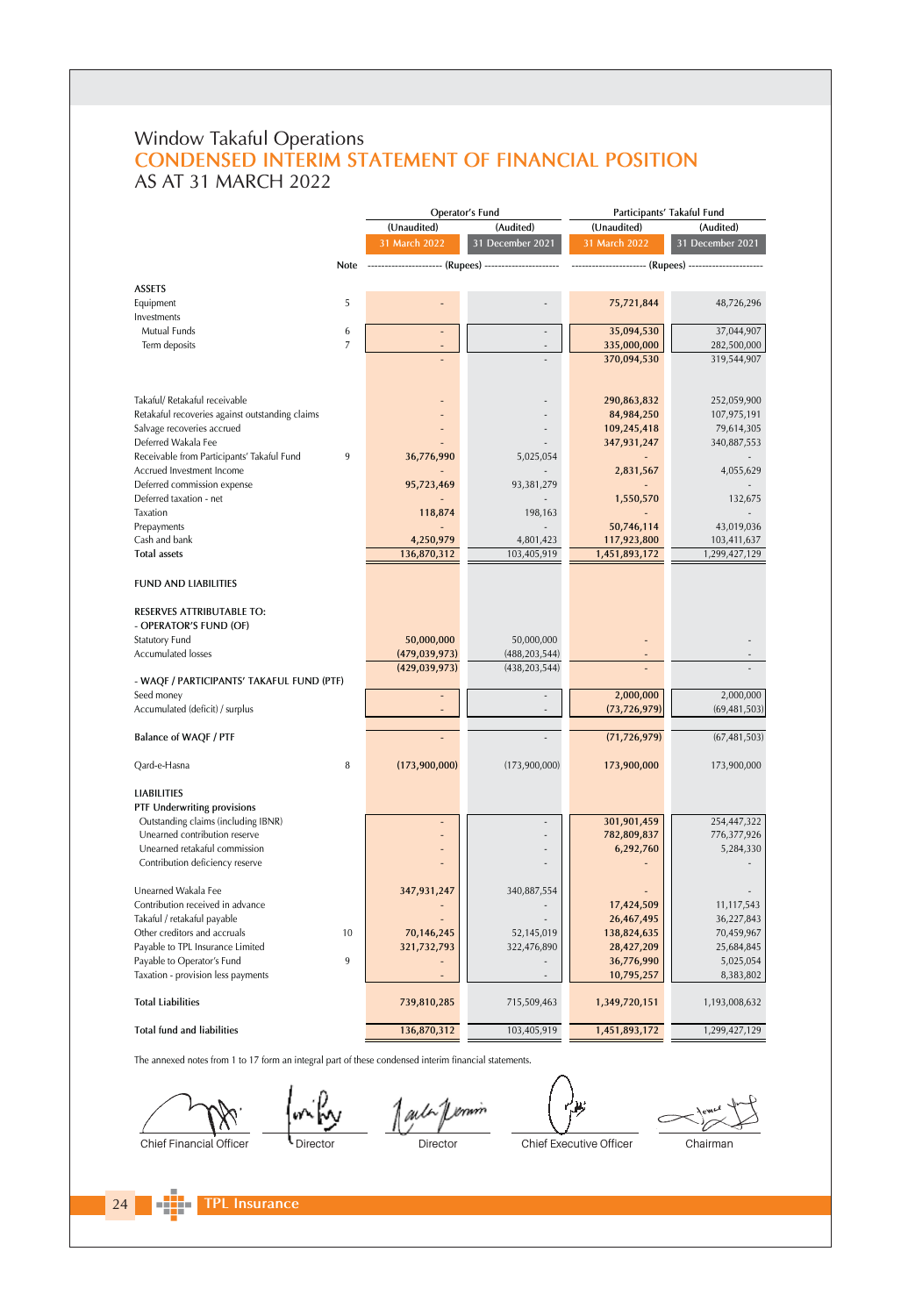Window Takaful Operations

# CONDENSED INTERIM STATEMENT OF FINANCIAL POSITION

AS AT 31 MARCH 2022

| | Note | Operator's Fund | | Participants' Takaful Fund | |
|---|---|---|---|---|---|
| | | (Unaudited) | (Audited) | (Unaudited) | (Audited) |
| | | 31 March 2022 | 31 December 2021 | 31 March 2022 | 31 December 2021 |
| | | ---------- (Rupees) ---------- | | ---------- (Rupees) ---------- | |
| **ASSETS** | | | | | |
| Equipment | 5 | - | - | **75,721,844** | 48,726,296 |
| Investments | | | | | |
| Mutual Funds | 6 | - | - | **35,094,530** | 37,044,907 |
| Term deposits | 7 | - | - | **335,000,000** | 282,500,000 |
| | | - | - | **370,094,530** | 319,544,907 |
| Takaful/ Retakaful receivable | | - | - | **290,863,832** | 252,059,900 |
| Retakaful recoveries against outstanding claims | | - | - | **84,984,250** | 107,975,191 |
| Salvage recoveries accrued | | - | - | **109,245,418** | 79,614,305 |
| Deferred Wakala Fee | | - | - | **347,931,247** | 340,887,553 |
| Receivable from Participants' Takaful Fund | 9 | **36,776,990** | 5,025,054 | - | - |
| Accrued Investment Income | | - | - | **2,831,567** | 4,055,629 |
| Deferred commission expense | | **95,723,469** | 93,381,279 | - | - |
| Deferred taxation - net | | - | - | **1,550,570** | 132,675 |
| Taxation | | **118,874** | 198,163 | - | - |
| Prepayments | | - | - | **50,746,114** | 43,019,036 |
| Cash and bank | | **4,250,979** | 4,801,423 | **117,923,800** | 103,411,637 |
| **Total assets** | | **136,870,312** | 103,405,919 | **1,451,893,172** | 1,299,427,129 |
| **FUND AND LIABILITIES** | | | | | |
| **RESERVES ATTRIBUTABLE TO:** | | | | | |
| **- OPERATOR'S FUND (OF)** | | | | | |
| Statutory Fund | | **50,000,000** | 50,000,000 | - | - |
| Accumulated losses | | **(479,039,973)** | (488,203,544) | - | - |
| | | **(429,039,973)** | (438,203,544) | - | - |
| **- WAQF / PARTICIPANTS' TAKAFUL FUND (PTF)** | | | | | |
| Seed money | | - | - | **2,000,000** | 2,000,000 |
| Accumulated (deficit) / surplus | | - | - | **(73,726,979)** | (69,481,503) |
| **Balance of WAQF / PTF** | | - | - | **(71,726,979)** | (67,481,503) |
| Qard-e-Hasna | 8 | **(173,900,000)** | (173,900,000) | **173,900,000** | 173,900,000 |
| **LIABILITIES** | | | | | |
| **PTF Underwriting provisions** | | | | | |
| Outstanding claims (including IBNR) | | - | - | **301,901,459** | 254,447,322 |
| Unearned contribution reserve | | - | - | **782,809,837** | 776,377,926 |
| Unearned retakaful commission | | - | - | **6,292,760** | 5,284,330 |
| Contribution deficiency reserve | | - | - | - | - |
| Unearned Wakala Fee | | **347,931,247** | 340,887,554 | - | - |
| Contribution received in advance | | - | - | **17,424,509** | 11,117,543 |
| Takaful / retakaful payable | | - | - | **26,467,495** | 36,227,843 |
| Other creditors and accruals | 10 | **70,146,245** | 52,145,019 | **138,824,635** | 70,459,967 |
| Payable to TPL Insurance Limited | | **321,732,793** | 322,476,890 | **28,427,209** | 25,684,845 |
| Payable to Operator's Fund | 9 | - | - | **36,776,990** | 5,025,054 |
| Taxation - provision less payments | | - | - | **10,795,257** | 8,383,802 |
| **Total Liabilities** | | **739,810,285** | 715,509,463 | **1,349,720,151** | 1,193,008,632 |
| **Total fund and liabilities** | | **136,870,312** | 103,405,919 | **1,451,893,172** | 1,299,427,129 |

The annexed notes from 1 to 17 form an integral part of these condensed interim financial statements.

Chief Financial Officer | Director | Director | Chief Executive Officer | Chairman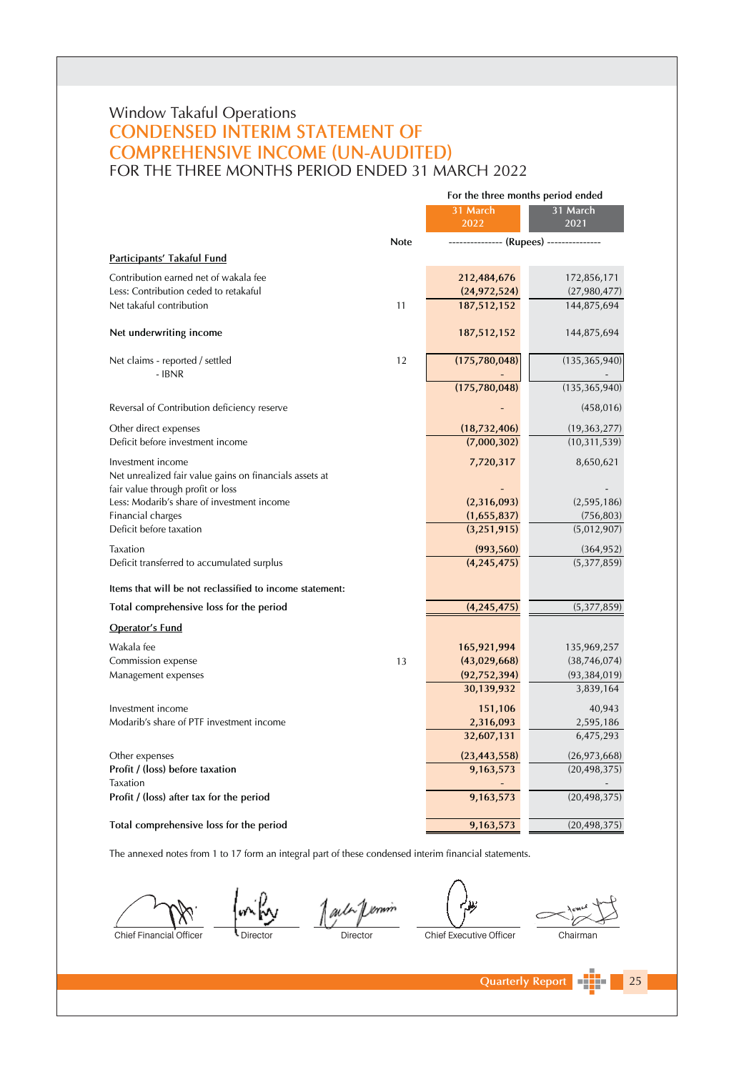Window Takaful Operations

# CONDENSED INTERIM STATEMENT OF COMPREHENSIVE INCOME (UN-AUDITED)

## FOR THE THREE MONTHS PERIOD ENDED 31 MARCH 2022

| | Note | For the three months period ended 31 March 2022 | 31 March 2021 |
|---|---|---|---|
| | | (Rupees) | |
| **Participants' Takaful Fund** | | | |
| Contribution earned net of wakala fee | | 212,484,676 | 172,856,171 |
| Less: Contribution ceded to retakaful | | (24,972,524) | (27,980,477) |
| Net takaful contribution | 11 | 187,512,152 | 144,875,694 |
| **Net underwriting income** | | 187,512,152 | 144,875,694 |
| Net claims - reported / settled | 12 | (175,780,048) | (135,365,940) |
| - IBNR | | - | - |
| | | (175,780,048) | (135,365,940) |
| Reversal of Contribution deficiency reserve | | - | (458,016) |
| Other direct expenses | | (18,732,406) | (19,363,277) |
| Deficit before investment income | | (7,000,302) | (10,311,539) |
| Investment income | | 7,720,317 | 8,650,621 |
| Net unrealized fair value gains on financials assets at fair value through profit or loss | | - | - |
| Less: Modarib's share of investment income | | (2,316,093) | (2,595,186) |
| Financial charges | | (1,655,837) | (756,803) |
| Deficit before taxation | | (3,251,915) | (5,012,907) |
| Taxation | | (993,560) | (364,952) |
| Deficit transferred to accumulated surplus | | (4,245,475) | (5,377,859) |
| **Items that will be not reclassified to income statement:** | | | |
| **Total comprehensive loss for the period** | | (4,245,475) | (5,377,859) |
| **Operator's Fund** | | | |
| Wakala fee | | 165,921,994 | 135,969,257 |
| Commission expense | 13 | (43,029,668) | (38,746,074) |
| Management expenses | | (92,752,394) | (93,384,019) |
| | | 30,139,932 | 3,839,164 |
| Investment income | | 151,106 | 40,943 |
| Modarib's share of PTF investment income | | 2,316,093 | 2,595,186 |
| | | 32,607,131 | 6,475,293 |
| Other expenses | | (23,443,558) | (26,973,668) |
| **Profit / (loss) before taxation** | | 9,163,573 | (20,498,375) |
| Taxation | | - | - |
| **Profit / (loss) after tax for the period** | | 9,163,573 | (20,498,375) |
| **Total comprehensive loss for the period** | | 9,163,573 | (20,498,375) |

The annexed notes from 1 to 17 form an integral part of these condensed interim financial statements.

Chief Financial Officer &nbsp;&nbsp; Director &nbsp;&nbsp; Director &nbsp;&nbsp; Chief Executive Officer &nbsp;&nbsp; Chairman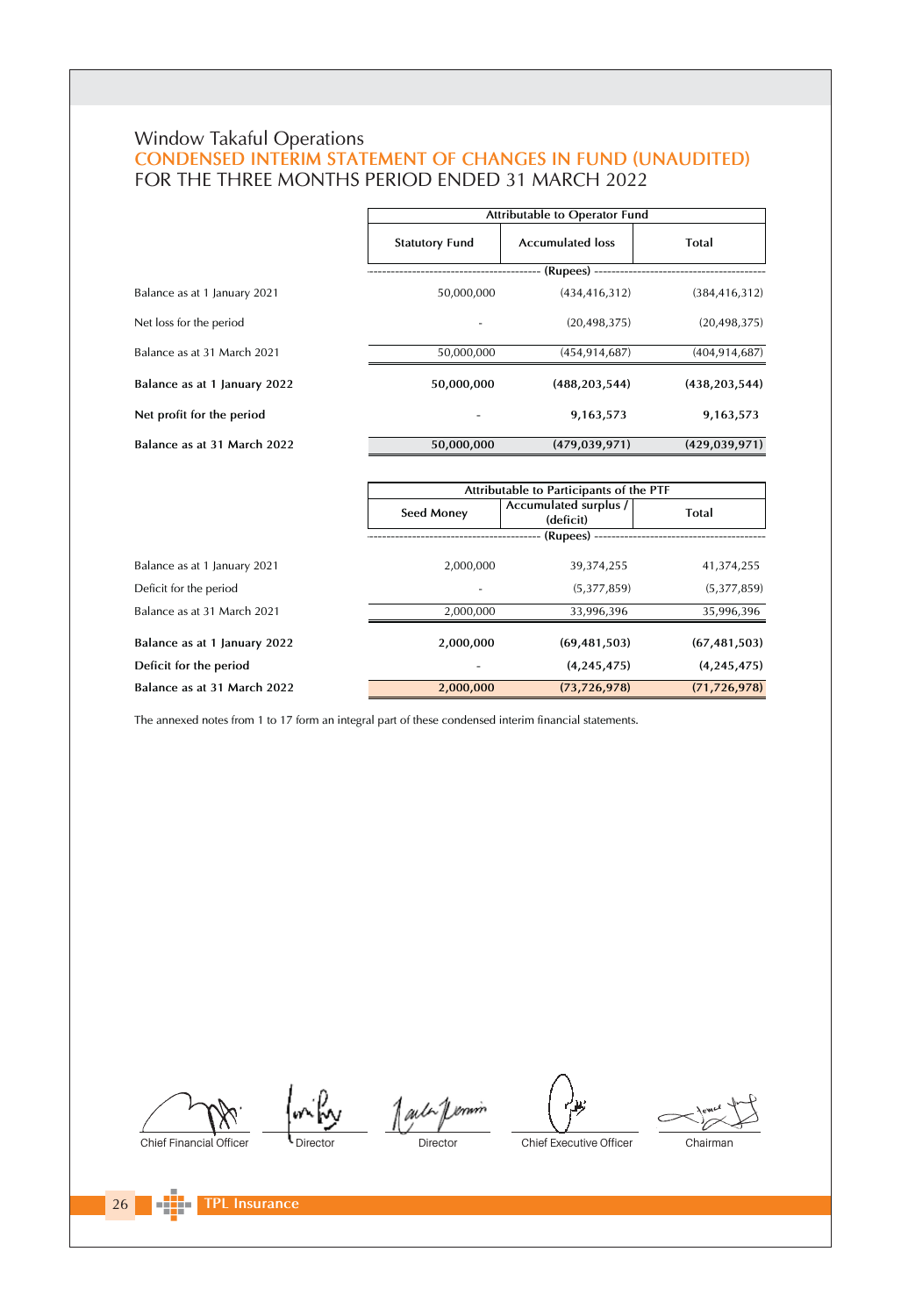Window Takaful Operations

## CONDENSED INTERIM STATEMENT OF CHANGES IN FUND (UNAUDITED)

FOR THE THREE MONTHS PERIOD ENDED 31 MARCH 2022

| | Attributable to Operator Fund | | |
|---|---|---|---|
| | Statutory Fund | Accumulated loss | Total |
| | (Rupees) | | |
| Balance as at 1 January 2021 | 50,000,000 | (434,416,312) | (384,416,312) |
| Net loss for the period | - | (20,498,375) | (20,498,375) |
| Balance as at 31 March 2021 | 50,000,000 | (454,914,687) | (404,914,687) |
| **Balance as at 1 January 2022** | **50,000,000** | **(488,203,544)** | **(438,203,544)** |
| **Net profit for the period** | **-** | **9,163,573** | **9,163,573** |
| **Balance as at 31 March 2022** | **50,000,000** | **(479,039,971)** | **(429,039,971)** |

| | Attributable to Participants of the PTF | | |
|---|---|---|---|
| | Seed Money | Accumulated surplus / (deficit) | Total |
| | (Rupees) | | |
| Balance as at 1 January 2021 | 2,000,000 | 39,374,255 | 41,374,255 |
| Deficit for the period | - | (5,377,859) | (5,377,859) |
| Balance as at 31 March 2021 | 2,000,000 | 33,996,396 | 35,996,396 |
| **Balance as at 1 January 2022** | **2,000,000** | **(69,481,503)** | **(67,481,503)** |
| **Deficit for the period** | **-** | **(4,245,475)** | **(4,245,475)** |
| **Balance as at 31 March 2022** | **2,000,000** | **(73,726,978)** | **(71,726,978)** |

The annexed notes from 1 to 17 form an integral part of these condensed interim financial statements.

Chief Financial Officer | Director | Director | Chief Executive Officer | Chairman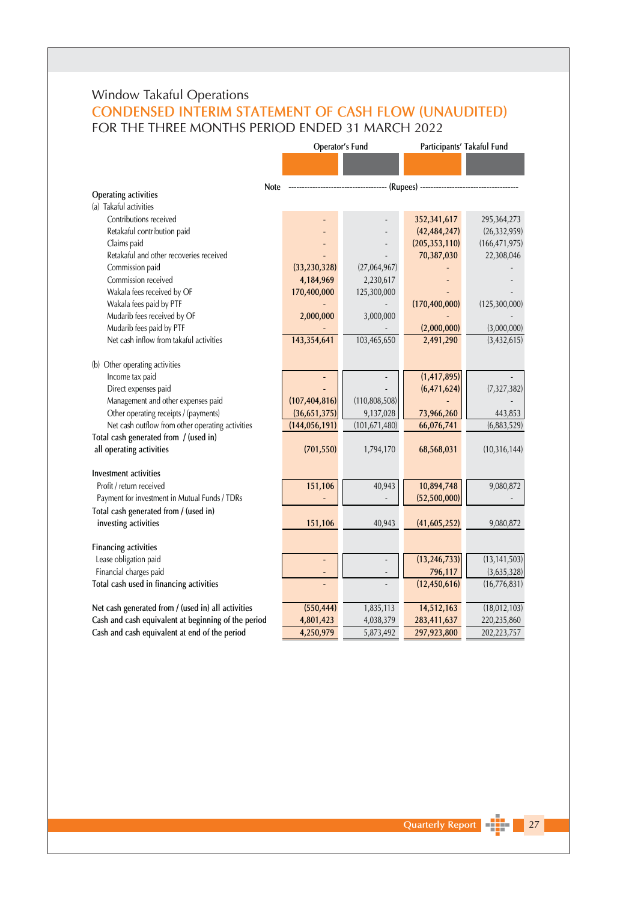Window Takaful Operations

## CONDENSED INTERIM STATEMENT OF CASH FLOW (UNAUDITED)

FOR THE THREE MONTHS PERIOD ENDED 31 MARCH 2022

| | Note | Operator's Fund | | Participants' Takaful Fund | |
|---|---|---|---|---|---|
| | | ---------- (Rupees) ---------- | | | |
| **Operating activities** | | | | | |
| (a) Takaful activities | | | | | |
| Contributions received | | - | - | 352,341,617 | 295,364,273 |
| Retakaful contribution paid | | - | - | (42,484,247) | (26,332,959) |
| Claims paid | | - | - | (205,353,110) | (166,471,975) |
| Retakaful and other recoveries received | | - | - | 70,387,030 | 22,308,046 |
| Commission paid | | (33,230,328) | (27,064,967) | - | - |
| Commission received | | 4,184,969 | 2,230,617 | - | - |
| Wakala fees received by OF | | 170,400,000 | 125,300,000 | - | - |
| Wakala fees paid by PTF | | - | - | (170,400,000) | (125,300,000) |
| Mudarib fees received by OF | | 2,000,000 | 3,000,000 | - | - |
| Mudarib fees paid by PTF | | - | - | (2,000,000) | (3,000,000) |
| Net cash inflow from takaful activities | | 143,354,641 | 103,465,650 | 2,491,290 | (3,432,615) |
| (b) Other operating activities | | | | | |
| Income tax paid | | - | - | (1,417,895) | - |
| Direct expenses paid | | - | - | (6,471,624) | (7,327,382) |
| Management and other expenses paid | | (107,404,816) | (110,808,508) | - | - |
| Other operating receipts / (payments) | | (36,651,375) | 9,137,028 | 73,966,260 | 443,853 |
| Net cash outflow from other operating activities | | (144,056,191) | (101,671,480) | 66,076,741 | (6,883,529) |
| **Total cash generated from / (used in) all operating activities** | | (701,550) | 1,794,170 | 68,568,031 | (10,316,144) |
| **Investment activities** | | | | | |
| Profit / return received | | 151,106 | 40,943 | 10,894,748 | 9,080,872 |
| Payment for investment in Mutual Funds / TDRs | | - | - | (52,500,000) | - |
| **Total cash generated from / (used in) investing activities** | | 151,106 | 40,943 | (41,605,252) | 9,080,872 |
| **Financing activities** | | | | | |
| Lease obligation paid | | - | - | (13,246,733) | (13,141,503) |
| Financial charges paid | | - | - | 796,117 | (3,635,328) |
| **Total cash used in financing activities** | | - | - | (12,450,616) | (16,776,831) |
| Net cash generated from / (used in) all activities | | (550,444) | 1,835,113 | 14,512,163 | (18,012,103) |
| Cash and cash equivalent at beginning of the period | | 4,801,423 | 4,038,379 | 283,411,637 | 220,235,860 |
| Cash and cash equivalent at end of the period | | 4,250,979 | 5,873,492 | 297,923,800 | 202,223,757 |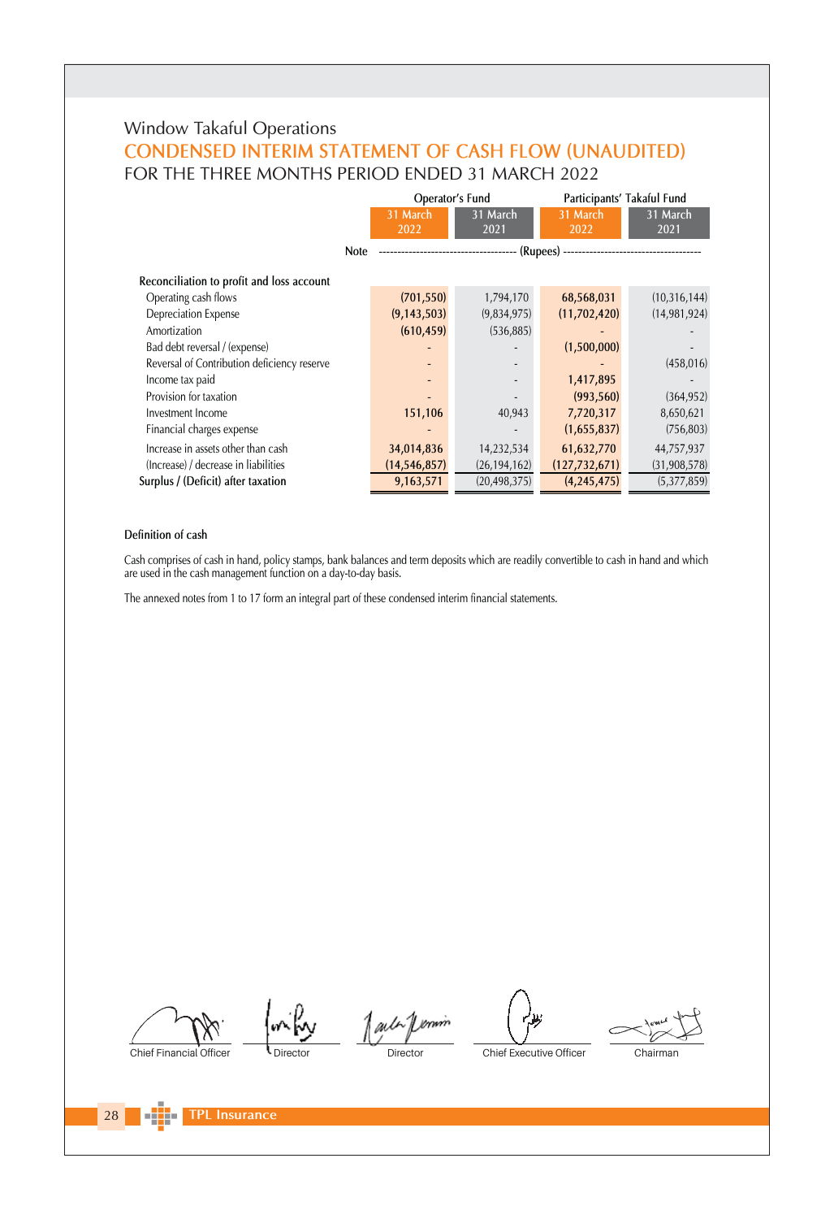Window Takaful Operations

## CONDENSED INTERIM STATEMENT OF CASH FLOW (UNAUDITED)

FOR THE THREE MONTHS PERIOD ENDED 31 MARCH 2022

| | Note | Operator's Fund | | Participants' Takaful Fund | |
|---|---|---|---|---|---|
| | | 31 March 2022 | 31 March 2021 | 31 March 2022 | 31 March 2021 |
| | | (Rupees) | | | |
| **Reconciliation to profit and loss account** | | | | | |
| Operating cash flows | | (701,550) | 1,794,170 | 68,568,031 | (10,316,144) |
| Depreciation Expense | | (9,143,503) | (9,834,975) | (11,702,420) | (14,981,924) |
| Amortization | | (610,459) | (536,885) | - | - |
| Bad debt reversal / (expense) | | - | - | (1,500,000) | - |
| Reversal of Contribution deficiency reserve | | - | - | - | (458,016) |
| Income tax paid | | - | - | 1,417,895 | - |
| Provision for taxation | | - | - | (993,560) | (364,952) |
| Investment Income | | 151,106 | 40,943 | 7,720,317 | 8,650,621 |
| Financial charges expense | | - | - | (1,655,837) | (756,803) |
| Increase in assets other than cash | | 34,014,836 | 14,232,534 | 61,632,770 | 44,757,937 |
| (Increase) / decrease in liabilities | | (14,546,857) | (26,194,162) | (127,732,671) | (31,908,578) |
| **Surplus / (Deficit) after taxation** | | 9,163,571 | (20,498,375) | (4,245,475) | (5,377,859) |

**Definition of cash**

Cash comprises of cash in hand, policy stamps, bank balances and term deposits which are readily convertible to cash in hand and which are used in the cash management function on a day-to-day basis.

The annexed notes from 1 to 17 form an integral part of these condensed interim financial statements.

Chief Financial Officer | Director | Director | Chief Executive Officer | Chairman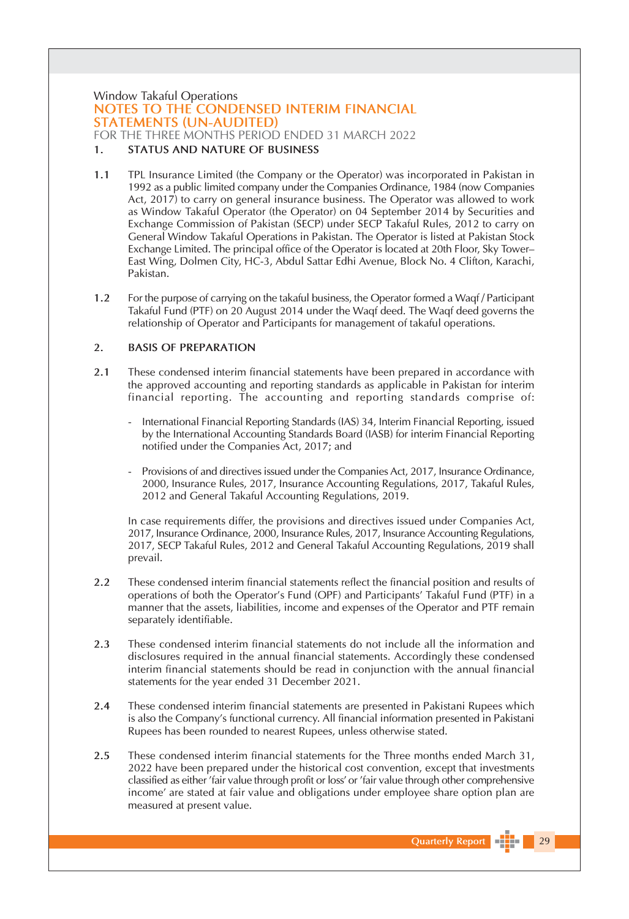Window Takaful Operations

# NOTES TO THE CONDENSED INTERIM FINANCIAL STATEMENTS (UN-AUDITED)

FOR THE THREE MONTHS PERIOD ENDED 31 MARCH 2022

## 1. STATUS AND NATURE OF BUSINESS

**1.1** TPL Insurance Limited (the Company or the Operator) was incorporated in Pakistan in 1992 as a public limited company under the Companies Ordinance, 1984 (now Companies Act, 2017) to carry on general insurance business. The Operator was allowed to work as Window Takaful Operator (the Operator) on 04 September 2014 by Securities and Exchange Commission of Pakistan (SECP) under SECP Takaful Rules, 2012 to carry on General Window Takaful Operations in Pakistan. The Operator is listed at Pakistan Stock Exchange Limited. The principal office of the Operator is located at 20th Floor, Sky Tower– East Wing, Dolmen City, HC-3, Abdul Sattar Edhi Avenue, Block No. 4 Clifton, Karachi, Pakistan.

**1.2** For the purpose of carrying on the takaful business, the Operator formed a Waqf / Participant Takaful Fund (PTF) on 20 August 2014 under the Waqf deed. The Waqf deed governs the relationship of Operator and Participants for management of takaful operations.

## 2. BASIS OF PREPARATION

**2.1** These condensed interim financial statements have been prepared in accordance with the approved accounting and reporting standards as applicable in Pakistan for interim financial reporting. The accounting and reporting standards comprise of:

- International Financial Reporting Standards (IAS) 34, Interim Financial Reporting, issued by the International Accounting Standards Board (IASB) for interim Financial Reporting notified under the Companies Act, 2017; and
- Provisions of and directives issued under the Companies Act, 2017, Insurance Ordinance, 2000, Insurance Rules, 2017, Insurance Accounting Regulations, 2017, Takaful Rules, 2012 and General Takaful Accounting Regulations, 2019.

In case requirements differ, the provisions and directives issued under Companies Act, 2017, Insurance Ordinance, 2000, Insurance Rules, 2017, Insurance Accounting Regulations, 2017, SECP Takaful Rules, 2012 and General Takaful Accounting Regulations, 2019 shall prevail.

**2.2** These condensed interim financial statements reflect the financial position and results of operations of both the Operator's Fund (OPF) and Participants' Takaful Fund (PTF) in a manner that the assets, liabilities, income and expenses of the Operator and PTF remain separately identifiable.

**2.3** These condensed interim financial statements do not include all the information and disclosures required in the annual financial statements. Accordingly these condensed interim financial statements should be read in conjunction with the annual financial statements for the year ended 31 December 2021.

**2.4** These condensed interim financial statements are presented in Pakistani Rupees which is also the Company's functional currency. All financial information presented in Pakistani Rupees has been rounded to nearest Rupees, unless otherwise stated.

**2.5** These condensed interim financial statements for the Three months ended March 31, 2022 have been prepared under the historical cost convention, except that investments classified as either 'fair value through profit or loss' or 'fair value through other comprehensive income' are stated at fair value and obligations under employee share option plan are measured at present value.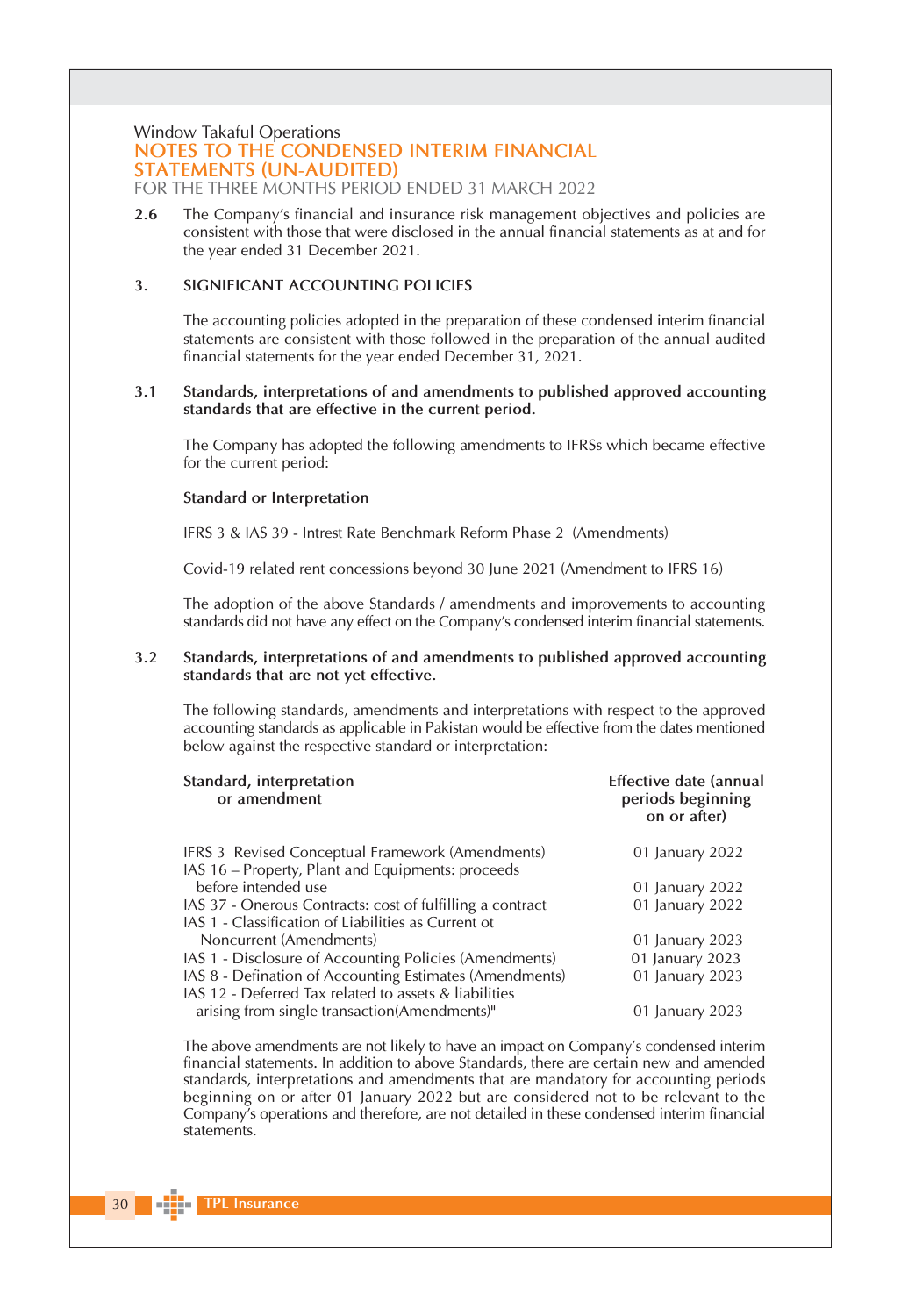Window Takaful Operations

## NOTES TO THE CONDENSED INTERIM FINANCIAL STATEMENTS (UN-AUDITED)

FOR THE THREE MONTHS PERIOD ENDED 31 MARCH 2022

**2.6** The Company's financial and insurance risk management objectives and policies are consistent with those that were disclosed in the annual financial statements as at and for the year ended 31 December 2021.

### 3. SIGNIFICANT ACCOUNTING POLICIES

The accounting policies adopted in the preparation of these condensed interim financial statements are consistent with those followed in the preparation of the annual audited financial statements for the year ended December 31, 2021.

#### 3.1 Standards, interpretations of and amendments to published approved accounting standards that are effective in the current period.

The Company has adopted the following amendments to IFRSs which became effective for the current period:

**Standard or Interpretation**

IFRS 3 & IAS 39 - Intrest Rate Benchmark Reform Phase 2 (Amendments)

Covid-19 related rent concessions beyond 30 June 2021 (Amendment to IFRS 16)

The adoption of the above Standards / amendments and improvements to accounting standards did not have any effect on the Company's condensed interim financial statements.

#### 3.2 Standards, interpretations of and amendments to published approved accounting standards that are not yet effective.

The following standards, amendments and interpretations with respect to the approved accounting standards as applicable in Pakistan would be effective from the dates mentioned below against the respective standard or interpretation:

| Standard, interpretation or amendment | Effective date (annual periods beginning on or after) |
|---|---|
| IFRS 3 Revised Conceptual Framework (Amendments) | 01 January 2022 |
| IAS 16 – Property, Plant and Equipments: proceeds before intended use | 01 January 2022 |
| IAS 37 - Onerous Contracts: cost of fulfilling a contract | 01 January 2022 |
| IAS 1 - Classification of Liabilities as Current ot Noncurrent (Amendments) | 01 January 2023 |
| IAS 1 - Disclosure of Accounting Policies (Amendments) | 01 January 2023 |
| IAS 8 - Defination of Accounting Estimates (Amendments) | 01 January 2023 |
| IAS 12 - Deferred Tax related to assets & liabilities arising from single transaction(Amendments)" | 01 January 2023 |

The above amendments are not likely to have an impact on Company's condensed interim financial statements. In addition to above Standards, there are certain new and amended standards, interpretations and amendments that are mandatory for accounting periods beginning on or after 01 January 2022 but are considered not to be relevant to the Company's operations and therefore, are not detailed in these condensed interim financial statements.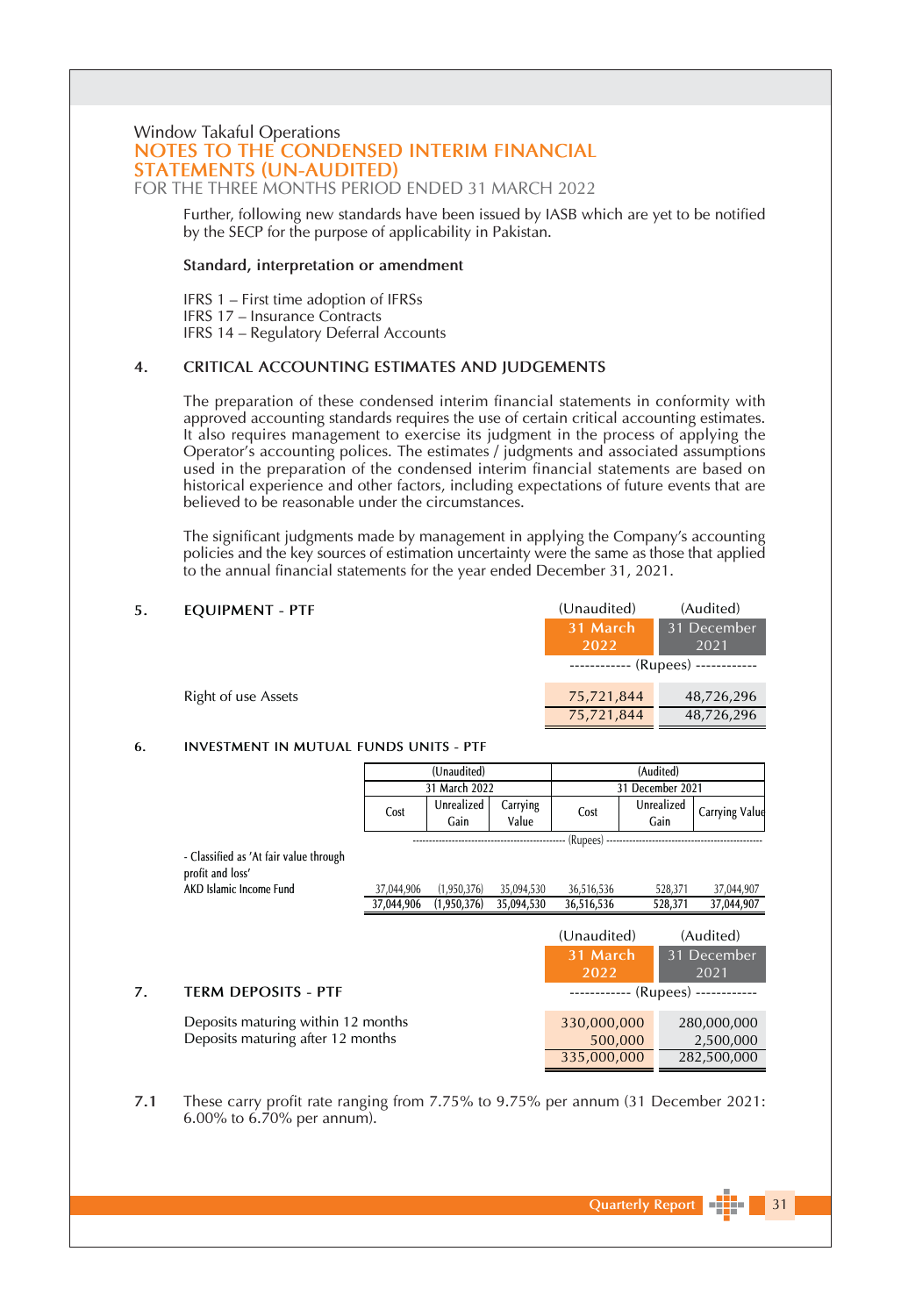Window Takaful Operations

## NOTES TO THE CONDENSED INTERIM FINANCIAL STATEMENTS (UN-AUDITED)

FOR THE THREE MONTHS PERIOD ENDED 31 MARCH 2022

Further, following new standards have been issued by IASB which are yet to be notified by the SECP for the purpose of applicability in Pakistan.

**Standard, interpretation or amendment**

IFRS 1 – First time adoption of IFRSs
IFRS 17 – Insurance Contracts
IFRS 14 – Regulatory Deferral Accounts

### 4. CRITICAL ACCOUNTING ESTIMATES AND JUDGEMENTS

The preparation of these condensed interim financial statements in conformity with approved accounting standards requires the use of certain critical accounting estimates. It also requires management to exercise its judgment in the process of applying the Operator's accounting polices. The estimates / judgments and associated assumptions used in the preparation of the condensed interim financial statements are based on historical experience and other factors, including expectations of future events that are believed to be reasonable under the circumstances.

The significant judgments made by management in applying the Company's accounting policies and the key sources of estimation uncertainty were the same as those that applied to the annual financial statements for the year ended December 31, 2021.

### 5. EQUIPMENT - PTF

| | (Unaudited) 31 March 2022 | (Audited) 31 December 2021 |
|---|---|---|
| | (Rupees) | |
| Right of use Assets | 75,721,844 | 48,726,296 |
| | 75,721,844 | 48,726,296 |

### 6. INVESTMENT IN MUTUAL FUNDS UNITS - PTF

| | (Unaudited) 31 March 2022 | | | (Audited) 31 December 2021 | | |
|---|---|---|---|---|---|---|
| | Cost | Unrealized Gain | Carrying Value | Cost | Unrealized Gain | Carrying Value |
| | (Rupees) | | | | | |
| - Classified as 'At fair value through profit and loss' | | | | | | |
| AKD Islamic Income Fund | 37,044,906 | (1,950,376) | 35,094,530 | 36,516,536 | 528,371 | 37,044,907 |
| | 37,044,906 | (1,950,376) | 35,094,530 | 36,516,536 | 528,371 | 37,044,907 |

### 7. TERM DEPOSITS - PTF

| | (Unaudited) 31 March 2022 | (Audited) 31 December 2021 |
|---|---|---|
| | (Rupees) | |
| Deposits maturing within 12 months | 330,000,000 | 280,000,000 |
| Deposits maturing after 12 months | 500,000 | 2,500,000 |
| | 335,000,000 | 282,500,000 |

7.1 These carry profit rate ranging from 7.75% to 9.75% per annum (31 December 2021: 6.00% to 6.70% per annum).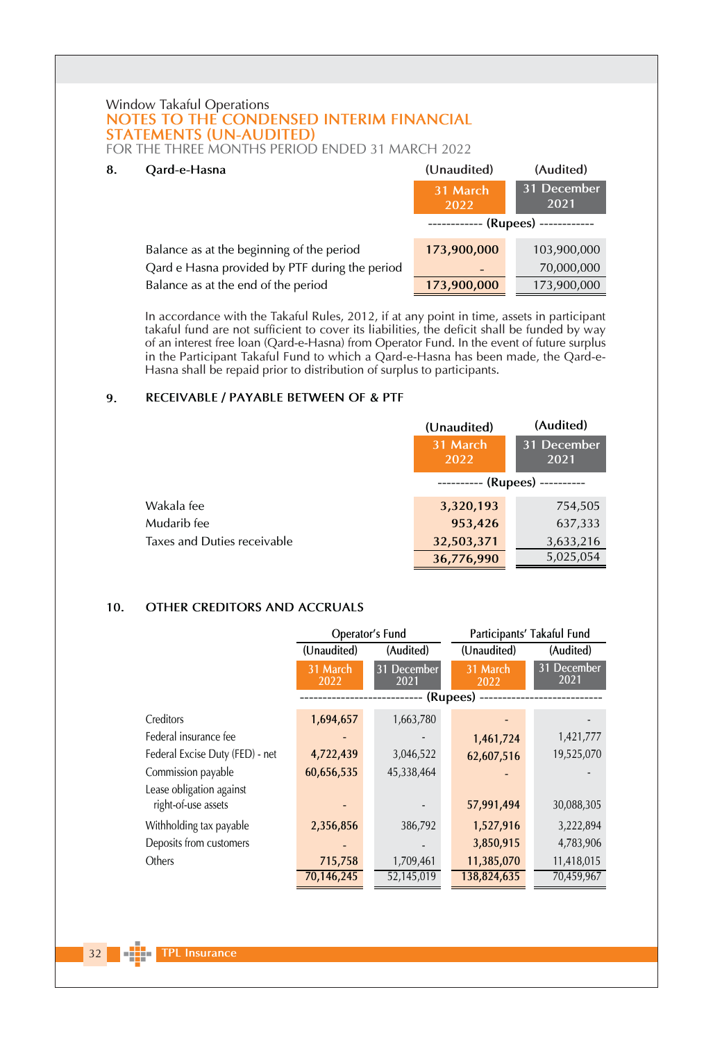Window Takaful Operations

## NOTES TO THE CONDENSED INTERIM FINANCIAL STATEMENTS (UN-AUDITED)

FOR THE THREE MONTHS PERIOD ENDED 31 MARCH 2022

### 8. Qard-e-Hasna

| | (Unaudited) 31 March 2022 | (Audited) 31 December 2021 |
|---|---|---|
| | ------------ (Rupees) ------------ | |
| Balance as at the beginning of the period | **173,900,000** | 103,900,000 |
| Qard e Hasna provided by PTF during the period | **-** | 70,000,000 |
| Balance as at the end of the period | **173,900,000** | 173,900,000 |

In accordance with the Takaful Rules, 2012, if at any point in time, assets in participant takaful fund are not sufficient to cover its liabilities, the deficit shall be funded by way of an interest free loan (Qard-e-Hasna) from Operator Fund. In the event of future surplus in the Participant Takaful Fund to which a Qard-e-Hasna has been made, the Qard-e-Hasna shall be repaid prior to distribution of surplus to participants.

### 9. RECEIVABLE / PAYABLE BETWEEN OF & PTF

| | (Unaudited) 31 March 2022 | (Audited) 31 December 2021 |
|---|---|---|
| | ---------- (Rupees) ---------- | |
| Wakala fee | **3,320,193** | 754,505 |
| Mudarib fee | **953,426** | 637,333 |
| Taxes and Duties receivable | **32,503,371** | 3,633,216 |
| | **36,776,990** | 5,025,054 |

### 10. OTHER CREDITORS AND ACCRUALS

| | Operator's Fund | | Participants' Takaful Fund | |
|---|---|---|---|---|
| | (Unaudited) 31 March 2022 | (Audited) 31 December 2021 | (Unaudited) 31 March 2022 | (Audited) 31 December 2021 |
| | -------------------------- (Rupees) -------------------------- | | | |
| Creditors | **1,694,657** | 1,663,780 | **-** | - |
| Federal insurance fee | **-** | - | **1,461,724** | 1,421,777 |
| Federal Excise Duty (FED) - net | **4,722,439** | 3,046,522 | **62,607,516** | 19,525,070 |
| Commission payable | **60,656,535** | 45,338,464 | **-** | - |
| Lease obligation against right-of-use assets | **-** | - | **57,991,494** | 30,088,305 |
| Withholding tax payable | **2,356,856** | 386,792 | **1,527,916** | 3,222,894 |
| Deposits from customers | **-** | - | **3,850,915** | 4,783,906 |
| Others | **715,758** | 1,709,461 | **11,385,070** | 11,418,015 |
| | **70,146,245** | 52,145,019 | **138,824,635** | 70,459,967 |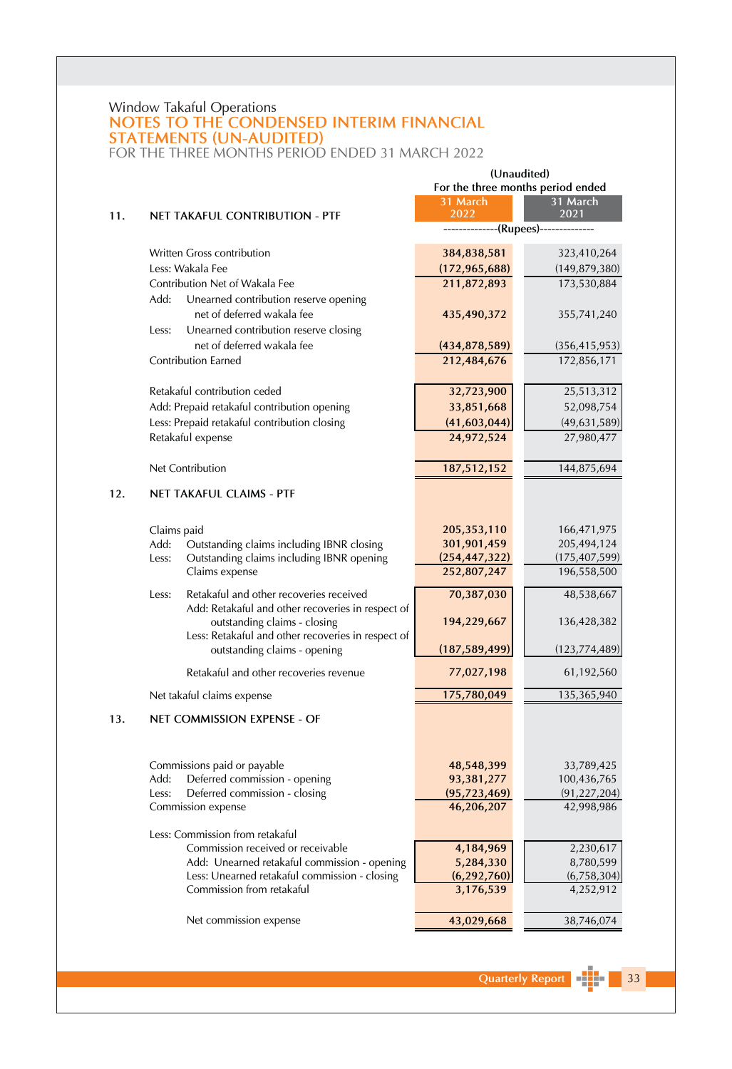Window Takaful Operations

## NOTES TO THE CONDENSED INTERIM FINANCIAL STATEMENTS (UN-AUDITED)

FOR THE THREE MONTHS PERIOD ENDED 31 MARCH 2022

### 11. NET TAKAFUL CONTRIBUTION - PTF

| | (Unaudited) For the three months period ended 31 March 2022 | 31 March 2021 |
|---|---|---|
| | --------------(Rupees)-------------- | |
| Written Gross contribution | 384,838,581 | 323,410,264 |
| Less: Wakala Fee | (172,965,688) | (149,879,380) |
| Contribution Net of Wakala Fee | 211,872,893 | 173,530,884 |
| Add: Unearned contribution reserve opening net of deferred wakala fee | 435,490,372 | 355,741,240 |
| Less: Unearned contribution reserve closing net of deferred wakala fee | (434,878,589) | (356,415,953) |
| Contribution Earned | 212,484,676 | 172,856,171 |
| | | |
| Retakaful contribution ceded | 32,723,900 | 25,513,312 |
| Add: Prepaid retakaful contribution opening | 33,851,668 | 52,098,754 |
| Less: Prepaid retakaful contribution closing | (41,603,044) | (49,631,589) |
| Retakaful expense | 24,972,524 | 27,980,477 |
| | | |
| Net Contribution | 187,512,152 | 144,875,694 |

### 12. NET TAKAFUL CLAIMS - PTF

| | 31 March 2022 | 31 March 2021 |
|---|---|---|
| Claims paid | 205,353,110 | 166,471,975 |
| Add: Outstanding claims including IBNR closing | 301,901,459 | 205,494,124 |
| Less: Outstanding claims including IBNR opening | (254,447,322) | (175,407,599) |
| Claims expense | 252,807,247 | 196,558,500 |
| Less: Retakaful and other recoveries received | 70,387,030 | 48,538,667 |
| Add: Retakaful and other recoveries in respect of outstanding claims - closing | 194,229,667 | 136,428,382 |
| Less: Retakaful and other recoveries in respect of outstanding claims - opening | (187,589,499) | (123,774,489) |
| Retakaful and other recoveries revenue | 77,027,198 | 61,192,560 |
| Net takaful claims expense | 175,780,049 | 135,365,940 |

### 13. NET COMMISSION EXPENSE - OF

| | 31 March 2022 | 31 March 2021 |
|---|---|---|
| Commissions paid or payable | 48,548,399 | 33,789,425 |
| Add: Deferred commission - opening | 93,381,277 | 100,436,765 |
| Less: Deferred commission - closing | (95,723,469) | (91,227,204) |
| Commission expense | 46,206,207 | 42,998,986 |
| | | |
| Less: Commission from retakaful | | |
| Commission received or receivable | 4,184,969 | 2,230,617 |
| Add: Unearned retakaful commission - opening | 5,284,330 | 8,780,599 |
| Less: Unearned retakaful commission - closing | (6,292,760) | (6,758,304) |
| Commission from retakaful | 3,176,539 | 4,252,912 |
| | | |
| Net commission expense | 43,029,668 | 38,746,074 |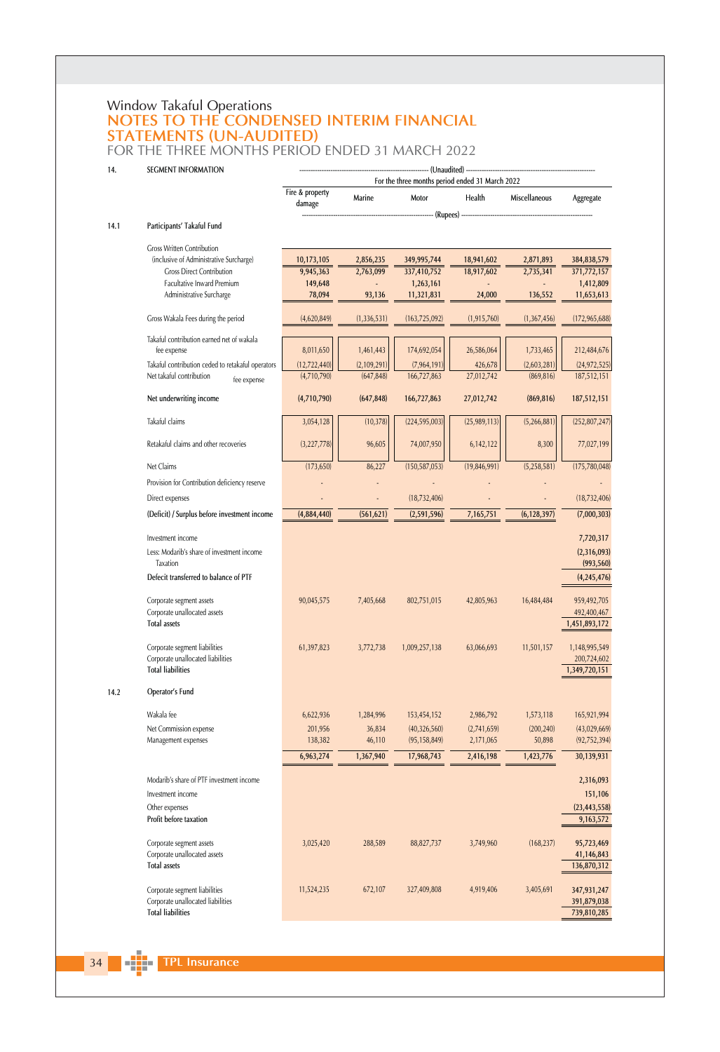# Window Takaful Operations

## NOTES TO THE CONDENSED INTERIM FINANCIAL STATEMENTS (UN-AUDITED)

### FOR THE THREE MONTHS PERIOD ENDED 31 MARCH 2022

**14. SEGMENT INFORMATION**

| | | (Unaudited) For the three months period ended 31 March 2022 | | | | |
|---|---|---|---|---|---|---|
| | Fire & property damage | Marine | Motor | Health | Miscellaneous | Aggregate |
| | (Rupees) | | | | | |
| **14.1 Participants' Takaful Fund** | | | | | | |
| Gross Written Contribution (inclusive of Administrative Surcharge) | 10,173,105 | 2,856,235 | 349,995,744 | 18,941,602 | 2,871,893 | 384,838,579 |
| Gross Direct Contribution | 9,945,363 | 2,763,099 | 337,410,752 | 18,917,602 | 2,735,341 | 371,772,157 |
| Facultative Inward Premium | 149,648 | - | 1,263,161 | - | - | 1,412,809 |
| Administrative Surcharge | 78,094 | 93,136 | 11,321,831 | 24,000 | 136,552 | 11,653,613 |
| Gross Wakala Fees during the period | (4,620,849) | (1,336,531) | (163,725,092) | (1,915,760) | (1,367,456) | (172,965,688) |
| Takaful contribution earned net of wakala fee expense | 8,011,650 | 1,461,443 | 174,692,054 | 26,586,064 | 1,733,465 | 212,484,676 |
| Takaful contribution ceded to retakaful operators | (12,722,440) | (2,109,291) | (7,964,191) | 426,678 | (2,603,281) | (24,972,525) |
| Net takaful contribution fee expense | (4,710,790) | (647,848) | 166,727,863 | 27,012,742 | (869,816) | 187,512,151 |
| **Net underwriting income** | **(4,710,790)** | **(647,848)** | **166,727,863** | **27,012,742** | **(869,816)** | **187,512,151** |
| Takaful claims | 3,054,128 | (10,378) | (224,595,003) | (25,989,113) | (5,266,881) | (252,807,247) |
| Retakaful claims and other recoveries | (3,227,778) | 96,605 | 74,007,950 | 6,142,122 | 8,300 | 77,027,199 |
| Net Claims | (173,650) | 86,227 | (150,587,053) | (19,846,991) | (5,258,581) | (175,780,048) |
| Provision for Contribution deficiency reserve | - | - | - | - | - | - |
| Direct expenses | - | - | (18,732,406) | - | - | (18,732,406) |
| **(Deficit) / Surplus before investment income** | **(4,884,440)** | **(561,621)** | **(2,591,596)** | **7,165,751** | **(6,128,397)** | **(7,000,303)** |
| Investment income | | | | | | 7,720,317 |
| Less: Modarib's share of investment income | | | | | | (2,316,093) |
| Taxation | | | | | | (993,560) |
| **Defecit transferred to balance of PTF** | | | | | | **(4,245,476)** |
| Corporate segment assets | 90,045,575 | 7,405,668 | 802,751,015 | 42,805,963 | 16,484,484 | 959,492,705 |
| Corporate unallocated assets | | | | | | 492,400,467 |
| Total assets | | | | | | 1,451,893,172 |
| Corporate segment liabilities | 61,397,823 | 3,772,738 | 1,009,257,138 | 63,066,693 | 11,501,157 | 1,148,995,549 |
| Corporate unallocated liabilities | | | | | | 200,724,602 |
| Total liabilities | | | | | | 1,349,720,151 |
| **14.2 Operator's Fund** | | | | | | |
| Wakala fee | 6,622,936 | 1,284,996 | 153,454,152 | 2,986,792 | 1,573,118 | 165,921,994 |
| Net Commission expense | 201,956 | 36,834 | (40,326,560) | (2,741,659) | (200,240) | (43,029,669) |
| Management expenses | 138,382 | 46,110 | (95,158,849) | 2,171,065 | 50,898 | (92,752,394) |
| | **6,963,274** | **1,367,940** | **17,968,743** | **2,416,198** | **1,423,776** | **30,139,931** |
| Modarib's share of PTF investment income | | | | | | 2,316,093 |
| Investment income | | | | | | 151,106 |
| Other expenses | | | | | | (23,443,558) |
| Profit before taxation | | | | | | 9,163,572 |
| Corporate segment assets | 3,025,420 | 288,589 | 88,827,737 | 3,749,960 | (168,237) | 95,723,469 |
| Corporate unallocated assets | | | | | | 41,146,843 |
| Total assets | | | | | | 136,870,312 |
| Corporate segment liabilities | 11,524,235 | 672,107 | 327,409,808 | 4,919,406 | 3,405,691 | 347,931,247 |
| Corporate unallocated liabilities | | | | | | 391,879,038 |
| Total liabilities | | | | | | 739,810,285 |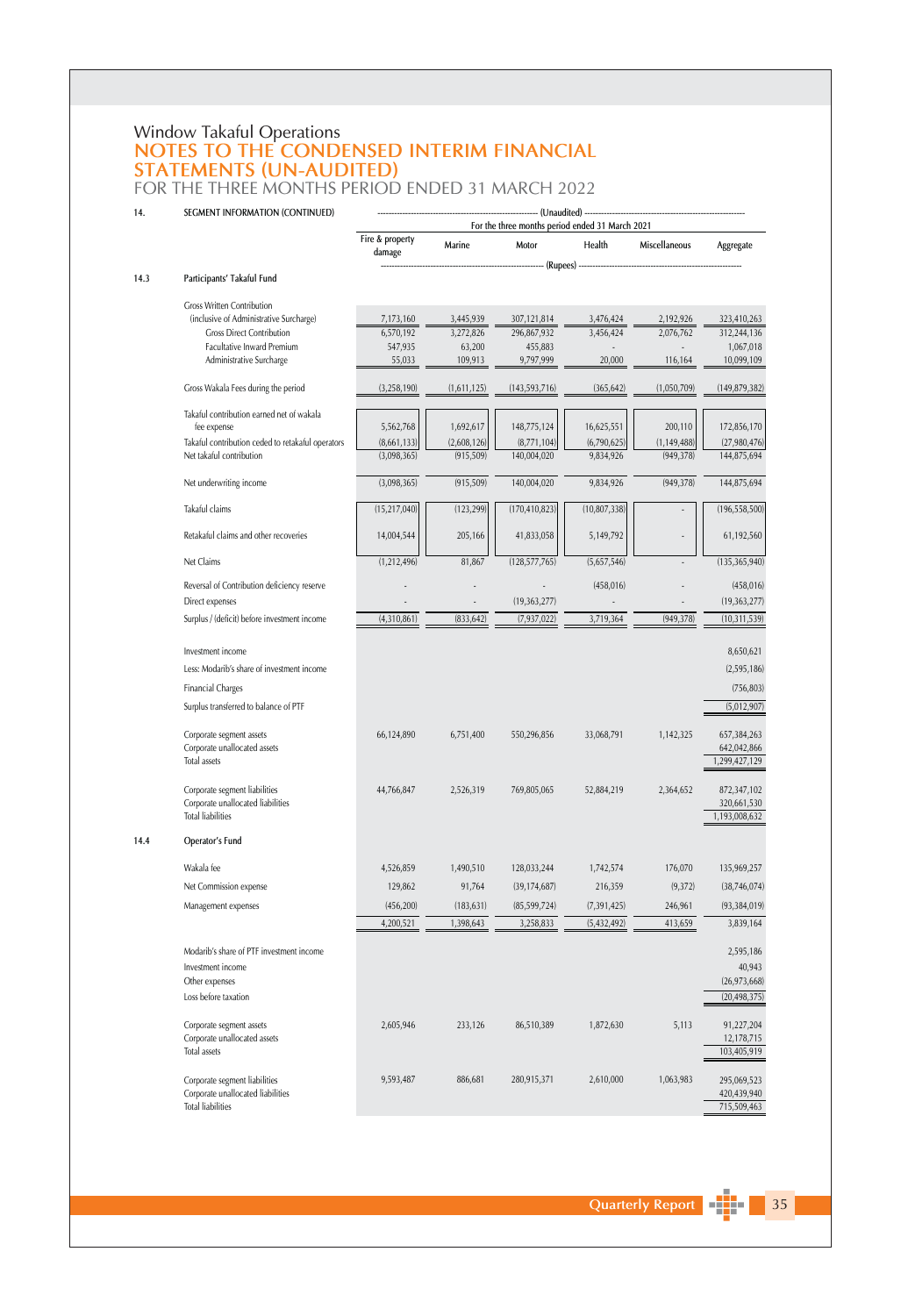# Window Takaful Operations

## NOTES TO THE CONDENSED INTERIM FINANCIAL STATEMENTS (UN-AUDITED)

### FOR THE THREE MONTHS PERIOD ENDED 31 MARCH 2022

**14. SEGMENT INFORMATION (CONTINUED)**

| | (Unaudited) For the three months period ended 31 March 2021 | | | | | |
|---|---|---|---|---|---|---|
| | Fire & property damage | Marine | Motor | Health | Miscellaneous | Aggregate |
| | (Rupees) | | | | | |
| **14.3 Participants' Takaful Fund** | | | | | | |
| Gross Written Contribution (inclusive of Administrative Surcharge) | 7,173,160 | 3,445,939 | 307,121,814 | 3,476,424 | 2,192,926 | 323,410,263 |
| Gross Direct Contribution | 6,570,192 | 3,272,826 | 296,867,932 | 3,456,424 | 2,076,762 | 312,244,136 |
| Facultative Inward Premium | 547,935 | 63,200 | 455,883 | - | - | 1,067,018 |
| Administrative Surcharge | 55,033 | 109,913 | 9,797,999 | 20,000 | 116,164 | 10,099,109 |
| Gross Wakala Fees during the period | (3,258,190) | (1,611,125) | (143,593,716) | (365,642) | (1,050,709) | (149,879,382) |
| Takaful contribution earned net of wakala fee expense | 5,562,768 | 1,692,617 | 148,775,124 | 16,625,551 | 200,110 | 172,856,170 |
| Takaful contribution ceded to retakaful operators | (8,661,133) | (2,608,126) | (8,771,104) | (6,790,625) | (1,149,488) | (27,980,476) |
| Net takaful contribution | (3,098,365) | (915,509) | 140,004,020 | 9,834,926 | (949,378) | 144,875,694 |
| Net underwriting income | (3,098,365) | (915,509) | 140,004,020 | 9,834,926 | (949,378) | 144,875,694 |
| Takaful claims | (15,217,040) | (123,299) | (170,410,823) | (10,807,338) | - | (196,558,500) |
| Retakaful claims and other recoveries | 14,004,544 | 205,166 | 41,833,058 | 5,149,792 | - | 61,192,560 |
| Net Claims | (1,212,496) | 81,867 | (128,577,765) | (5,657,546) | - | (135,365,940) |
| Reversal of Contribution deficiency reserve | - | - | - | (458,016) | - | (458,016) |
| Direct expenses | - | - | (19,363,277) | - | - | (19,363,277) |
| Surplus / (deficit) before investment income | (4,310,861) | (833,642) | (7,937,022) | 3,719,364 | (949,378) | (10,311,539) |
| Investment income | | | | | | 8,650,621 |
| Less: Modarib's share of investment income | | | | | | (2,595,186) |
| Financial Charges | | | | | | (756,803) |
| Surplus transferred to balance of PTF | | | | | | (5,012,907) |
| Corporate segment assets | 66,124,890 | 6,751,400 | 550,296,856 | 33,068,791 | 1,142,325 | 657,384,263 |
| Corporate unallocated assets | | | | | | 642,042,866 |
| Total assets | | | | | | 1,299,427,129 |
| Corporate segment liabilities | 44,766,847 | 2,526,319 | 769,805,065 | 52,884,219 | 2,364,652 | 872,347,102 |
| Corporate unallocated liabilities | | | | | | 320,661,530 |
| Total liabilities | | | | | | 1,193,008,632 |
| **14.4 Operator's Fund** | | | | | | |
| Wakala fee | 4,526,859 | 1,490,510 | 128,033,244 | 1,742,574 | 176,070 | 135,969,257 |
| Net Commission expense | 129,862 | 91,764 | (39,174,687) | 216,359 | (9,372) | (38,746,074) |
| Management expenses | (456,200) | (183,631) | (85,599,724) | (7,391,425) | 246,961 | (93,384,019) |
| | 4,200,521 | 1,398,643 | 3,258,833 | (5,432,492) | 413,659 | 3,839,164 |
| Modarib's share of PTF investment income | | | | | | 2,595,186 |
| Investment income | | | | | | 40,943 |
| Other expenses | | | | | | (26,973,668) |
| Loss before taxation | | | | | | (20,498,375) |
| Corporate segment assets | 2,605,946 | 233,126 | 86,510,389 | 1,872,630 | 5,113 | 91,227,204 |
| Corporate unallocated assets | | | | | | 12,178,715 |
| Total assets | | | | | | 103,405,919 |
| Corporate segment liabilities | 9,593,487 | 886,681 | 280,915,371 | 2,610,000 | 1,063,983 | 295,069,523 |
| Corporate unallocated liabilities | | | | | | 420,439,940 |
| Total liabilities | | | | | | 715,509,463 |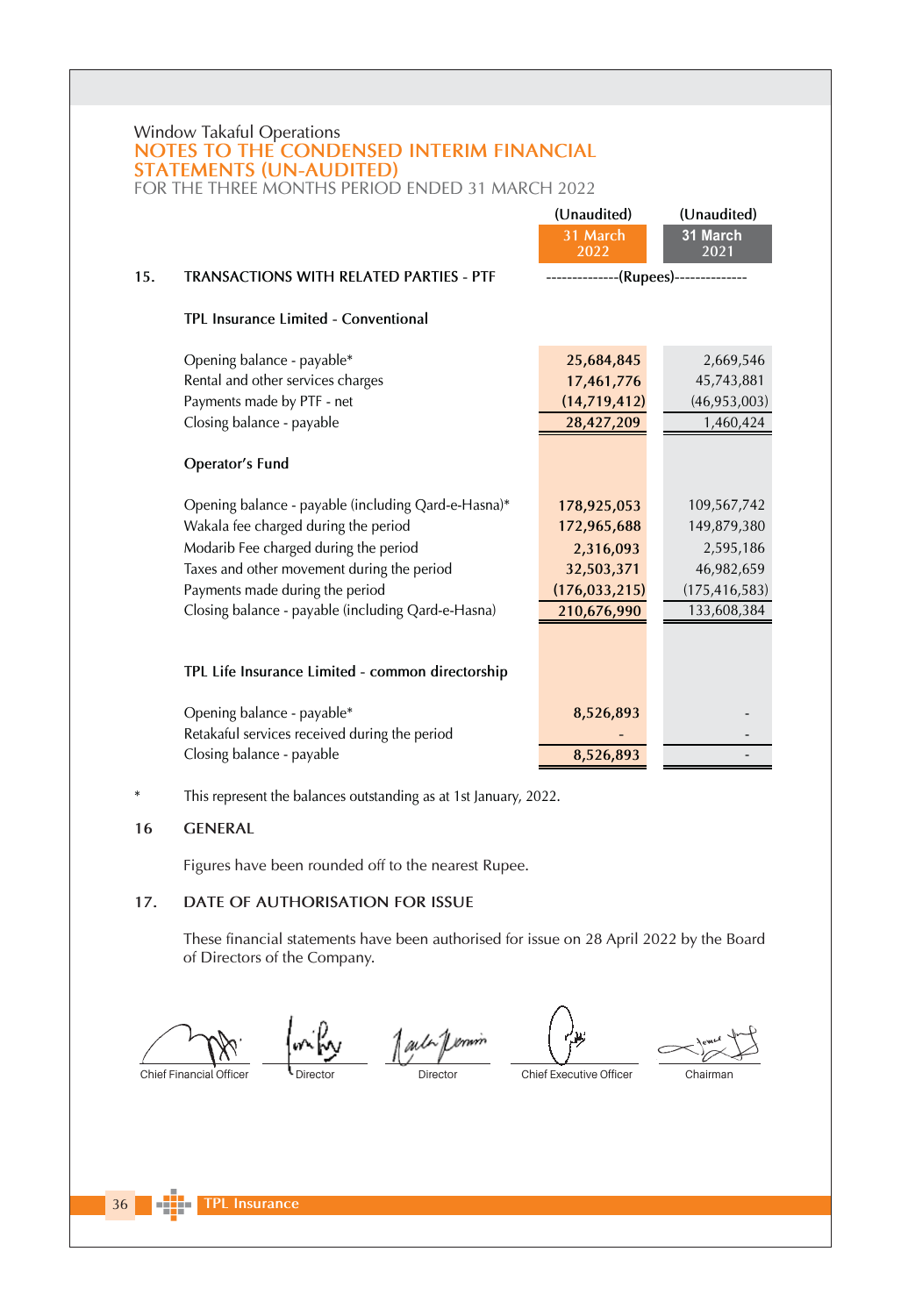Window Takaful Operations

# NOTES TO THE CONDENSED INTERIM FINANCIAL STATEMENTS (UN-AUDITED)

FOR THE THREE MONTHS PERIOD ENDED 31 MARCH 2022

| | (Unaudited) 31 March 2022 | (Unaudited) 31 March 2021 |
|---|---|---|
| **15. TRANSACTIONS WITH RELATED PARTIES - PTF** | --------------(Rupees)-------------- | |
| **TPL Insurance Limited - Conventional** | | |
| Opening balance - payable* | **25,684,845** | 2,669,546 |
| Rental and other services charges | **17,461,776** | 45,743,881 |
| Payments made by PTF - net | **(14,719,412)** | (46,953,003) |
| Closing balance - payable | **28,427,209** | 1,460,424 |
| **Operator's Fund** | | |
| Opening balance - payable (including Qard-e-Hasna)* | **178,925,053** | 109,567,742 |
| Wakala fee charged during the period | **172,965,688** | 149,879,380 |
| Modarib Fee charged during the period | **2,316,093** | 2,595,186 |
| Taxes and other movement during the period | **32,503,371** | 46,982,659 |
| Payments made during the period | **(176,033,215)** | (175,416,583) |
| Closing balance - payable (including Qard-e-Hasna) | **210,676,990** | 133,608,384 |
| **TPL Life Insurance Limited - common directorship** | | |
| Opening balance - payable* | **8,526,893** | - |
| Retakaful services received during the period | **-** | - |
| Closing balance - payable | **8,526,893** | - |

\* This represent the balances outstanding as at 1st January, 2022.

## 16 GENERAL

Figures have been rounded off to the nearest Rupee.

## 17. DATE OF AUTHORISATION FOR ISSUE

These financial statements have been authorised for issue on 28 April 2022 by the Board of Directors of the Company.

Chief Financial Officer | Director | Director | Chief Executive Officer | Chairman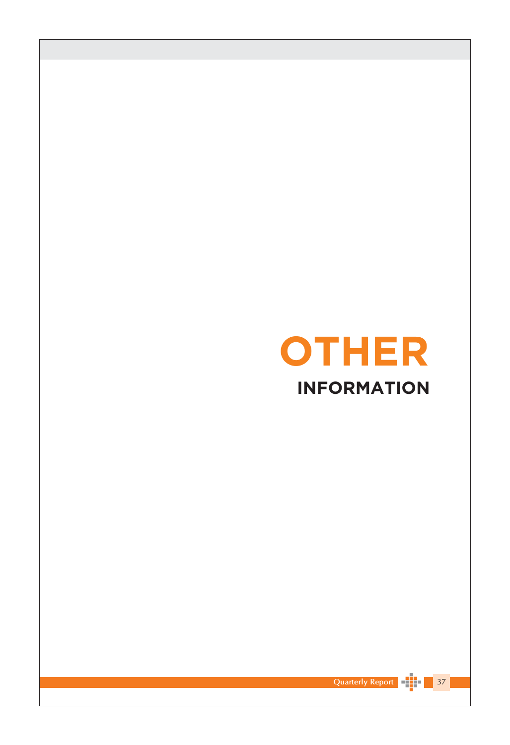# OTHER INFORMATION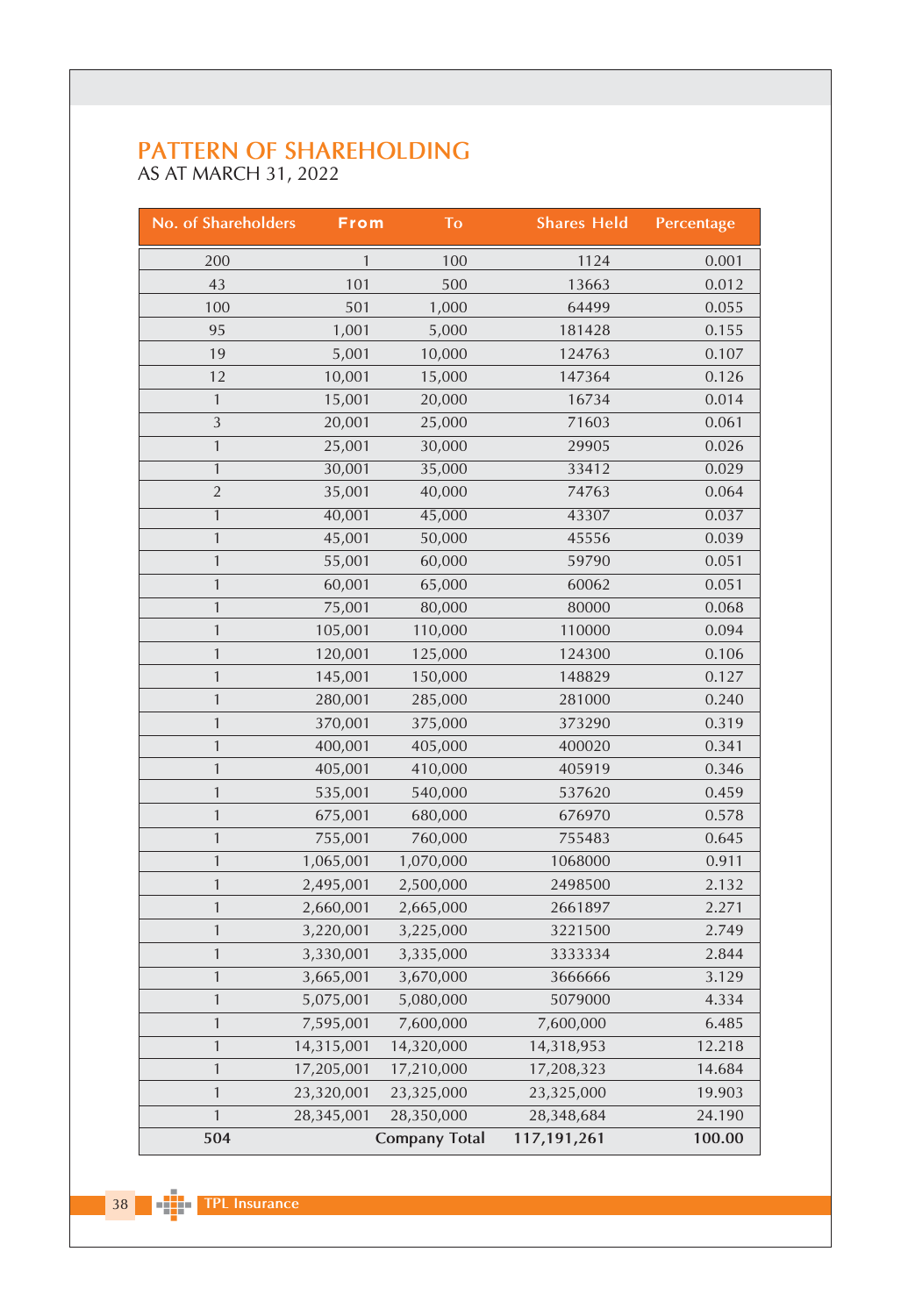# PATTERN OF SHAREHOLDING

AS AT MARCH 31, 2022

| No. of Shareholders | From | To | Shares Held | Percentage |
|---|---|---|---|---|
| 200 | 1 | 100 | 1124 | 0.001 |
| 43 | 101 | 500 | 13663 | 0.012 |
| 100 | 501 | 1,000 | 64499 | 0.055 |
| 95 | 1,001 | 5,000 | 181428 | 0.155 |
| 19 | 5,001 | 10,000 | 124763 | 0.107 |
| 12 | 10,001 | 15,000 | 147364 | 0.126 |
| 1 | 15,001 | 20,000 | 16734 | 0.014 |
| 3 | 20,001 | 25,000 | 71603 | 0.061 |
| 1 | 25,001 | 30,000 | 29905 | 0.026 |
| 1 | 30,001 | 35,000 | 33412 | 0.029 |
| 2 | 35,001 | 40,000 | 74763 | 0.064 |
| 1 | 40,001 | 45,000 | 43307 | 0.037 |
| 1 | 45,001 | 50,000 | 45556 | 0.039 |
| 1 | 55,001 | 60,000 | 59790 | 0.051 |
| 1 | 60,001 | 65,000 | 60062 | 0.051 |
| 1 | 75,001 | 80,000 | 80000 | 0.068 |
| 1 | 105,001 | 110,000 | 110000 | 0.094 |
| 1 | 120,001 | 125,000 | 124300 | 0.106 |
| 1 | 145,001 | 150,000 | 148829 | 0.127 |
| 1 | 280,001 | 285,000 | 281000 | 0.240 |
| 1 | 370,001 | 375,000 | 373290 | 0.319 |
| 1 | 400,001 | 405,000 | 400020 | 0.341 |
| 1 | 405,001 | 410,000 | 405919 | 0.346 |
| 1 | 535,001 | 540,000 | 537620 | 0.459 |
| 1 | 675,001 | 680,000 | 676970 | 0.578 |
| 1 | 755,001 | 760,000 | 755483 | 0.645 |
| 1 | 1,065,001 | 1,070,000 | 1068000 | 0.911 |
| 1 | 2,495,001 | 2,500,000 | 2498500 | 2.132 |
| 1 | 2,660,001 | 2,665,000 | 2661897 | 2.271 |
| 1 | 3,220,001 | 3,225,000 | 3221500 | 2.749 |
| 1 | 3,330,001 | 3,335,000 | 3333334 | 2.844 |
| 1 | 3,665,001 | 3,670,000 | 3666666 | 3.129 |
| 1 | 5,075,001 | 5,080,000 | 5079000 | 4.334 |
| 1 | 7,595,001 | 7,600,000 | 7,600,000 | 6.485 |
| 1 | 14,315,001 | 14,320,000 | 14,318,953 | 12.218 |
| 1 | 17,205,001 | 17,210,000 | 17,208,323 | 14.684 |
| 1 | 23,320,001 | 23,325,000 | 23,325,000 | 19.903 |
| 1 | 28,345,001 | 28,350,000 | 28,348,684 | 24.190 |
| **504** | | **Company Total** | **117,191,261** | **100.00** |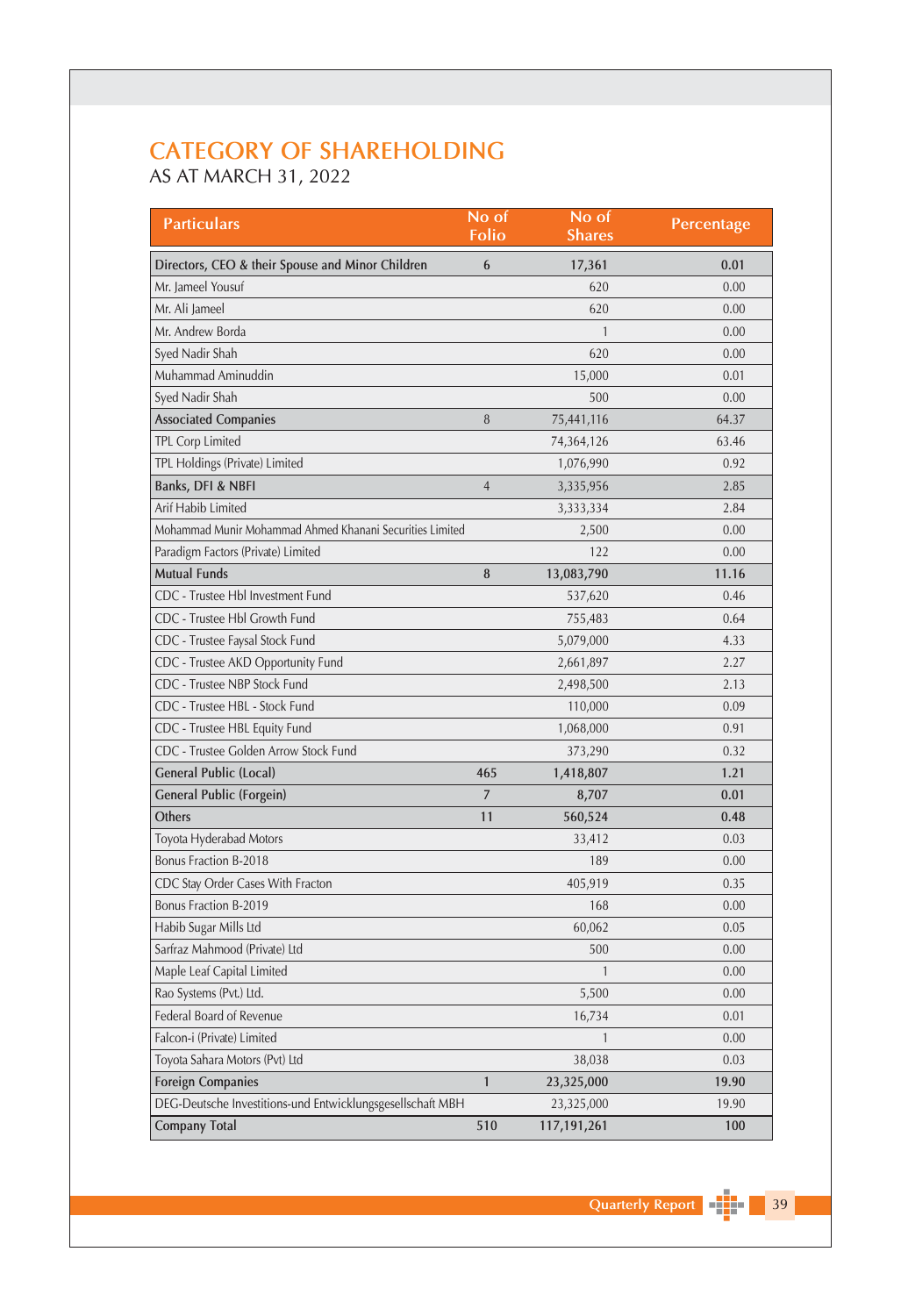# CATEGORY OF SHAREHOLDING

AS AT MARCH 31, 2022

| Particulars | No of Folio | No of Shares | Percentage |
|---|---|---|---|
| **Directors, CEO & their Spouse and Minor Children** | **6** | **17,361** | **0.01** |
| Mr. Jameel Yousuf | | 620 | 0.00 |
| Mr. Ali Jameel | | 620 | 0.00 |
| Mr. Andrew Borda | | 1 | 0.00 |
| Syed Nadir Shah | | 620 | 0.00 |
| Muhammad Aminuddin | | 15,000 | 0.01 |
| Syed Nadir Shah | | 500 | 0.00 |
| **Associated Companies** | 8 | 75,441,116 | 64.37 |
| TPL Corp Limited | | 74,364,126 | 63.46 |
| TPL Holdings (Private) Limited | | 1,076,990 | 0.92 |
| **Banks, DFI & NBFI** | 4 | 3,335,956 | 2.85 |
| Arif Habib Limited | | 3,333,334 | 2.84 |
| Mohammad Munir Mohammad Ahmed Khanani Securities Limited | | 2,500 | 0.00 |
| Paradigm Factors (Private) Limited | | 122 | 0.00 |
| **Mutual Funds** | **8** | **13,083,790** | **11.16** |
| CDC - Trustee Hbl Investment Fund | | 537,620 | 0.46 |
| CDC - Trustee Hbl Growth Fund | | 755,483 | 0.64 |
| CDC - Trustee Faysal Stock Fund | | 5,079,000 | 4.33 |
| CDC - Trustee AKD Opportunity Fund | | 2,661,897 | 2.27 |
| CDC - Trustee NBP Stock Fund | | 2,498,500 | 2.13 |
| CDC - Trustee HBL - Stock Fund | | 110,000 | 0.09 |
| CDC - Trustee HBL Equity Fund | | 1,068,000 | 0.91 |
| CDC - Trustee Golden Arrow Stock Fund | | 373,290 | 0.32 |
| **General Public (Local)** | **465** | **1,418,807** | **1.21** |
| **General Public (Forgein)** | **7** | **8,707** | **0.01** |
| **Others** | **11** | **560,524** | **0.48** |
| Toyota Hyderabad Motors | | 33,412 | 0.03 |
| Bonus Fraction B-2018 | | 189 | 0.00 |
| CDC Stay Order Cases With Fracton | | 405,919 | 0.35 |
| Bonus Fraction B-2019 | | 168 | 0.00 |
| Habib Sugar Mills Ltd | | 60,062 | 0.05 |
| Sarfraz Mahmood (Private) Ltd | | 500 | 0.00 |
| Maple Leaf Capital Limited | | 1 | 0.00 |
| Rao Systems (Pvt.) Ltd. | | 5,500 | 0.00 |
| Federal Board of Revenue | | 16,734 | 0.01 |
| Falcon-i (Private) Limited | | 1 | 0.00 |
| Toyota Sahara Motors (Pvt) Ltd | | 38,038 | 0.03 |
| **Foreign Companies** | **1** | **23,325,000** | **19.90** |
| DEG-Deutsche Investitions-und Entwicklungsgesellschaft MBH | | 23,325,000 | 19.90 |
| **Company Total** | **510** | **117,191,261** | **100** |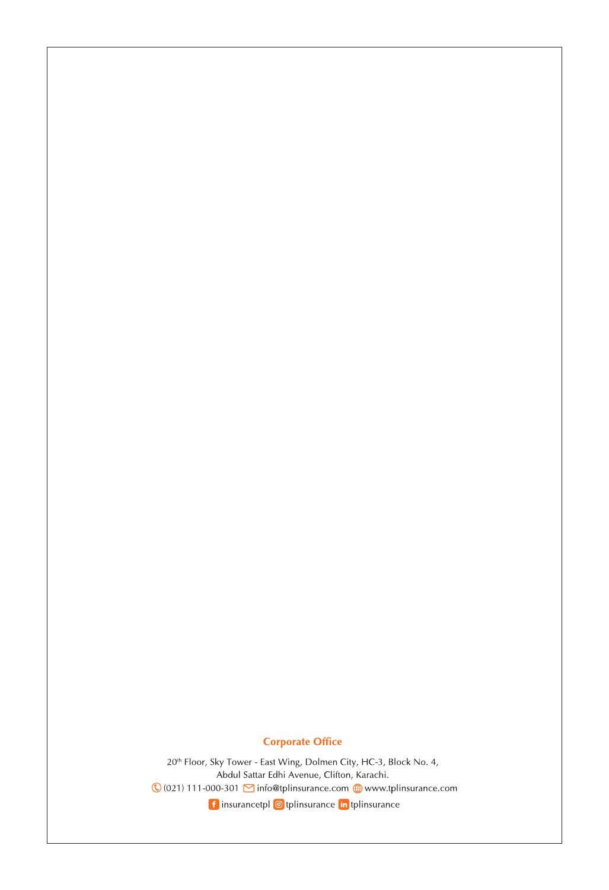**Corporate Office**

20th Floor, Sky Tower - East Wing, Dolmen City, HC-3, Block No. 4,
Abdul Sattar Edhi Avenue, Clifton, Karachi.

(021) 111-000-301 info@tplinsurance.com www.tplinsurance.com

insurancetpl tplinsurance tplinsurance